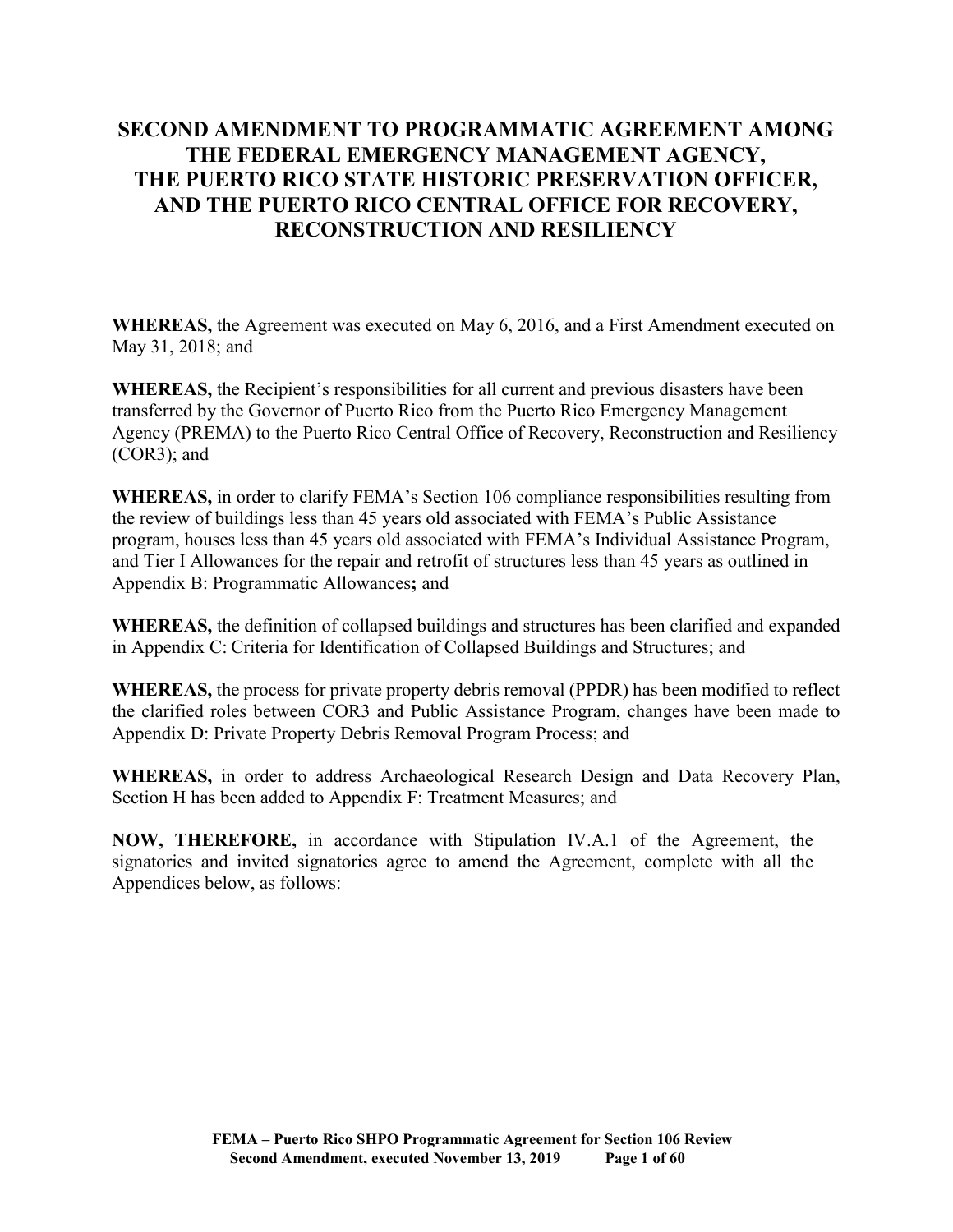# SECOND AMENDMENT TO PROGRAMMATIC AGREEMENT AMONG THE FEDERAL EMERGENCY MANAGEMENT AGENCY, THE PUERTO RICO STATE HISTORIC PRESERVATION OFFICER, AND THE PUERTO RICO CENTRAL OFFICE FOR RECOVERY, RECONSTRUCTION AND RESILIENCY

**WHEREAS,** the Agreement was executed on May 6, 2016, and a First Amendment executed on May 31, 2018; and

**WHEREAS,** the Recipient's responsibilities for all current and previous disasters have been transferred by the Governor of Puerto Rico from the Puerto Rico Emergency Management Agency (PREMA) to the Puerto Rico Central Office of Recovery, Reconstruction and Resiliency (COR3); and

**WHEREAS,** in order to clarify FEMA's Section 106 compliance responsibilities resulting from the review of buildings less than 45 years old associated with FEMA's Public Assistance program, houses less than 45 years old associated with FEMA's Individual Assistance Program, and Tier I Allowances for the repair and retrofit of structures less than 45 years as outlined in Appendix B: Programmatic Allowances**;** and

**WHEREAS,** the definition of collapsed buildings and structures has been clarified and expanded in Appendix C: Criteria for Identification of Collapsed Buildings and Structures; and

**WHEREAS,** the process for private property debris removal (PPDR) has been modified to reflect the clarified roles between COR3 and Public Assistance Program, changes have been made to Appendix D: Private Property Debris Removal Program Process; and

**WHEREAS,** in order to address Archaeological Research Design and Data Recovery Plan, Section H has been added to Appendix F: Treatment Measures; and

**NOW, THEREFORE,** in accordance with Stipulation IV.A.1 of the Agreement, the signatories and invited signatories agree to amend the Agreement, complete with all the Appendices below, as follows: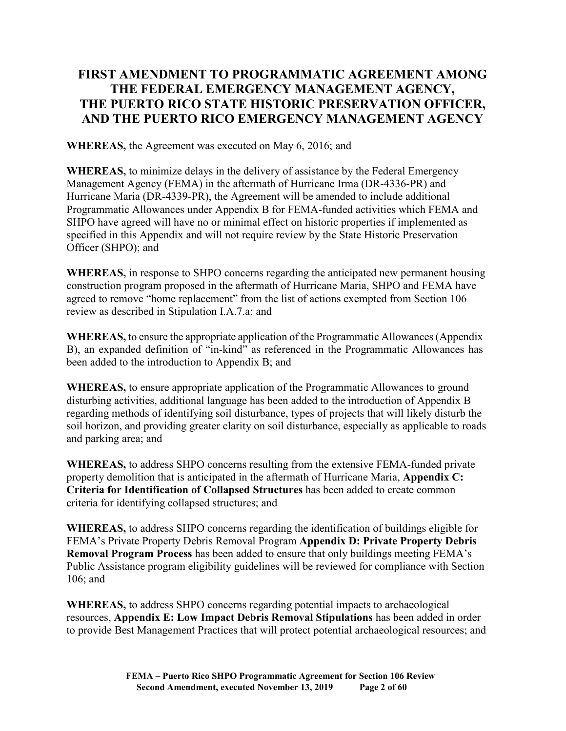# FIRST AMENDMENT TO PROGRAMMATIC AGREEMENT AMONG THE FEDERAL EMERGENCY MANAGEMENT AGENCY, THE PUERTO RICO STATE HISTORIC PRESERVATION OFFICER, AND THE PUERTO RICO EMERGENCY MANAGEMENT AGENCY

**WHEREAS,** the Agreement was executed on May 6, 2016; and

**WHEREAS,** to minimize delays in the delivery of assistance by the Federal Emergency Management Agency (FEMA) in the aftermath of Hurricane Irma (DR-4336-PR) and Hurricane Maria (DR-4339-PR), the Agreement will be amended to include additional Programmatic Allowances under Appendix B for FEMA-funded activities which FEMA and SHPO have agreed will have no or minimal effect on historic properties if implemented as specified in this Appendix and will not require review by the State Historic Preservation Officer (SHPO); and

**WHEREAS,** in response to SHPO concerns regarding the anticipated new permanent housing construction program proposed in the aftermath of Hurricane Maria, SHPO and FEMA have agreed to remove "home replacement" from the list of actions exempted from Section 106 review as described in Stipulation I.A.7.a; and

**WHEREAS,** to ensure the appropriate application of the Programmatic Allowances (Appendix B), an expanded definition of "in-kind" as referenced in the Programmatic Allowances has been added to the introduction to Appendix B; and

**WHEREAS,** to ensure appropriate application of the Programmatic Allowances to ground disturbing activities, additional language has been added to the introduction of Appendix B regarding methods of identifying soil disturbance, types of projects that will likely disturb the soil horizon, and providing greater clarity on soil disturbance, especially as applicable to roads and parking area; and

**WHEREAS,** to address SHPO concerns resulting from the extensive FEMA-funded private property demolition that is anticipated in the aftermath of Hurricane Maria, **Appendix C: Criteria for Identification of Collapsed Structures** has been added to create common criteria for identifying collapsed structures; and

**WHEREAS,** to address SHPO concerns regarding the identification of buildings eligible for FEMA's Private Property Debris Removal Program **Appendix D: Private Property Debris Removal Program Process** has been added to ensure that only buildings meeting FEMA's Public Assistance program eligibility guidelines will be reviewed for compliance with Section 106; and

**WHEREAS,** to address SHPO concerns regarding potential impacts to archaeological resources, **Appendix E: Low Impact Debris Removal Stipulations** has been added in order to provide Best Management Practices that will protect potential archaeological resources; and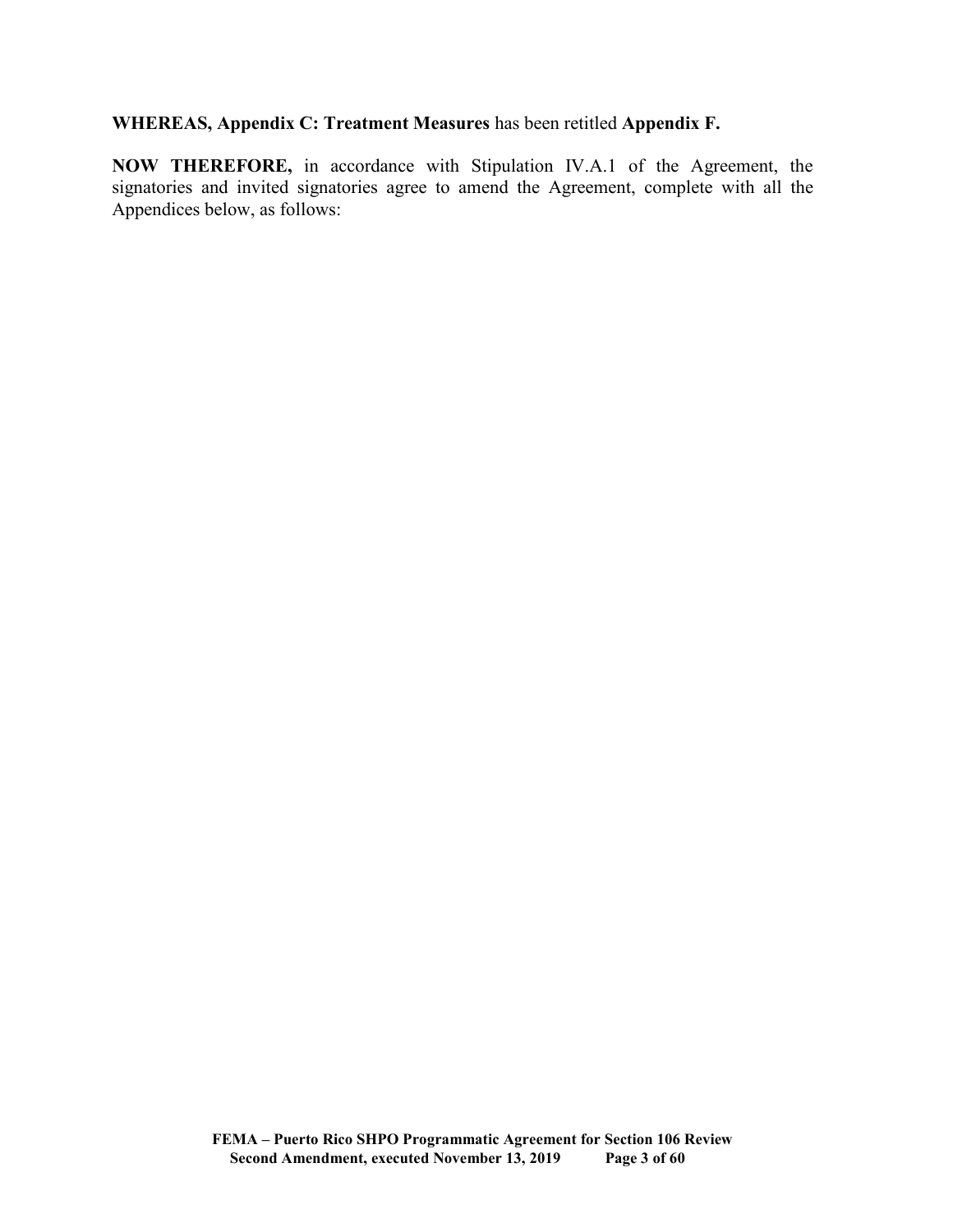**WHEREAS, Appendix C: Treatment Measures** has been retitled **Appendix F.**

**NOW THEREFORE,** in accordance with Stipulation IV.A.1 of the Agreement, the signatories and invited signatories agree to amend the Agreement, complete with all the Appendices below, as follows: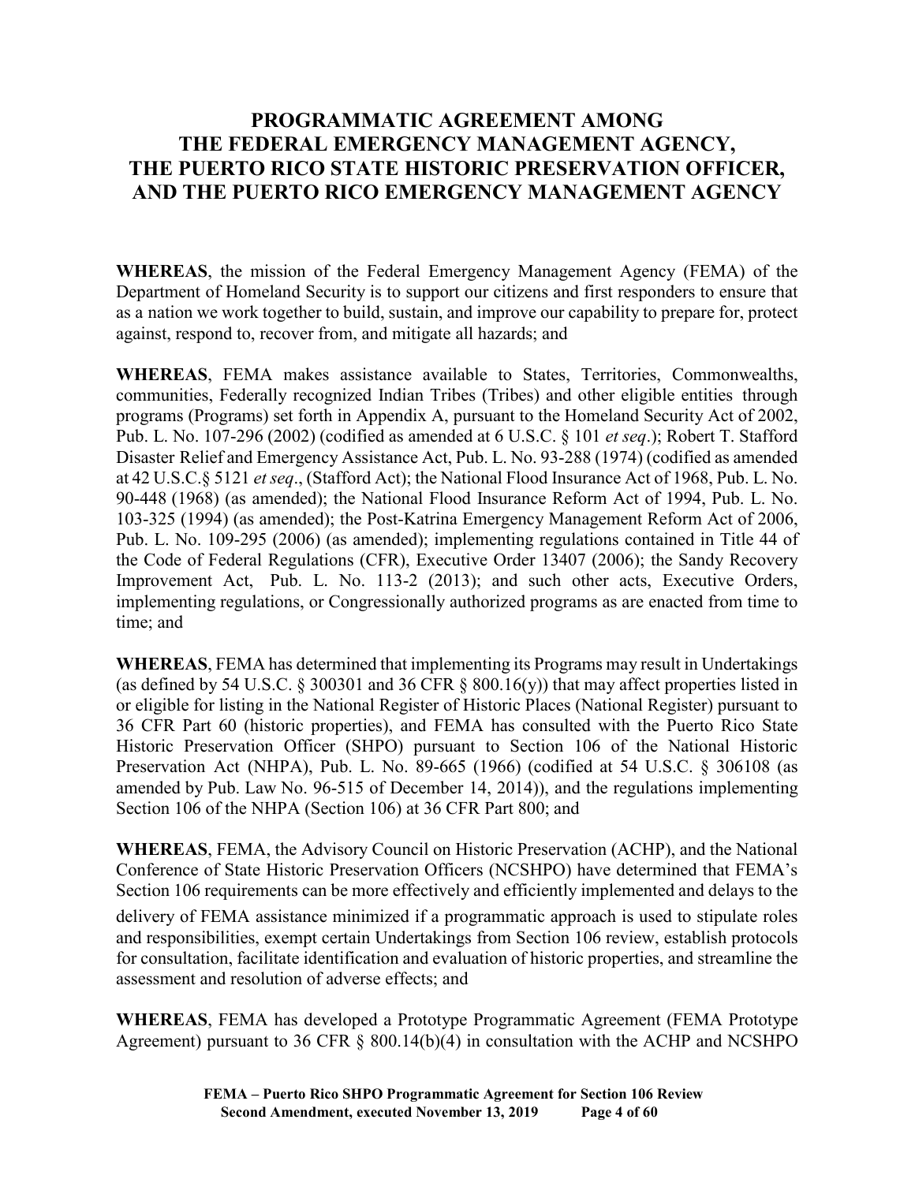# PROGRAMMATIC AGREEMENT AMONG THE FEDERAL EMERGENCY MANAGEMENT AGENCY, THE PUERTO RICO STATE HISTORIC PRESERVATION OFFICER, AND THE PUERTO RICO EMERGENCY MANAGEMENT AGENCY

**WHEREAS**, the mission of the Federal Emergency Management Agency (FEMA) of the Department of Homeland Security is to support our citizens and first responders to ensure that as a nation we work together to build, sustain, and improve our capability to prepare for, protect against, respond to, recover from, and mitigate all hazards; and

**WHEREAS**, FEMA makes assistance available to States, Territories, Commonwealths, communities, Federally recognized Indian Tribes (Tribes) and other eligible entities through programs (Programs) set forth in Appendix A, pursuant to the Homeland Security Act of 2002, Pub. L. No. 107-296 (2002) (codified as amended at 6 U.S.C. § 101 *et seq*.); Robert T. Stafford Disaster Relief and Emergency Assistance Act, Pub. L. No. 93-288 (1974) (codified as amended at 42 U.S.C.§ 5121 *et seq*., (Stafford Act); the National Flood Insurance Act of 1968, Pub. L. No. 90-448 (1968) (as amended); the National Flood Insurance Reform Act of 1994, Pub. L. No. 103-325 (1994) (as amended); the Post-Katrina Emergency Management Reform Act of 2006, Pub. L. No. 109-295 (2006) (as amended); implementing regulations contained in Title 44 of the Code of Federal Regulations (CFR), Executive Order 13407 (2006); the Sandy Recovery Improvement Act, Pub. L. No. 113-2 (2013); and such other acts, Executive Orders, implementing regulations, or Congressionally authorized programs as are enacted from time to time; and

**WHEREAS**, FEMA has determined that implementing its Programs may result in Undertakings (as defined by 54 U.S.C. § 300301 and 36 CFR § 800.16(y)) that may affect properties listed in or eligible for listing in the National Register of Historic Places (National Register) pursuant to 36 CFR Part 60 (historic properties), and FEMA has consulted with the Puerto Rico State Historic Preservation Officer (SHPO) pursuant to Section 106 of the National Historic Preservation Act (NHPA), Pub. L. No. 89-665 (1966) (codified at 54 U.S.C. § 306108 (as amended by Pub. Law No. 96-515 of December 14, 2014)), and the regulations implementing Section 106 of the NHPA (Section 106) at 36 CFR Part 800; and

**WHEREAS**, FEMA, the Advisory Council on Historic Preservation (ACHP), and the National Conference of State Historic Preservation Officers (NCSHPO) have determined that FEMA's Section 106 requirements can be more effectively and efficiently implemented and delays to the delivery of FEMA assistance minimized if a programmatic approach is used to stipulate roles and responsibilities, exempt certain Undertakings from Section 106 review, establish protocols for consultation, facilitate identification and evaluation of historic properties, and streamline the assessment and resolution of adverse effects; and

**WHEREAS**, FEMA has developed a Prototype Programmatic Agreement (FEMA Prototype Agreement) pursuant to 36 CFR § 800.14(b)(4) in consultation with the ACHP and NCSHPO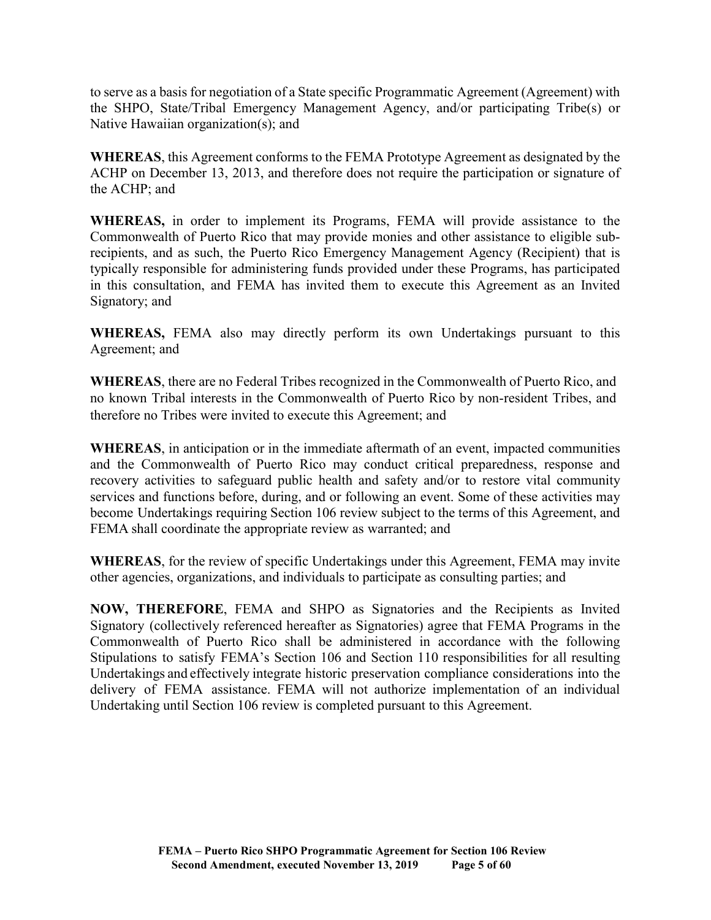to serve as a basis for negotiation of a State specific Programmatic Agreement (Agreement) with the SHPO, State/Tribal Emergency Management Agency, and/or participating Tribe(s) or Native Hawaiian organization(s); and

**WHEREAS**, this Agreement conforms to the FEMA Prototype Agreement as designated by the ACHP on December 13, 2013, and therefore does not require the participation or signature of the ACHP; and

**WHEREAS,** in order to implement its Programs, FEMA will provide assistance to the Commonwealth of Puerto Rico that may provide monies and other assistance to eligible sub-recipients, and as such, the Puerto Rico Emergency Management Agency (Recipient) that is typically responsible for administering funds provided under these Programs, has participated in this consultation, and FEMA has invited them to execute this Agreement as an Invited Signatory; and

**WHEREAS,** FEMA also may directly perform its own Undertakings pursuant to this Agreement; and

**WHEREAS**, there are no Federal Tribes recognized in the Commonwealth of Puerto Rico, and no known Tribal interests in the Commonwealth of Puerto Rico by non-resident Tribes, and therefore no Tribes were invited to execute this Agreement; and

**WHEREAS**, in anticipation or in the immediate aftermath of an event, impacted communities and the Commonwealth of Puerto Rico may conduct critical preparedness, response and recovery activities to safeguard public health and safety and/or to restore vital community services and functions before, during, and or following an event. Some of these activities may become Undertakings requiring Section 106 review subject to the terms of this Agreement, and FEMA shall coordinate the appropriate review as warranted; and

**WHEREAS**, for the review of specific Undertakings under this Agreement, FEMA may invite other agencies, organizations, and individuals to participate as consulting parties; and

**NOW, THEREFORE**, FEMA and SHPO as Signatories and the Recipients as Invited Signatory (collectively referenced hereafter as Signatories) agree that FEMA Programs in the Commonwealth of Puerto Rico shall be administered in accordance with the following Stipulations to satisfy FEMA's Section 106 and Section 110 responsibilities for all resulting Undertakings and effectively integrate historic preservation compliance considerations into the delivery of FEMA assistance. FEMA will not authorize implementation of an individual Undertaking until Section 106 review is completed pursuant to this Agreement.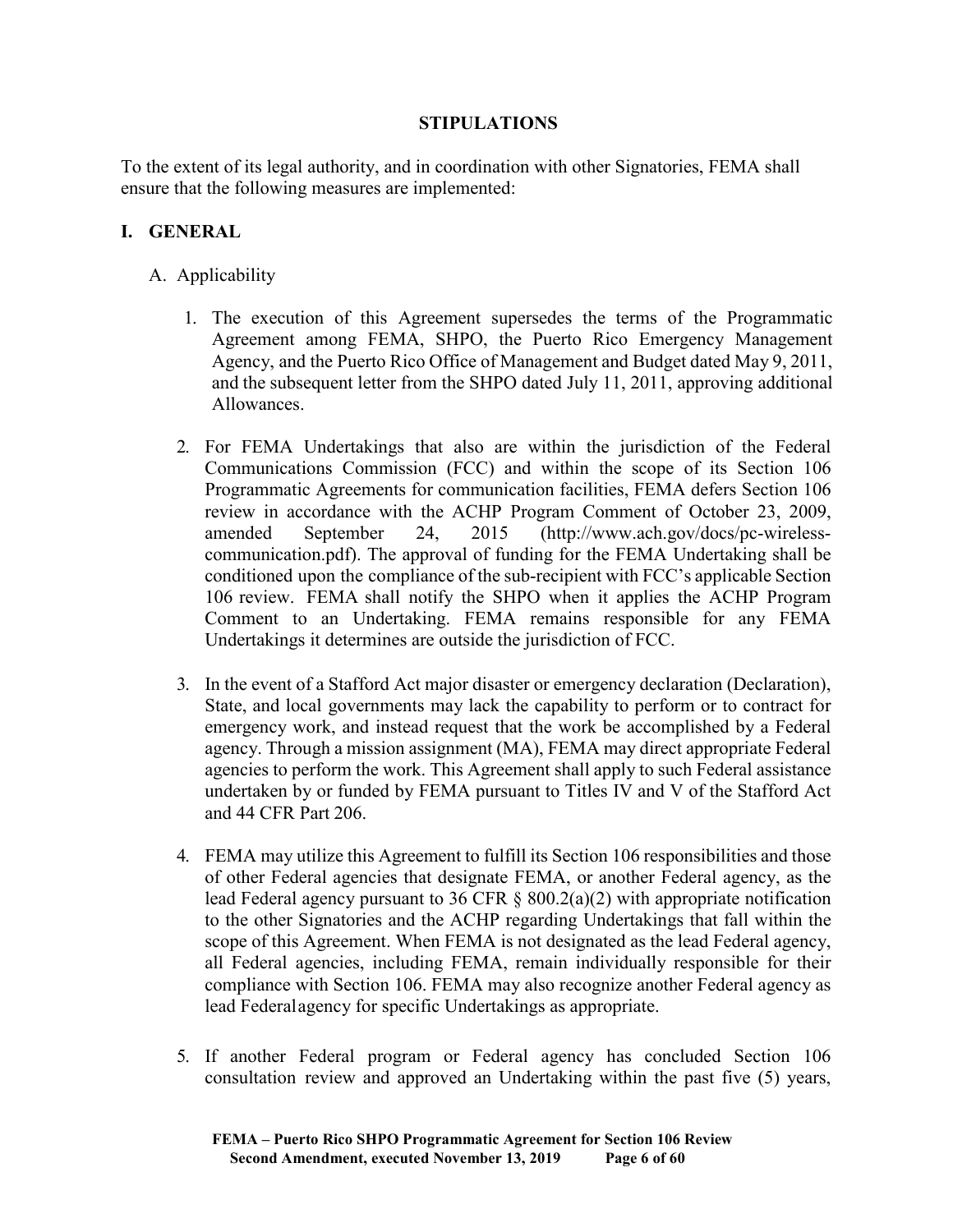## STIPULATIONS

To the extent of its legal authority, and in coordination with other Signatories, FEMA shall ensure that the following measures are implemented:

## I. GENERAL

A. Applicability

1. The execution of this Agreement supersedes the terms of the Programmatic Agreement among FEMA, SHPO, the Puerto Rico Emergency Management Agency, and the Puerto Rico Office of Management and Budget dated May 9, 2011, and the subsequent letter from the SHPO dated July 11, 2011, approving additional Allowances.

2. For FEMA Undertakings that also are within the jurisdiction of the Federal Communications Commission (FCC) and within the scope of its Section 106 Programmatic Agreements for communication facilities, FEMA defers Section 106 review in accordance with the ACHP Program Comment of October 23, 2009, amended September 24, 2015 (http://www.ach.gov/docs/pc-wireless-communication.pdf). The approval of funding for the FEMA Undertaking shall be conditioned upon the compliance of the sub-recipient with FCC's applicable Section 106 review. FEMA shall notify the SHPO when it applies the ACHP Program Comment to an Undertaking. FEMA remains responsible for any FEMA Undertakings it determines are outside the jurisdiction of FCC.

3. In the event of a Stafford Act major disaster or emergency declaration (Declaration), State, and local governments may lack the capability to perform or to contract for emergency work, and instead request that the work be accomplished by a Federal agency. Through a mission assignment (MA), FEMA may direct appropriate Federal agencies to perform the work. This Agreement shall apply to such Federal assistance undertaken by or funded by FEMA pursuant to Titles IV and V of the Stafford Act and 44 CFR Part 206.

4. FEMA may utilize this Agreement to fulfill its Section 106 responsibilities and those of other Federal agencies that designate FEMA, or another Federal agency, as the lead Federal agency pursuant to 36 CFR § 800.2(a)(2) with appropriate notification to the other Signatories and the ACHP regarding Undertakings that fall within the scope of this Agreement. When FEMA is not designated as the lead Federal agency, all Federal agencies, including FEMA, remain individually responsible for their compliance with Section 106. FEMA may also recognize another Federal agency as lead Federal agency for specific Undertakings as appropriate.

5. If another Federal program or Federal agency has concluded Section 106 consultation review and approved an Undertaking within the past five (5) years,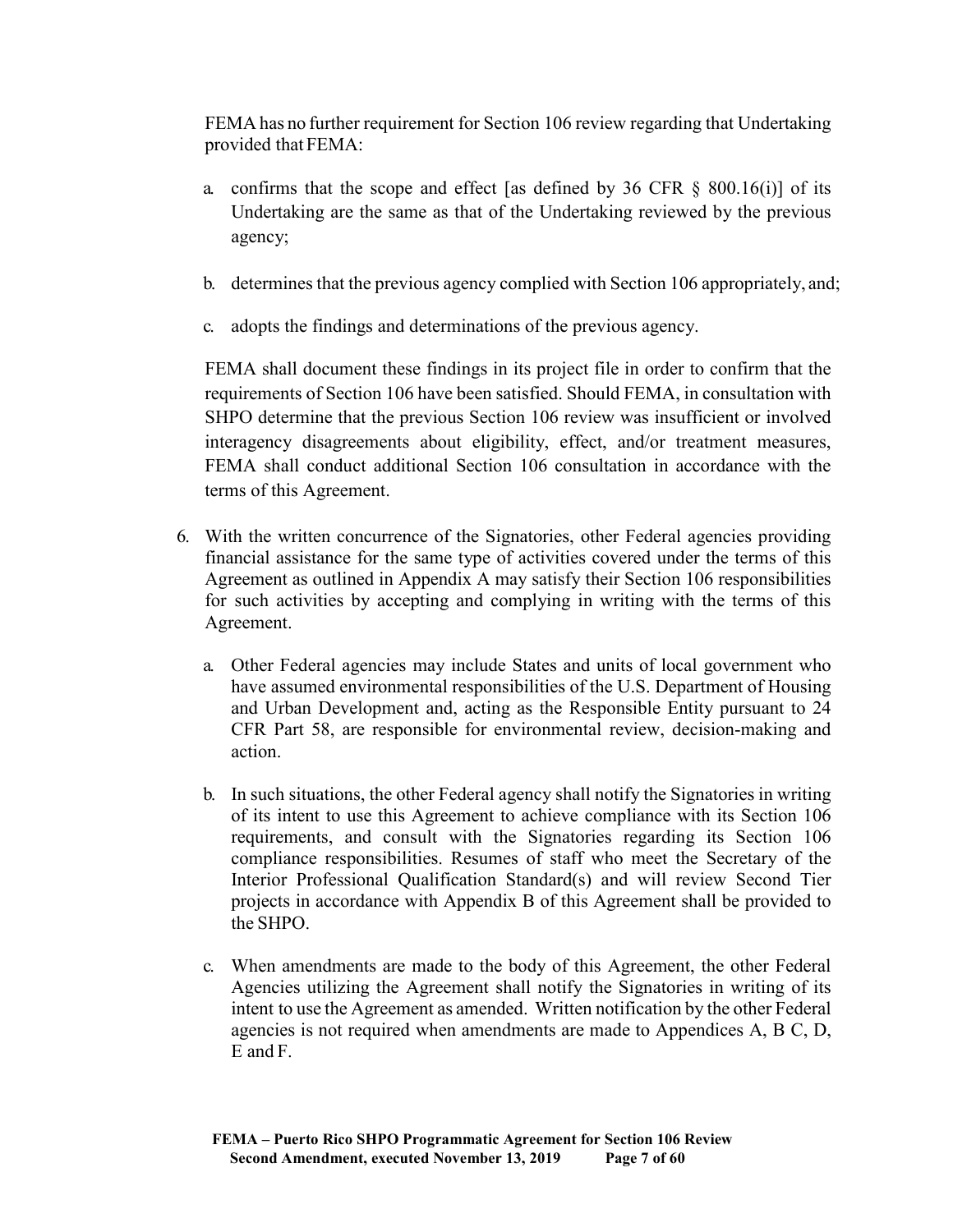FEMA has no further requirement for Section 106 review regarding that Undertaking provided that FEMA:

a. confirms that the scope and effect [as defined by 36 CFR § 800.16(i)] of its Undertaking are the same as that of the Undertaking reviewed by the previous agency;

b. determines that the previous agency complied with Section 106 appropriately, and;

c. adopts the findings and determinations of the previous agency.

FEMA shall document these findings in its project file in order to confirm that the requirements of Section 106 have been satisfied. Should FEMA, in consultation with SHPO determine that the previous Section 106 review was insufficient or involved interagency disagreements about eligibility, effect, and/or treatment measures, FEMA shall conduct additional Section 106 consultation in accordance with the terms of this Agreement.

6. With the written concurrence of the Signatories, other Federal agencies providing financial assistance for the same type of activities covered under the terms of this Agreement as outlined in Appendix A may satisfy their Section 106 responsibilities for such activities by accepting and complying in writing with the terms of this Agreement.

   a. Other Federal agencies may include States and units of local government who have assumed environmental responsibilities of the U.S. Department of Housing and Urban Development and, acting as the Responsible Entity pursuant to 24 CFR Part 58, are responsible for environmental review, decision-making and action.

   b. In such situations, the other Federal agency shall notify the Signatories in writing of its intent to use this Agreement to achieve compliance with its Section 106 requirements, and consult with the Signatories regarding its Section 106 compliance responsibilities. Resumes of staff who meet the Secretary of the Interior Professional Qualification Standard(s) and will review Second Tier projects in accordance with Appendix B of this Agreement shall be provided to the SHPO.

   c. When amendments are made to the body of this Agreement, the other Federal Agencies utilizing the Agreement shall notify the Signatories in writing of its intent to use the Agreement as amended. Written notification by the other Federal agencies is not required when amendments are made to Appendices A, B C, D, E and F.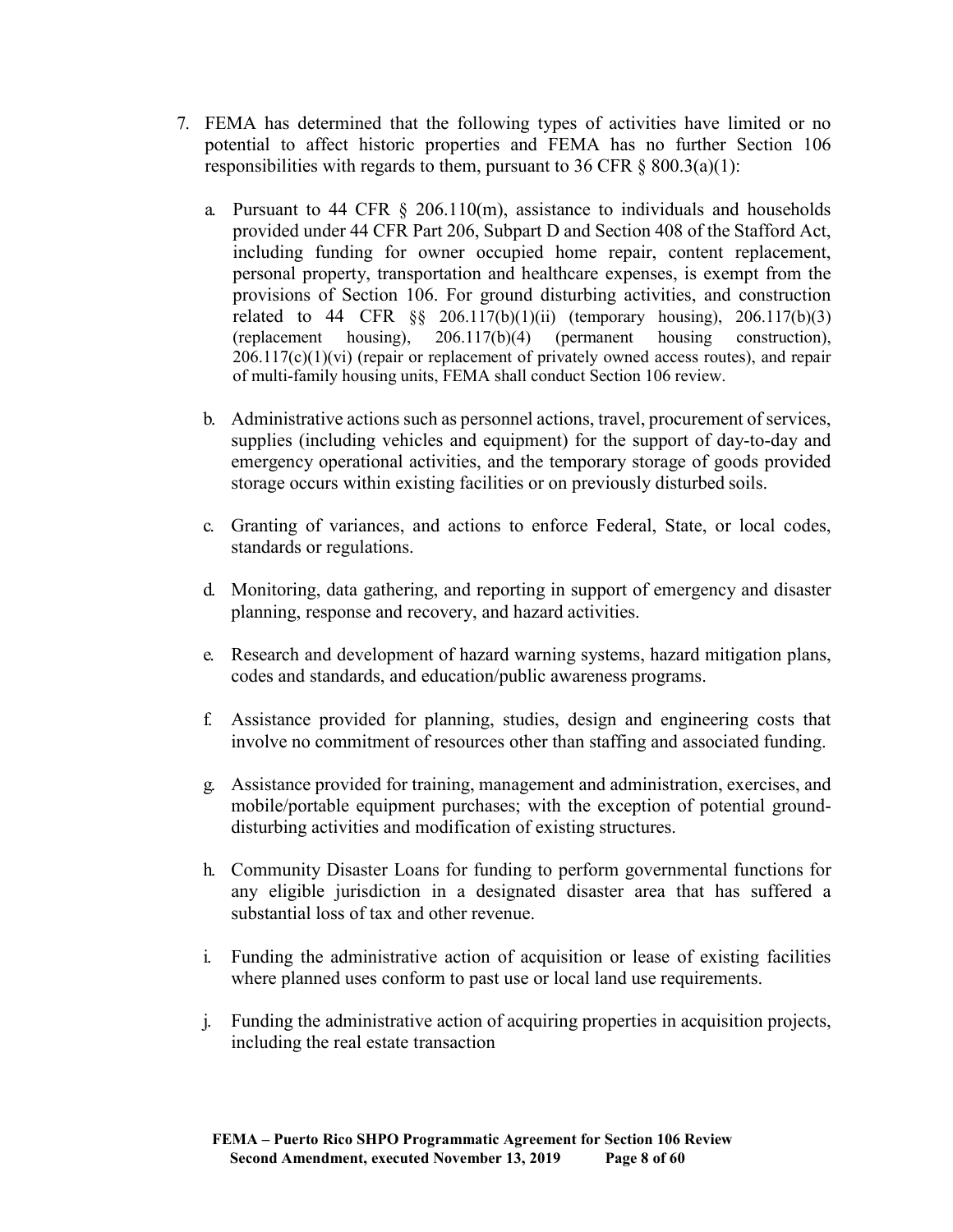7. FEMA has determined that the following types of activities have limited or no potential to affect historic properties and FEMA has no further Section 106 responsibilities with regards to them, pursuant to 36 CFR § 800.3(a)(1):

   a. Pursuant to 44 CFR § 206.110(m), assistance to individuals and households provided under 44 CFR Part 206, Subpart D and Section 408 of the Stafford Act, including funding for owner occupied home repair, content replacement, personal property, transportation and healthcare expenses, is exempt from the provisions of Section 106. For ground disturbing activities, and construction related to 44 CFR §§ 206.117(b)(1)(ii) (temporary housing), 206.117(b)(3) (replacement housing), 206.117(b)(4) (permanent housing construction), 206.117(c)(1)(vi) (repair or replacement of privately owned access routes), and repair of multi-family housing units, FEMA shall conduct Section 106 review.

   b. Administrative actions such as personnel actions, travel, procurement of services, supplies (including vehicles and equipment) for the support of day-to-day and emergency operational activities, and the temporary storage of goods provided storage occurs within existing facilities or on previously disturbed soils.

   c. Granting of variances, and actions to enforce Federal, State, or local codes, standards or regulations.

   d. Monitoring, data gathering, and reporting in support of emergency and disaster planning, response and recovery, and hazard activities.

   e. Research and development of hazard warning systems, hazard mitigation plans, codes and standards, and education/public awareness programs.

   f. Assistance provided for planning, studies, design and engineering costs that involve no commitment of resources other than staffing and associated funding.

   g. Assistance provided for training, management and administration, exercises, and mobile/portable equipment purchases; with the exception of potential ground-disturbing activities and modification of existing structures.

   h. Community Disaster Loans for funding to perform governmental functions for any eligible jurisdiction in a designated disaster area that has suffered a substantial loss of tax and other revenue.

   i. Funding the administrative action of acquisition or lease of existing facilities where planned uses conform to past use or local land use requirements.

   j. Funding the administrative action of acquiring properties in acquisition projects, including the real estate transaction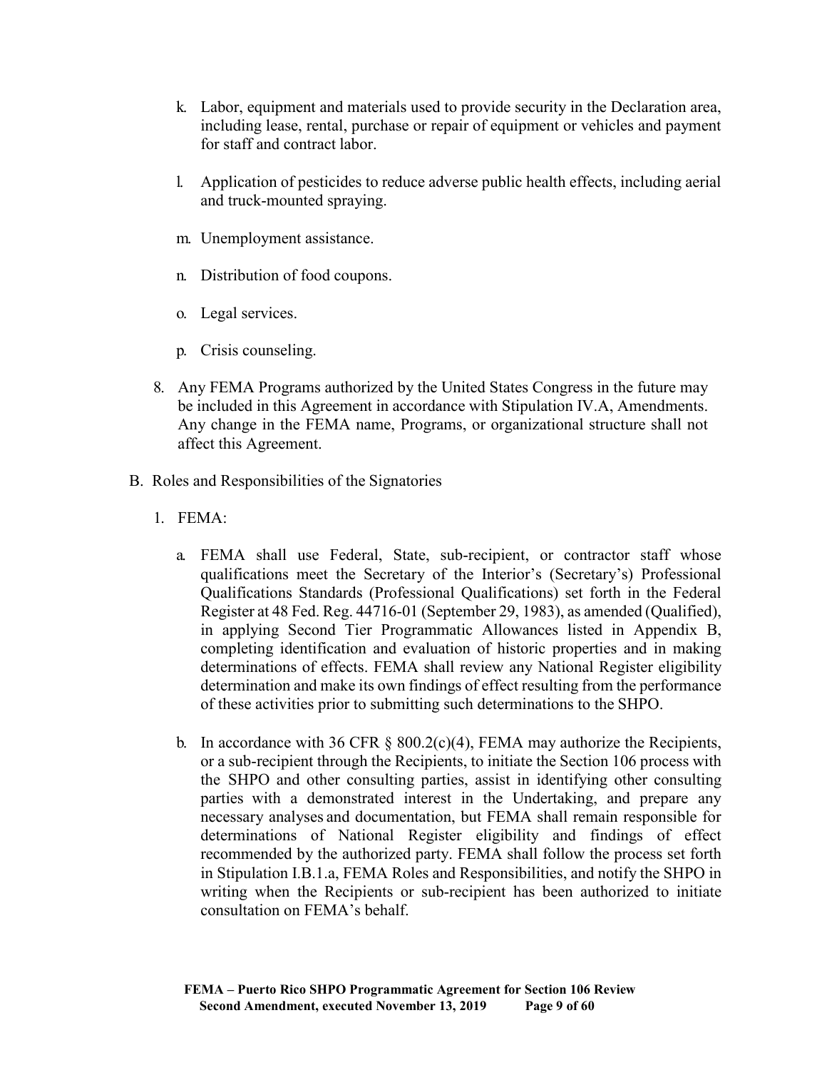k. Labor, equipment and materials used to provide security in the Declaration area, including lease, rental, purchase or repair of equipment or vehicles and payment for staff and contract labor.

l. Application of pesticides to reduce adverse public health effects, including aerial and truck-mounted spraying.

m. Unemployment assistance.

n. Distribution of food coupons.

o. Legal services.

p. Crisis counseling.

8. Any FEMA Programs authorized by the United States Congress in the future may be included in this Agreement in accordance with Stipulation IV.A, Amendments. Any change in the FEMA name, Programs, or organizational structure shall not affect this Agreement.

B. Roles and Responsibilities of the Signatories

1. FEMA:

a. FEMA shall use Federal, State, sub-recipient, or contractor staff whose qualifications meet the Secretary of the Interior's (Secretary's) Professional Qualifications Standards (Professional Qualifications) set forth in the Federal Register at 48 Fed. Reg. 44716-01 (September 29, 1983), as amended (Qualified), in applying Second Tier Programmatic Allowances listed in Appendix B, completing identification and evaluation of historic properties and in making determinations of effects. FEMA shall review any National Register eligibility determination and make its own findings of effect resulting from the performance of these activities prior to submitting such determinations to the SHPO.

b. In accordance with 36 CFR § 800.2(c)(4), FEMA may authorize the Recipients, or a sub-recipient through the Recipients, to initiate the Section 106 process with the SHPO and other consulting parties, assist in identifying other consulting parties with a demonstrated interest in the Undertaking, and prepare any necessary analyses and documentation, but FEMA shall remain responsible for determinations of National Register eligibility and findings of effect recommended by the authorized party. FEMA shall follow the process set forth in Stipulation I.B.1.a, FEMA Roles and Responsibilities, and notify the SHPO in writing when the Recipients or sub-recipient has been authorized to initiate consultation on FEMA's behalf.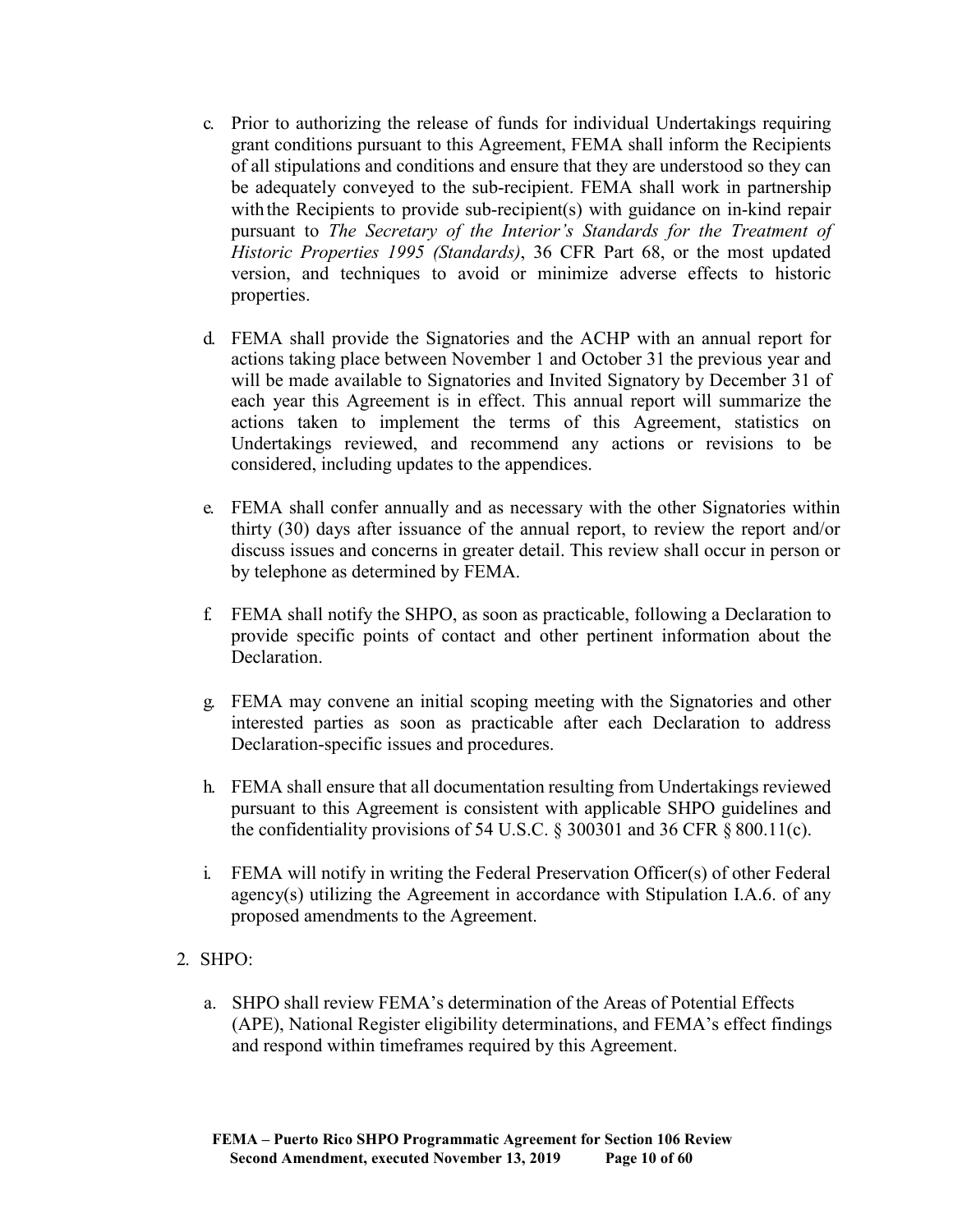c. Prior to authorizing the release of funds for individual Undertakings requiring grant conditions pursuant to this Agreement, FEMA shall inform the Recipients of all stipulations and conditions and ensure that they are understood so they can be adequately conveyed to the sub-recipient. FEMA shall work in partnership with the Recipients to provide sub-recipient(s) with guidance on in-kind repair pursuant to *The Secretary of the Interior's Standards for the Treatment of Historic Properties 1995 (Standards)*, 36 CFR Part 68, or the most updated version, and techniques to avoid or minimize adverse effects to historic properties.

d. FEMA shall provide the Signatories and the ACHP with an annual report for actions taking place between November 1 and October 31 the previous year and will be made available to Signatories and Invited Signatory by December 31 of each year this Agreement is in effect. This annual report will summarize the actions taken to implement the terms of this Agreement, statistics on Undertakings reviewed, and recommend any actions or revisions to be considered, including updates to the appendices.

e. FEMA shall confer annually and as necessary with the other Signatories within thirty (30) days after issuance of the annual report, to review the report and/or discuss issues and concerns in greater detail. This review shall occur in person or by telephone as determined by FEMA.

f. FEMA shall notify the SHPO, as soon as practicable, following a Declaration to provide specific points of contact and other pertinent information about the Declaration.

g. FEMA may convene an initial scoping meeting with the Signatories and other interested parties as soon as practicable after each Declaration to address Declaration-specific issues and procedures.

h. FEMA shall ensure that all documentation resulting from Undertakings reviewed pursuant to this Agreement is consistent with applicable SHPO guidelines and the confidentiality provisions of 54 U.S.C. § 300301 and 36 CFR § 800.11(c).

i. FEMA will notify in writing the Federal Preservation Officer(s) of other Federal agency(s) utilizing the Agreement in accordance with Stipulation I.A.6. of any proposed amendments to the Agreement.

2. SHPO:

   a. SHPO shall review FEMA's determination of the Areas of Potential Effects (APE), National Register eligibility determinations, and FEMA's effect findings and respond within timeframes required by this Agreement.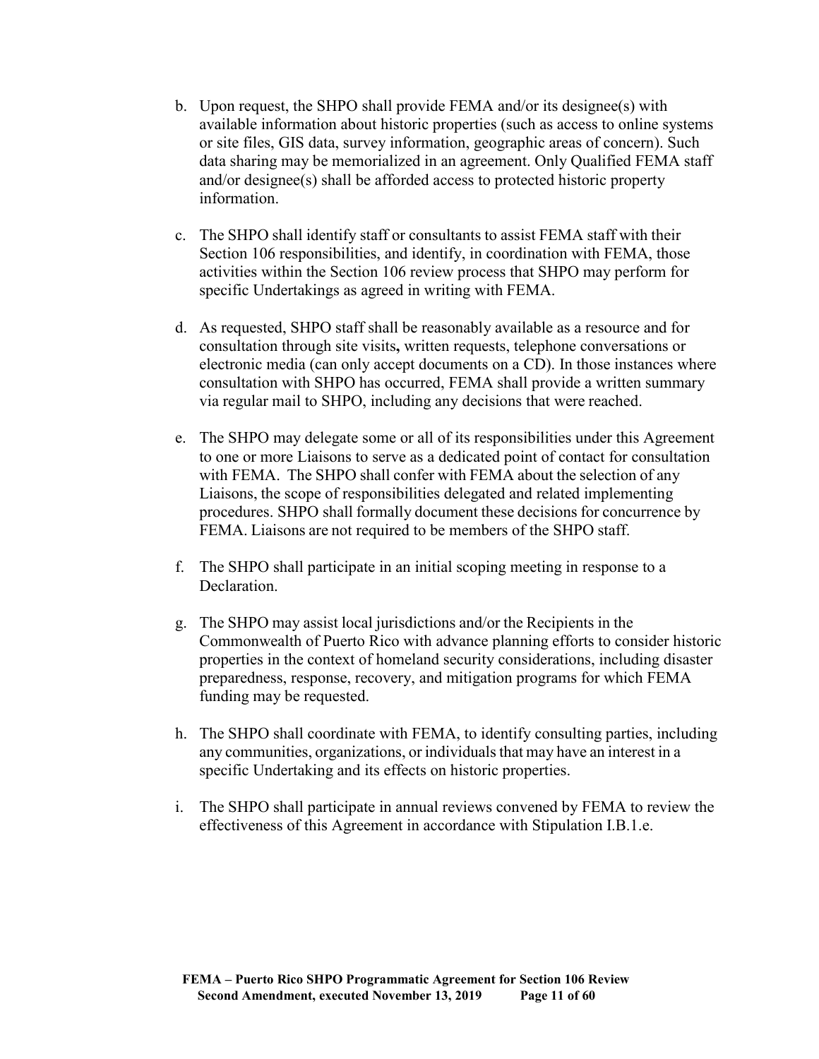b. Upon request, the SHPO shall provide FEMA and/or its designee(s) with available information about historic properties (such as access to online systems or site files, GIS data, survey information, geographic areas of concern). Such data sharing may be memorialized in an agreement. Only Qualified FEMA staff and/or designee(s) shall be afforded access to protected historic property information.

c. The SHPO shall identify staff or consultants to assist FEMA staff with their Section 106 responsibilities, and identify, in coordination with FEMA, those activities within the Section 106 review process that SHPO may perform for specific Undertakings as agreed in writing with FEMA.

d. As requested, SHPO staff shall be reasonably available as a resource and for consultation through site visits**,** written requests, telephone conversations or electronic media (can only accept documents on a CD). In those instances where consultation with SHPO has occurred, FEMA shall provide a written summary via regular mail to SHPO, including any decisions that were reached.

e. The SHPO may delegate some or all of its responsibilities under this Agreement to one or more Liaisons to serve as a dedicated point of contact for consultation with FEMA. The SHPO shall confer with FEMA about the selection of any Liaisons, the scope of responsibilities delegated and related implementing procedures. SHPO shall formally document these decisions for concurrence by FEMA. Liaisons are not required to be members of the SHPO staff.

f. The SHPO shall participate in an initial scoping meeting in response to a Declaration.

g. The SHPO may assist local jurisdictions and/or the Recipients in the Commonwealth of Puerto Rico with advance planning efforts to consider historic properties in the context of homeland security considerations, including disaster preparedness, response, recovery, and mitigation programs for which FEMA funding may be requested.

h. The SHPO shall coordinate with FEMA, to identify consulting parties, including any communities, organizations, or individuals that may have an interest in a specific Undertaking and its effects on historic properties.

i. The SHPO shall participate in annual reviews convened by FEMA to review the effectiveness of this Agreement in accordance with Stipulation I.B.1.e.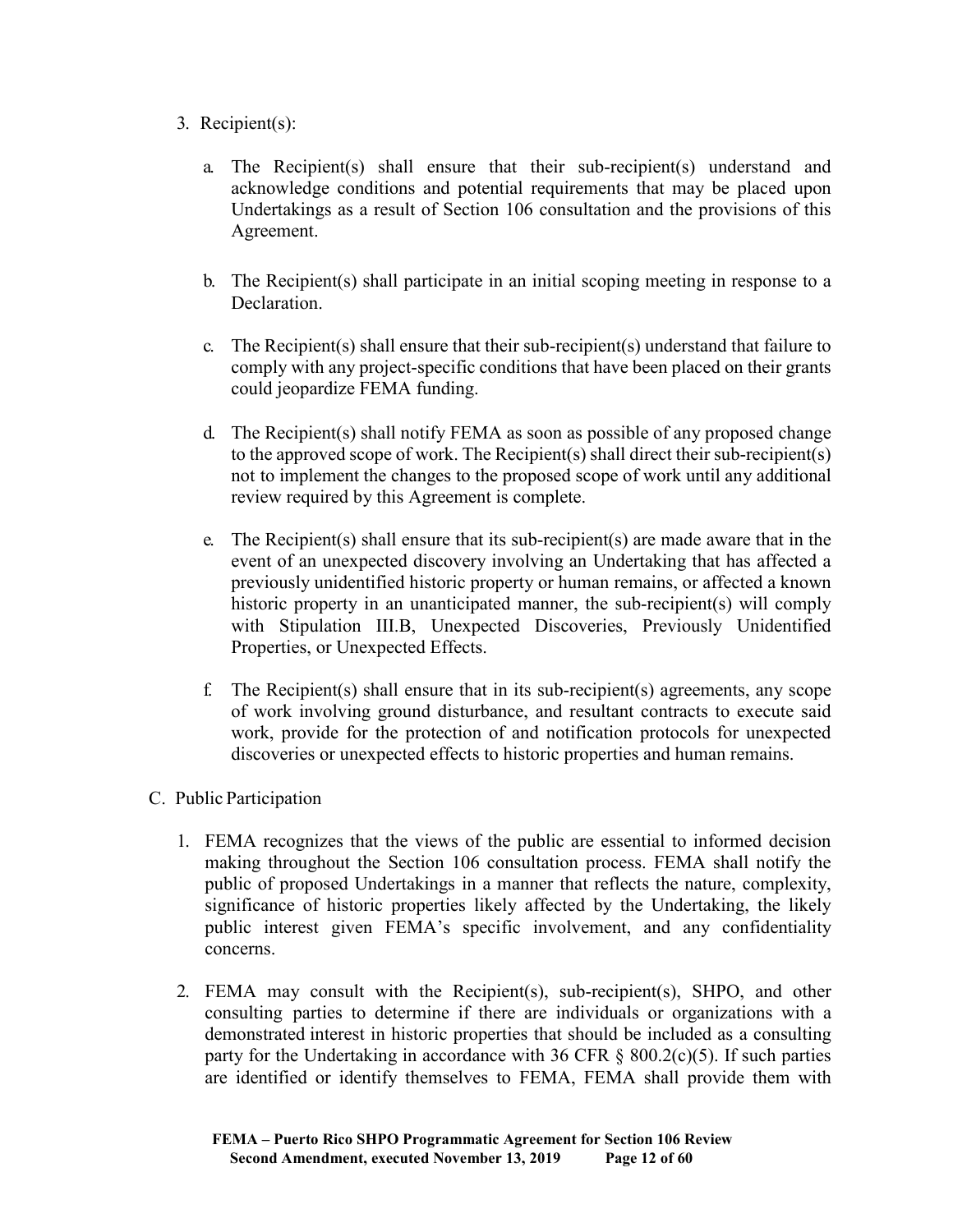3. Recipient(s):

   a. The Recipient(s) shall ensure that their sub-recipient(s) understand and acknowledge conditions and potential requirements that may be placed upon Undertakings as a result of Section 106 consultation and the provisions of this Agreement.

   b. The Recipient(s) shall participate in an initial scoping meeting in response to a Declaration.

   c. The Recipient(s) shall ensure that their sub-recipient(s) understand that failure to comply with any project-specific conditions that have been placed on their grants could jeopardize FEMA funding.

   d. The Recipient(s) shall notify FEMA as soon as possible of any proposed change to the approved scope of work. The Recipient(s) shall direct their sub-recipient(s) not to implement the changes to the proposed scope of work until any additional review required by this Agreement is complete.

   e. The Recipient(s) shall ensure that its sub-recipient(s) are made aware that in the event of an unexpected discovery involving an Undertaking that has affected a previously unidentified historic property or human remains, or affected a known historic property in an unanticipated manner, the sub-recipient(s) will comply with Stipulation III.B, Unexpected Discoveries, Previously Unidentified Properties, or Unexpected Effects.

   f. The Recipient(s) shall ensure that in its sub-recipient(s) agreements, any scope of work involving ground disturbance, and resultant contracts to execute said work, provide for the protection of and notification protocols for unexpected discoveries or unexpected effects to historic properties and human remains.

C. Public Participation

   1. FEMA recognizes that the views of the public are essential to informed decision making throughout the Section 106 consultation process. FEMA shall notify the public of proposed Undertakings in a manner that reflects the nature, complexity, significance of historic properties likely affected by the Undertaking, the likely public interest given FEMA's specific involvement, and any confidentiality concerns.

   2. FEMA may consult with the Recipient(s), sub-recipient(s), SHPO, and other consulting parties to determine if there are individuals or organizations with a demonstrated interest in historic properties that should be included as a consulting party for the Undertaking in accordance with 36 CFR § 800.2(c)(5). If such parties are identified or identify themselves to FEMA, FEMA shall provide them with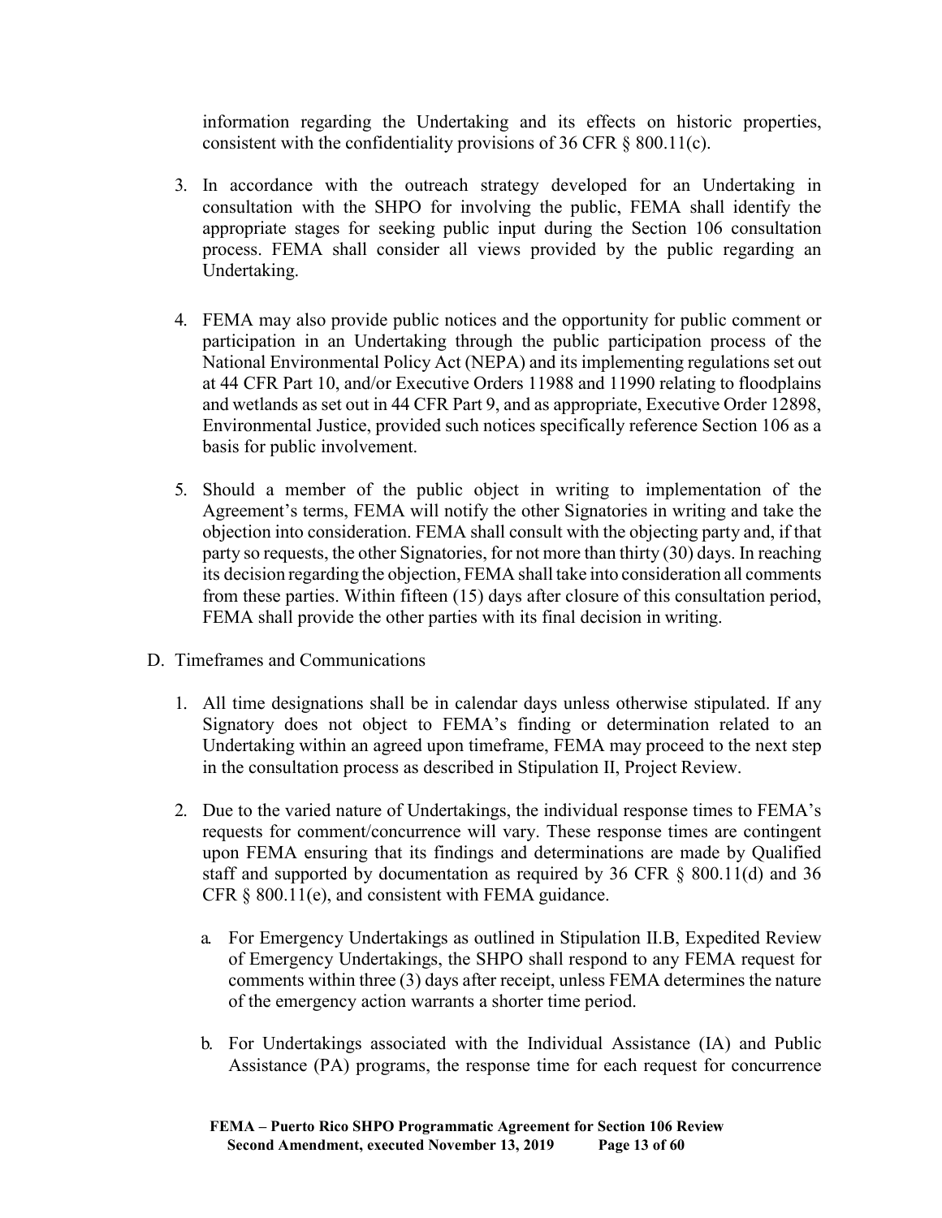information regarding the Undertaking and its effects on historic properties, consistent with the confidentiality provisions of 36 CFR § 800.11(c).

3. In accordance with the outreach strategy developed for an Undertaking in consultation with the SHPO for involving the public, FEMA shall identify the appropriate stages for seeking public input during the Section 106 consultation process. FEMA shall consider all views provided by the public regarding an Undertaking.

4. FEMA may also provide public notices and the opportunity for public comment or participation in an Undertaking through the public participation process of the National Environmental Policy Act (NEPA) and its implementing regulations set out at 44 CFR Part 10, and/or Executive Orders 11988 and 11990 relating to floodplains and wetlands as set out in 44 CFR Part 9, and as appropriate, Executive Order 12898, Environmental Justice, provided such notices specifically reference Section 106 as a basis for public involvement.

5. Should a member of the public object in writing to implementation of the Agreement's terms, FEMA will notify the other Signatories in writing and take the objection into consideration. FEMA shall consult with the objecting party and, if that party so requests, the other Signatories, for not more than thirty (30) days. In reaching its decision regarding the objection, FEMA shall take into consideration all comments from these parties. Within fifteen (15) days after closure of this consultation period, FEMA shall provide the other parties with its final decision in writing.

D. Timeframes and Communications

1. All time designations shall be in calendar days unless otherwise stipulated. If any Signatory does not object to FEMA's finding or determination related to an Undertaking within an agreed upon timeframe, FEMA may proceed to the next step in the consultation process as described in Stipulation II, Project Review.

2. Due to the varied nature of Undertakings, the individual response times to FEMA's requests for comment/concurrence will vary. These response times are contingent upon FEMA ensuring that its findings and determinations are made by Qualified staff and supported by documentation as required by 36 CFR § 800.11(d) and 36 CFR § 800.11(e), and consistent with FEMA guidance.

   a. For Emergency Undertakings as outlined in Stipulation II.B, Expedited Review of Emergency Undertakings, the SHPO shall respond to any FEMA request for comments within three (3) days after receipt, unless FEMA determines the nature of the emergency action warrants a shorter time period.

   b. For Undertakings associated with the Individual Assistance (IA) and Public Assistance (PA) programs, the response time for each request for concurrence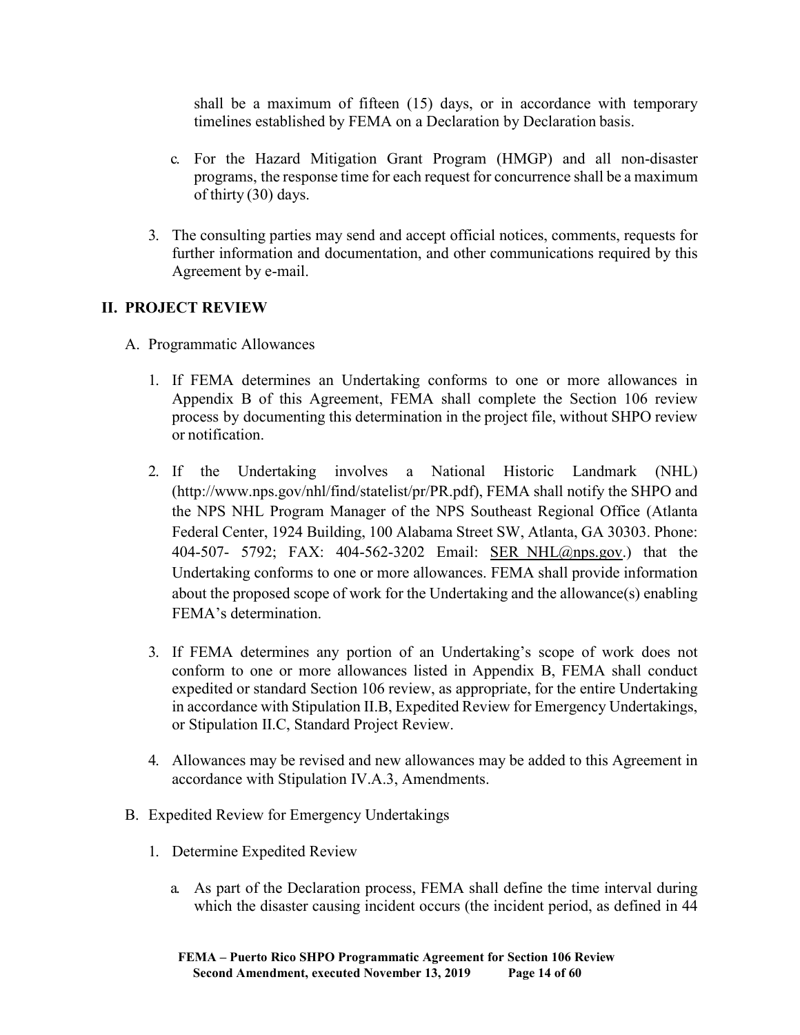shall be a maximum of fifteen (15) days, or in accordance with temporary timelines established by FEMA on a Declaration by Declaration basis.

c. For the Hazard Mitigation Grant Program (HMGP) and all non-disaster programs, the response time for each request for concurrence shall be a maximum of thirty (30) days.

3. The consulting parties may send and accept official notices, comments, requests for further information and documentation, and other communications required by this Agreement by e-mail.

## II. PROJECT REVIEW

A. Programmatic Allowances

1. If FEMA determines an Undertaking conforms to one or more allowances in Appendix B of this Agreement, FEMA shall complete the Section 106 review process by documenting this determination in the project file, without SHPO review or notification.

2. If the Undertaking involves a National Historic Landmark (NHL) (http://www.nps.gov/nhl/find/statelist/pr/PR.pdf), FEMA shall notify the SHPO and the NPS NHL Program Manager of the NPS Southeast Regional Office (Atlanta Federal Center, 1924 Building, 100 Alabama Street SW, Atlanta, GA 30303. Phone: 404-507- 5792; FAX: 404-562-3202 Email: SER_NHL@nps.gov.) that the Undertaking conforms to one or more allowances. FEMA shall provide information about the proposed scope of work for the Undertaking and the allowance(s) enabling FEMA's determination.

3. If FEMA determines any portion of an Undertaking's scope of work does not conform to one or more allowances listed in Appendix B, FEMA shall conduct expedited or standard Section 106 review, as appropriate, for the entire Undertaking in accordance with Stipulation II.B, Expedited Review for Emergency Undertakings, or Stipulation II.C, Standard Project Review.

4. Allowances may be revised and new allowances may be added to this Agreement in accordance with Stipulation IV.A.3, Amendments.

B. Expedited Review for Emergency Undertakings

1. Determine Expedited Review

a. As part of the Declaration process, FEMA shall define the time interval during which the disaster causing incident occurs (the incident period, as defined in 44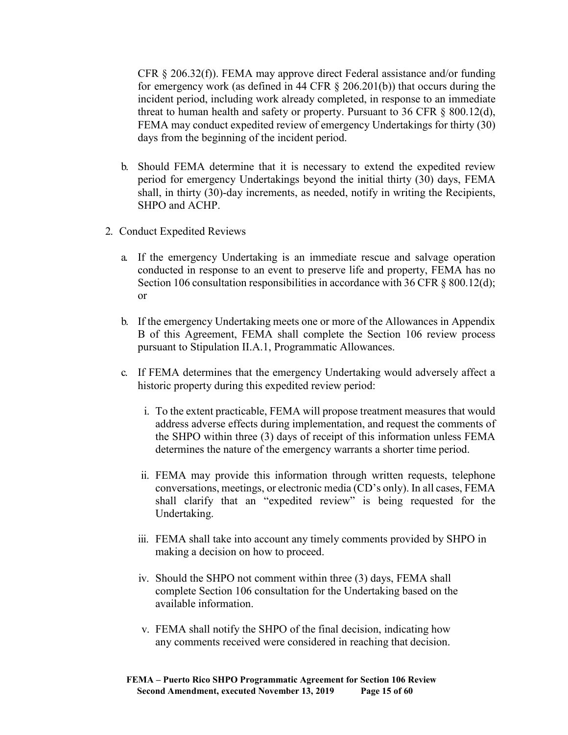CFR § 206.32(f)). FEMA may approve direct Federal assistance and/or funding for emergency work (as defined in 44 CFR § 206.201(b)) that occurs during the incident period, including work already completed, in response to an immediate threat to human health and safety or property. Pursuant to 36 CFR § 800.12(d), FEMA may conduct expedited review of emergency Undertakings for thirty (30) days from the beginning of the incident period.

b. Should FEMA determine that it is necessary to extend the expedited review period for emergency Undertakings beyond the initial thirty (30) days, FEMA shall, in thirty (30)-day increments, as needed, notify in writing the Recipients, SHPO and ACHP.

2. Conduct Expedited Reviews

   a. If the emergency Undertaking is an immediate rescue and salvage operation conducted in response to an event to preserve life and property, FEMA has no Section 106 consultation responsibilities in accordance with 36 CFR § 800.12(d); or

   b. If the emergency Undertaking meets one or more of the Allowances in Appendix B of this Agreement, FEMA shall complete the Section 106 review process pursuant to Stipulation II.A.1, Programmatic Allowances.

   c. If FEMA determines that the emergency Undertaking would adversely affect a historic property during this expedited review period:

      i. To the extent practicable, FEMA will propose treatment measures that would address adverse effects during implementation, and request the comments of the SHPO within three (3) days of receipt of this information unless FEMA determines the nature of the emergency warrants a shorter time period.

      ii. FEMA may provide this information through written requests, telephone conversations, meetings, or electronic media (CD's only). In all cases, FEMA shall clarify that an "expedited review" is being requested for the Undertaking.

      iii. FEMA shall take into account any timely comments provided by SHPO in making a decision on how to proceed.

      iv. Should the SHPO not comment within three (3) days, FEMA shall complete Section 106 consultation for the Undertaking based on the available information.

      v. FEMA shall notify the SHPO of the final decision, indicating how any comments received were considered in reaching that decision.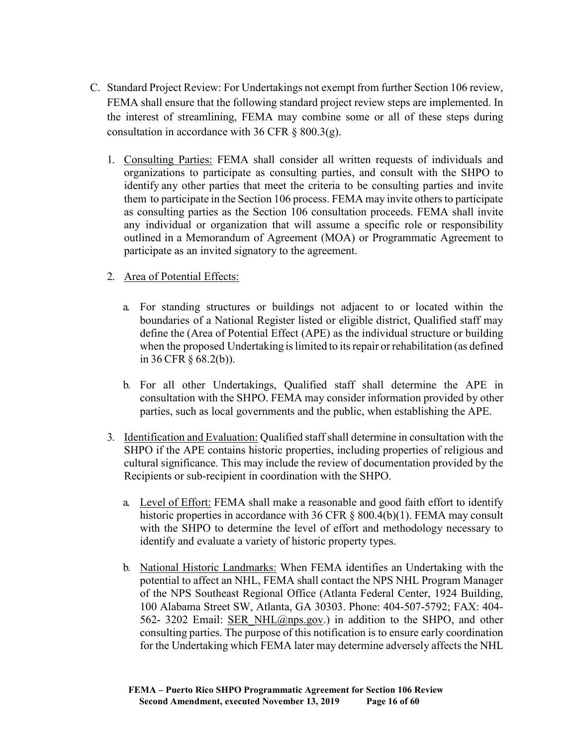C. Standard Project Review: For Undertakings not exempt from further Section 106 review, FEMA shall ensure that the following standard project review steps are implemented. In the interest of streamlining, FEMA may combine some or all of these steps during consultation in accordance with 36 CFR § 800.3(g).

   1. Consulting Parties: FEMA shall consider all written requests of individuals and organizations to participate as consulting parties, and consult with the SHPO to identify any other parties that meet the criteria to be consulting parties and invite them to participate in the Section 106 process. FEMA may invite others to participate as consulting parties as the Section 106 consultation proceeds. FEMA shall invite any individual or organization that will assume a specific role or responsibility outlined in a Memorandum of Agreement (MOA) or Programmatic Agreement to participate as an invited signatory to the agreement.

   2. Area of Potential Effects:

      a. For standing structures or buildings not adjacent to or located within the boundaries of a National Register listed or eligible district, Qualified staff may define the (Area of Potential Effect (APE) as the individual structure or building when the proposed Undertaking is limited to its repair or rehabilitation (as defined in 36 CFR § 68.2(b)).

      b. For all other Undertakings, Qualified staff shall determine the APE in consultation with the SHPO. FEMA may consider information provided by other parties, such as local governments and the public, when establishing the APE.

   3. Identification and Evaluation: Qualified staff shall determine in consultation with the SHPO if the APE contains historic properties, including properties of religious and cultural significance. This may include the review of documentation provided by the Recipients or sub-recipient in coordination with the SHPO.

      a. Level of Effort: FEMA shall make a reasonable and good faith effort to identify historic properties in accordance with 36 CFR § 800.4(b)(1). FEMA may consult with the SHPO to determine the level of effort and methodology necessary to identify and evaluate a variety of historic property types.

      b. National Historic Landmarks: When FEMA identifies an Undertaking with the potential to affect an NHL, FEMA shall contact the NPS NHL Program Manager of the NPS Southeast Regional Office (Atlanta Federal Center, 1924 Building, 100 Alabama Street SW, Atlanta, GA 30303. Phone: 404-507-5792; FAX: 404-562- 3202 Email: SER_NHL@nps.gov.) in addition to the SHPO, and other consulting parties. The purpose of this notification is to ensure early coordination for the Undertaking which FEMA later may determine adversely affects the NHL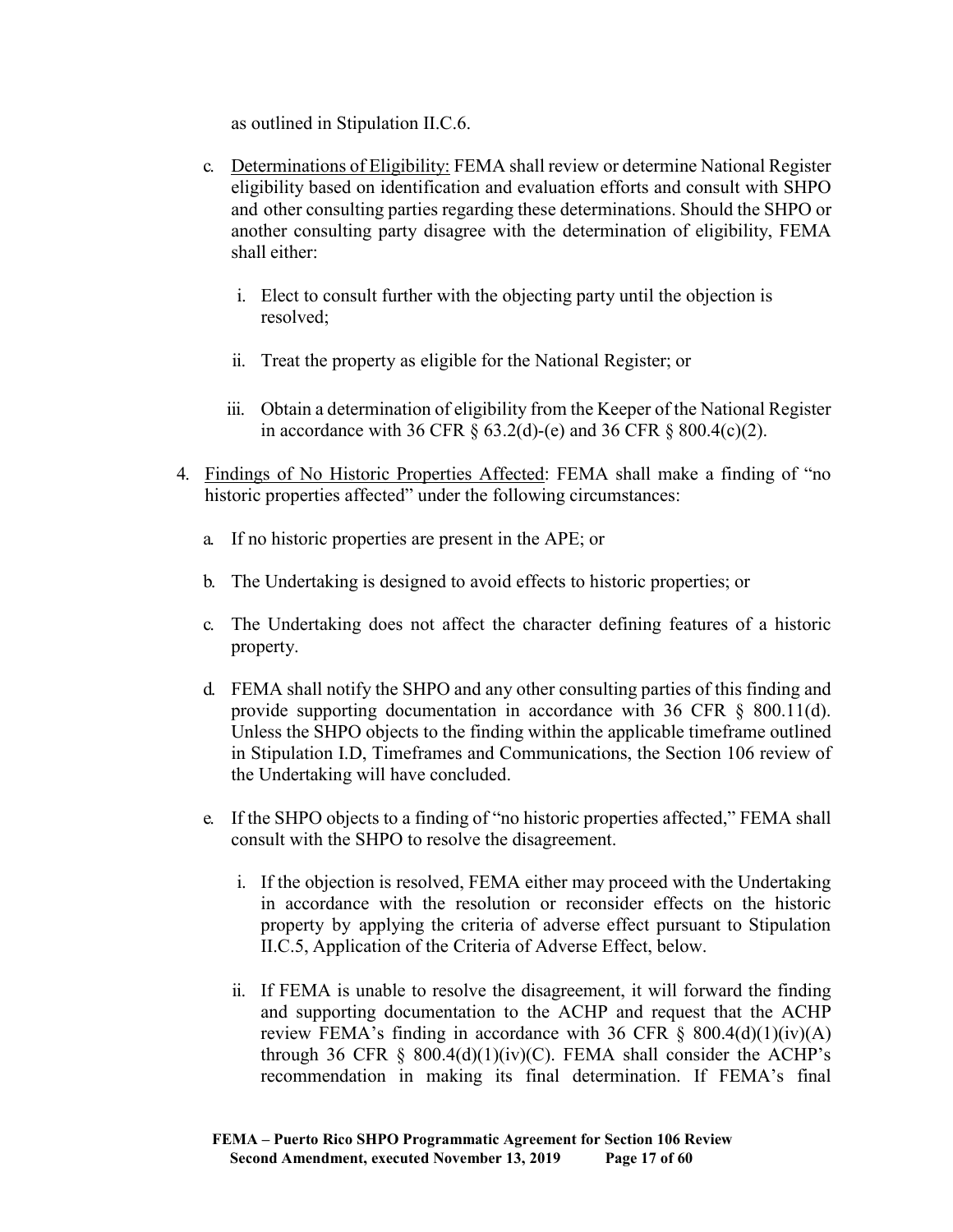as outlined in Stipulation II.C.6.

c. Determinations of Eligibility: FEMA shall review or determine National Register eligibility based on identification and evaluation efforts and consult with SHPO and other consulting parties regarding these determinations. Should the SHPO or another consulting party disagree with the determination of eligibility, FEMA shall either:

   i. Elect to consult further with the objecting party until the objection is resolved;

   ii. Treat the property as eligible for the National Register; or

   iii. Obtain a determination of eligibility from the Keeper of the National Register in accordance with 36 CFR § 63.2(d)-(e) and 36 CFR § 800.4(c)(2).

4. Findings of No Historic Properties Affected: FEMA shall make a finding of "no historic properties affected" under the following circumstances:

   a. If no historic properties are present in the APE; or

   b. The Undertaking is designed to avoid effects to historic properties; or

   c. The Undertaking does not affect the character defining features of a historic property.

   d. FEMA shall notify the SHPO and any other consulting parties of this finding and provide supporting documentation in accordance with 36 CFR § 800.11(d). Unless the SHPO objects to the finding within the applicable timeframe outlined in Stipulation I.D, Timeframes and Communications, the Section 106 review of the Undertaking will have concluded.

   e. If the SHPO objects to a finding of "no historic properties affected," FEMA shall consult with the SHPO to resolve the disagreement.

      i. If the objection is resolved, FEMA either may proceed with the Undertaking in accordance with the resolution or reconsider effects on the historic property by applying the criteria of adverse effect pursuant to Stipulation II.C.5, Application of the Criteria of Adverse Effect, below.

      ii. If FEMA is unable to resolve the disagreement, it will forward the finding and supporting documentation to the ACHP and request that the ACHP review FEMA's finding in accordance with 36 CFR § 800.4(d)(1)(iv)(A) through 36 CFR § 800.4(d)(1)(iv)(C). FEMA shall consider the ACHP's recommendation in making its final determination. If FEMA's final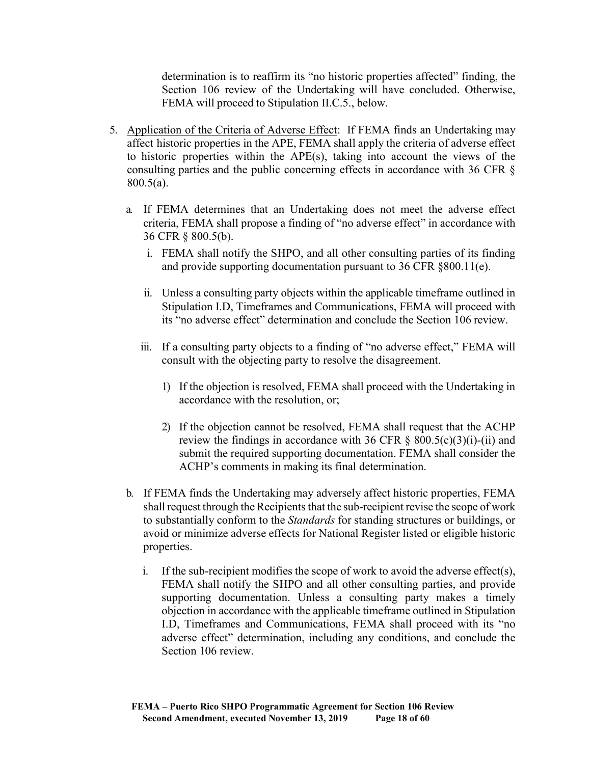determination is to reaffirm its "no historic properties affected" finding, the Section 106 review of the Undertaking will have concluded. Otherwise, FEMA will proceed to Stipulation II.C.5., below.

5. Application of the Criteria of Adverse Effect: If FEMA finds an Undertaking may affect historic properties in the APE, FEMA shall apply the criteria of adverse effect to historic properties within the APE(s), taking into account the views of the consulting parties and the public concerning effects in accordance with 36 CFR § 800.5(a).

   a. If FEMA determines that an Undertaking does not meet the adverse effect criteria, FEMA shall propose a finding of "no adverse effect" in accordance with 36 CFR § 800.5(b).

      i. FEMA shall notify the SHPO, and all other consulting parties of its finding and provide supporting documentation pursuant to 36 CFR §800.11(e).

      ii. Unless a consulting party objects within the applicable timeframe outlined in Stipulation I.D, Timeframes and Communications, FEMA will proceed with its "no adverse effect" determination and conclude the Section 106 review.

      iii. If a consulting party objects to a finding of "no adverse effect," FEMA will consult with the objecting party to resolve the disagreement.

         1) If the objection is resolved, FEMA shall proceed with the Undertaking in accordance with the resolution, or;

         2) If the objection cannot be resolved, FEMA shall request that the ACHP review the findings in accordance with 36 CFR § 800.5(c)(3)(i)-(ii) and submit the required supporting documentation. FEMA shall consider the ACHP's comments in making its final determination.

   b. If FEMA finds the Undertaking may adversely affect historic properties, FEMA shall request through the Recipients that the sub-recipient revise the scope of work to substantially conform to the *Standards* for standing structures or buildings, or avoid or minimize adverse effects for National Register listed or eligible historic properties.

      i. If the sub-recipient modifies the scope of work to avoid the adverse effect(s), FEMA shall notify the SHPO and all other consulting parties, and provide supporting documentation. Unless a consulting party makes a timely objection in accordance with the applicable timeframe outlined in Stipulation I.D, Timeframes and Communications, FEMA shall proceed with its "no adverse effect" determination, including any conditions, and conclude the Section 106 review.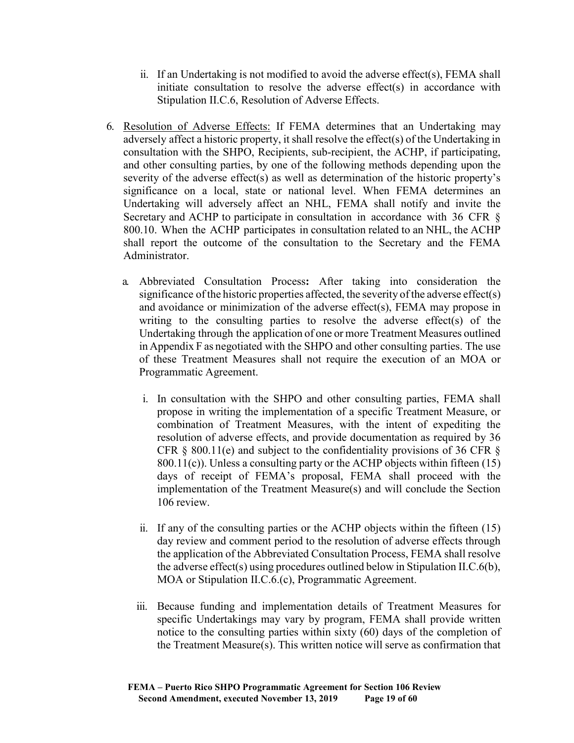ii. If an Undertaking is not modified to avoid the adverse effect(s), FEMA shall initiate consultation to resolve the adverse effect(s) in accordance with Stipulation II.C.6, Resolution of Adverse Effects.

6. <u>Resolution of Adverse Effects:</u> If FEMA determines that an Undertaking may adversely affect a historic property, it shall resolve the effect(s) of the Undertaking in consultation with the SHPO, Recipients, sub-recipient, the ACHP, if participating, and other consulting parties, by one of the following methods depending upon the severity of the adverse effect(s) as well as determination of the historic property's significance on a local, state or national level. When FEMA determines an Undertaking will adversely affect an NHL, FEMA shall notify and invite the Secretary and ACHP to participate in consultation in accordance with 36 CFR § 800.10. When the ACHP participates in consultation related to an NHL, the ACHP shall report the outcome of the consultation to the Secretary and the FEMA Administrator.

   a. Abbreviated Consultation Process**:** After taking into consideration the significance of the historic properties affected, the severity of the adverse effect(s) and avoidance or minimization of the adverse effect(s), FEMA may propose in writing to the consulting parties to resolve the adverse effect(s) of the Undertaking through the application of one or more Treatment Measures outlined in Appendix F as negotiated with the SHPO and other consulting parties. The use of these Treatment Measures shall not require the execution of an MOA or Programmatic Agreement.

      i. In consultation with the SHPO and other consulting parties, FEMA shall propose in writing the implementation of a specific Treatment Measure, or combination of Treatment Measures, with the intent of expediting the resolution of adverse effects, and provide documentation as required by 36 CFR § 800.11(e) and subject to the confidentiality provisions of 36 CFR § 800.11(c)). Unless a consulting party or the ACHP objects within fifteen (15) days of receipt of FEMA's proposal, FEMA shall proceed with the implementation of the Treatment Measure(s) and will conclude the Section 106 review.

      ii. If any of the consulting parties or the ACHP objects within the fifteen (15) day review and comment period to the resolution of adverse effects through the application of the Abbreviated Consultation Process, FEMA shall resolve the adverse effect(s) using procedures outlined below in Stipulation II.C.6(b), MOA or Stipulation II.C.6.(c), Programmatic Agreement.

      iii. Because funding and implementation details of Treatment Measures for specific Undertakings may vary by program, FEMA shall provide written notice to the consulting parties within sixty (60) days of the completion of the Treatment Measure(s). This written notice will serve as confirmation that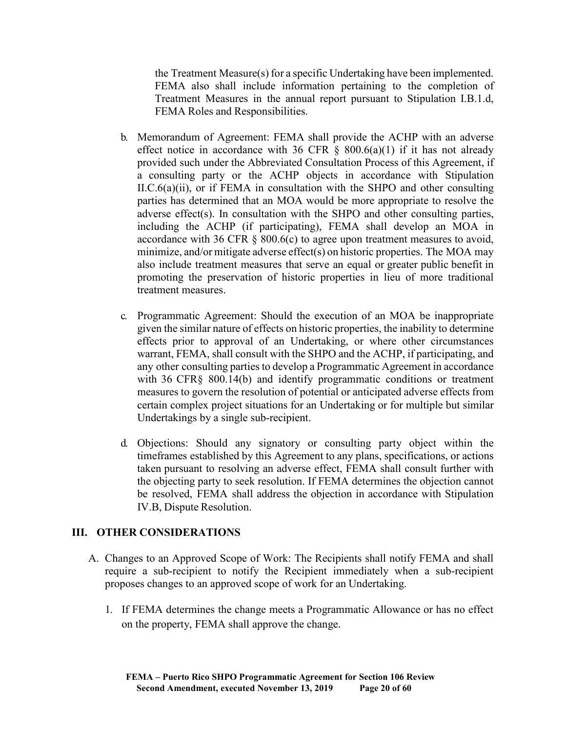the Treatment Measure(s) for a specific Undertaking have been implemented. FEMA also shall include information pertaining to the completion of Treatment Measures in the annual report pursuant to Stipulation I.B.1.d, FEMA Roles and Responsibilities.

b. Memorandum of Agreement: FEMA shall provide the ACHP with an adverse effect notice in accordance with 36 CFR § 800.6(a)(1) if it has not already provided such under the Abbreviated Consultation Process of this Agreement, if a consulting party or the ACHP objects in accordance with Stipulation II.C.6(a)(ii), or if FEMA in consultation with the SHPO and other consulting parties has determined that an MOA would be more appropriate to resolve the adverse effect(s). In consultation with the SHPO and other consulting parties, including the ACHP (if participating), FEMA shall develop an MOA in accordance with 36 CFR § 800.6(c) to agree upon treatment measures to avoid, minimize, and/or mitigate adverse effect(s) on historic properties. The MOA may also include treatment measures that serve an equal or greater public benefit in promoting the preservation of historic properties in lieu of more traditional treatment measures.

c. Programmatic Agreement: Should the execution of an MOA be inappropriate given the similar nature of effects on historic properties, the inability to determine effects prior to approval of an Undertaking, or where other circumstances warrant, FEMA, shall consult with the SHPO and the ACHP, if participating, and any other consulting parties to develop a Programmatic Agreement in accordance with 36 CFR§ 800.14(b) and identify programmatic conditions or treatment measures to govern the resolution of potential or anticipated adverse effects from certain complex project situations for an Undertaking or for multiple but similar Undertakings by a single sub-recipient.

d. Objections: Should any signatory or consulting party object within the timeframes established by this Agreement to any plans, specifications, or actions taken pursuant to resolving an adverse effect, FEMA shall consult further with the objecting party to seek resolution. If FEMA determines the objection cannot be resolved, FEMA shall address the objection in accordance with Stipulation IV.B, Dispute Resolution.

## III. OTHER CONSIDERATIONS

A. Changes to an Approved Scope of Work: The Recipients shall notify FEMA and shall require a sub-recipient to notify the Recipient immediately when a sub-recipient proposes changes to an approved scope of work for an Undertaking.

1. If FEMA determines the change meets a Programmatic Allowance or has no effect on the property, FEMA shall approve the change.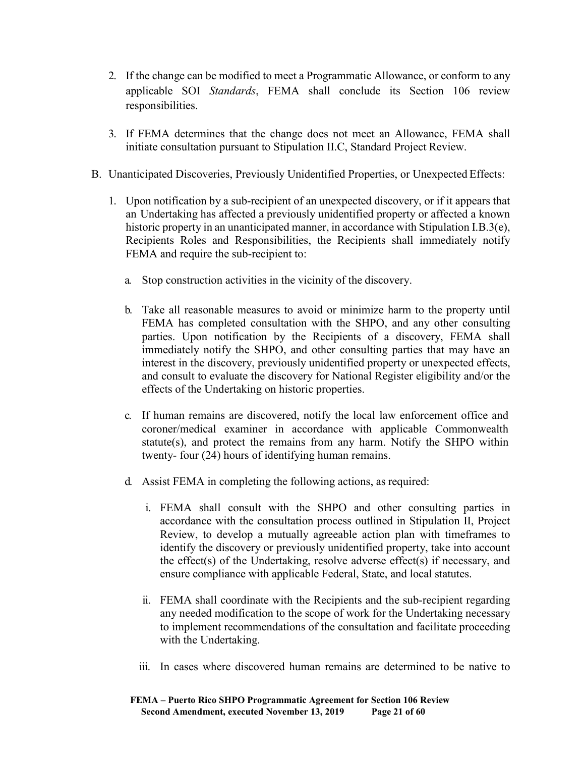2. If the change can be modified to meet a Programmatic Allowance, or conform to any applicable SOI *Standards*, FEMA shall conclude its Section 106 review responsibilities.

3. If FEMA determines that the change does not meet an Allowance, FEMA shall initiate consultation pursuant to Stipulation II.C, Standard Project Review.

B. Unanticipated Discoveries, Previously Unidentified Properties, or Unexpected Effects:

1. Upon notification by a sub-recipient of an unexpected discovery, or if it appears that an Undertaking has affected a previously unidentified property or affected a known historic property in an unanticipated manner, in accordance with Stipulation I.B.3(e), Recipients Roles and Responsibilities, the Recipients shall immediately notify FEMA and require the sub-recipient to:

   a. Stop construction activities in the vicinity of the discovery.

   b. Take all reasonable measures to avoid or minimize harm to the property until FEMA has completed consultation with the SHPO, and any other consulting parties. Upon notification by the Recipients of a discovery, FEMA shall immediately notify the SHPO, and other consulting parties that may have an interest in the discovery, previously unidentified property or unexpected effects, and consult to evaluate the discovery for National Register eligibility and/or the effects of the Undertaking on historic properties.

   c. If human remains are discovered, notify the local law enforcement office and coroner/medical examiner in accordance with applicable Commonwealth statute(s), and protect the remains from any harm. Notify the SHPO within twenty- four (24) hours of identifying human remains.

   d. Assist FEMA in completing the following actions, as required:

      i. FEMA shall consult with the SHPO and other consulting parties in accordance with the consultation process outlined in Stipulation II, Project Review, to develop a mutually agreeable action plan with timeframes to identify the discovery or previously unidentified property, take into account the effect(s) of the Undertaking, resolve adverse effect(s) if necessary, and ensure compliance with applicable Federal, State, and local statutes.

      ii. FEMA shall coordinate with the Recipients and the sub-recipient regarding any needed modification to the scope of work for the Undertaking necessary to implement recommendations of the consultation and facilitate proceeding with the Undertaking.

      iii. In cases where discovered human remains are determined to be native to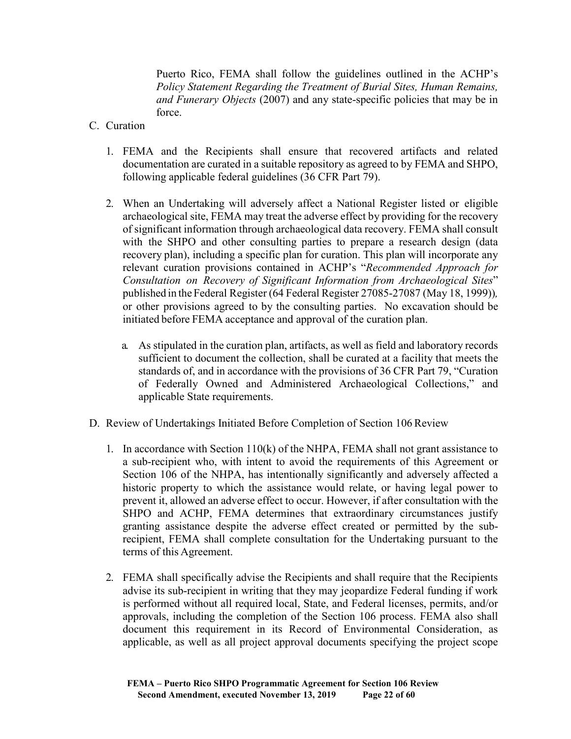Puerto Rico, FEMA shall follow the guidelines outlined in the ACHP's *Policy Statement Regarding the Treatment of Burial Sites, Human Remains, and Funerary Objects* (2007) and any state-specific policies that may be in force.

C. Curation

1. FEMA and the Recipients shall ensure that recovered artifacts and related documentation are curated in a suitable repository as agreed to by FEMA and SHPO, following applicable federal guidelines (36 CFR Part 79).

2. When an Undertaking will adversely affect a National Register listed or eligible archaeological site, FEMA may treat the adverse effect by providing for the recovery of significant information through archaeological data recovery. FEMA shall consult with the SHPO and other consulting parties to prepare a research design (data recovery plan), including a specific plan for curation. This plan will incorporate any relevant curation provisions contained in ACHP's "*Recommended Approach for Consultation on Recovery of Significant Information from Archaeological Sites*" published in the Federal Register (64 Federal Register 27085-27087 (May 18, 1999)), or other provisions agreed to by the consulting parties. No excavation should be initiated before FEMA acceptance and approval of the curation plan.

   a. As stipulated in the curation plan, artifacts, as well as field and laboratory records sufficient to document the collection, shall be curated at a facility that meets the standards of, and in accordance with the provisions of 36 CFR Part 79, "Curation of Federally Owned and Administered Archaeological Collections," and applicable State requirements.

D. Review of Undertakings Initiated Before Completion of Section 106 Review

1. In accordance with Section 110(k) of the NHPA, FEMA shall not grant assistance to a sub-recipient who, with intent to avoid the requirements of this Agreement or Section 106 of the NHPA, has intentionally significantly and adversely affected a historic property to which the assistance would relate, or having legal power to prevent it, allowed an adverse effect to occur. However, if after consultation with the SHPO and ACHP, FEMA determines that extraordinary circumstances justify granting assistance despite the adverse effect created or permitted by the sub-recipient, FEMA shall complete consultation for the Undertaking pursuant to the terms of this Agreement.

2. FEMA shall specifically advise the Recipients and shall require that the Recipients advise its sub-recipient in writing that they may jeopardize Federal funding if work is performed without all required local, State, and Federal licenses, permits, and/or approvals, including the completion of the Section 106 process. FEMA also shall document this requirement in its Record of Environmental Consideration, as applicable, as well as all project approval documents specifying the project scope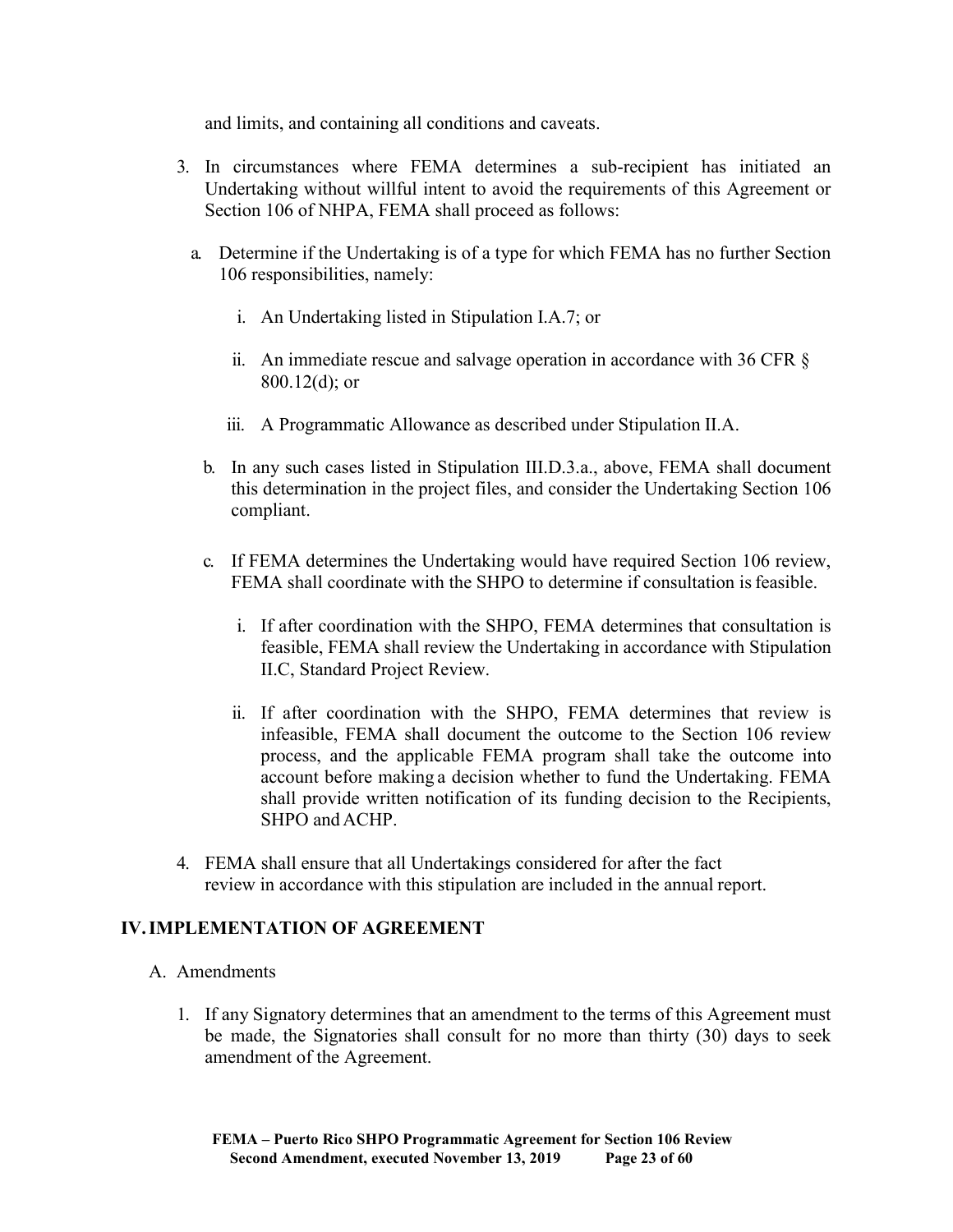and limits, and containing all conditions and caveats.

3. In circumstances where FEMA determines a sub-recipient has initiated an Undertaking without willful intent to avoid the requirements of this Agreement or Section 106 of NHPA, FEMA shall proceed as follows:

   a. Determine if the Undertaking is of a type for which FEMA has no further Section 106 responsibilities, namely:

      i. An Undertaking listed in Stipulation I.A.7; or

      ii. An immediate rescue and salvage operation in accordance with 36 CFR § 800.12(d); or

      iii. A Programmatic Allowance as described under Stipulation II.A.

   b. In any such cases listed in Stipulation III.D.3.a., above, FEMA shall document this determination in the project files, and consider the Undertaking Section 106 compliant.

   c. If FEMA determines the Undertaking would have required Section 106 review, FEMA shall coordinate with the SHPO to determine if consultation is feasible.

      i. If after coordination with the SHPO, FEMA determines that consultation is feasible, FEMA shall review the Undertaking in accordance with Stipulation II.C, Standard Project Review.

      ii. If after coordination with the SHPO, FEMA determines that review is infeasible, FEMA shall document the outcome to the Section 106 review process, and the applicable FEMA program shall take the outcome into account before making a decision whether to fund the Undertaking. FEMA shall provide written notification of its funding decision to the Recipients, SHPO and ACHP.

4. FEMA shall ensure that all Undertakings considered for after the fact review in accordance with this stipulation are included in the annual report.

## IV. IMPLEMENTATION OF AGREEMENT

A. Amendments

1. If any Signatory determines that an amendment to the terms of this Agreement must be made, the Signatories shall consult for no more than thirty (30) days to seek amendment of the Agreement.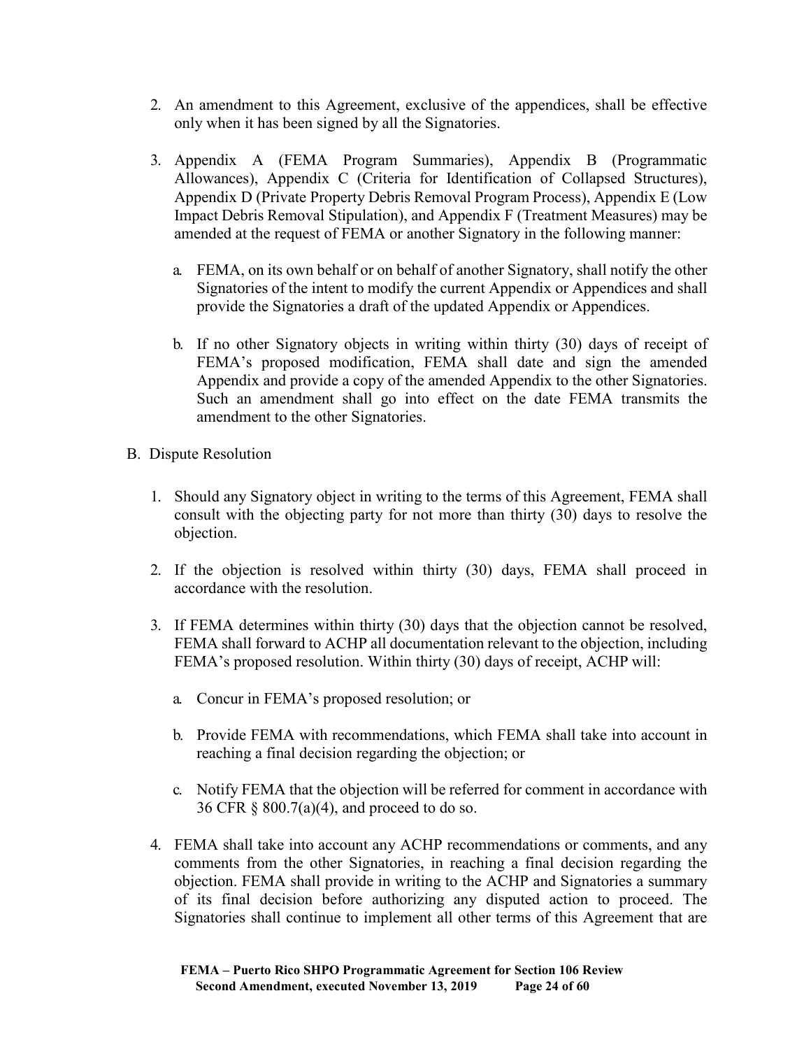2. An amendment to this Agreement, exclusive of the appendices, shall be effective only when it has been signed by all the Signatories.

3. Appendix A (FEMA Program Summaries), Appendix B (Programmatic Allowances), Appendix C (Criteria for Identification of Collapsed Structures), Appendix D (Private Property Debris Removal Program Process), Appendix E (Low Impact Debris Removal Stipulation), and Appendix F (Treatment Measures) may be amended at the request of FEMA or another Signatory in the following manner:

   a. FEMA, on its own behalf or on behalf of another Signatory, shall notify the other Signatories of the intent to modify the current Appendix or Appendices and shall provide the Signatories a draft of the updated Appendix or Appendices.

   b. If no other Signatory objects in writing within thirty (30) days of receipt of FEMA's proposed modification, FEMA shall date and sign the amended Appendix and provide a copy of the amended Appendix to the other Signatories. Such an amendment shall go into effect on the date FEMA transmits the amendment to the other Signatories.

B. Dispute Resolution

1. Should any Signatory object in writing to the terms of this Agreement, FEMA shall consult with the objecting party for not more than thirty (30) days to resolve the objection.

2. If the objection is resolved within thirty (30) days, FEMA shall proceed in accordance with the resolution.

3. If FEMA determines within thirty (30) days that the objection cannot be resolved, FEMA shall forward to ACHP all documentation relevant to the objection, including FEMA's proposed resolution. Within thirty (30) days of receipt, ACHP will:

   a. Concur in FEMA's proposed resolution; or

   b. Provide FEMA with recommendations, which FEMA shall take into account in reaching a final decision regarding the objection; or

   c. Notify FEMA that the objection will be referred for comment in accordance with 36 CFR § 800.7(a)(4), and proceed to do so.

4. FEMA shall take into account any ACHP recommendations or comments, and any comments from the other Signatories, in reaching a final decision regarding the objection. FEMA shall provide in writing to the ACHP and Signatories a summary of its final decision before authorizing any disputed action to proceed. The Signatories shall continue to implement all other terms of this Agreement that are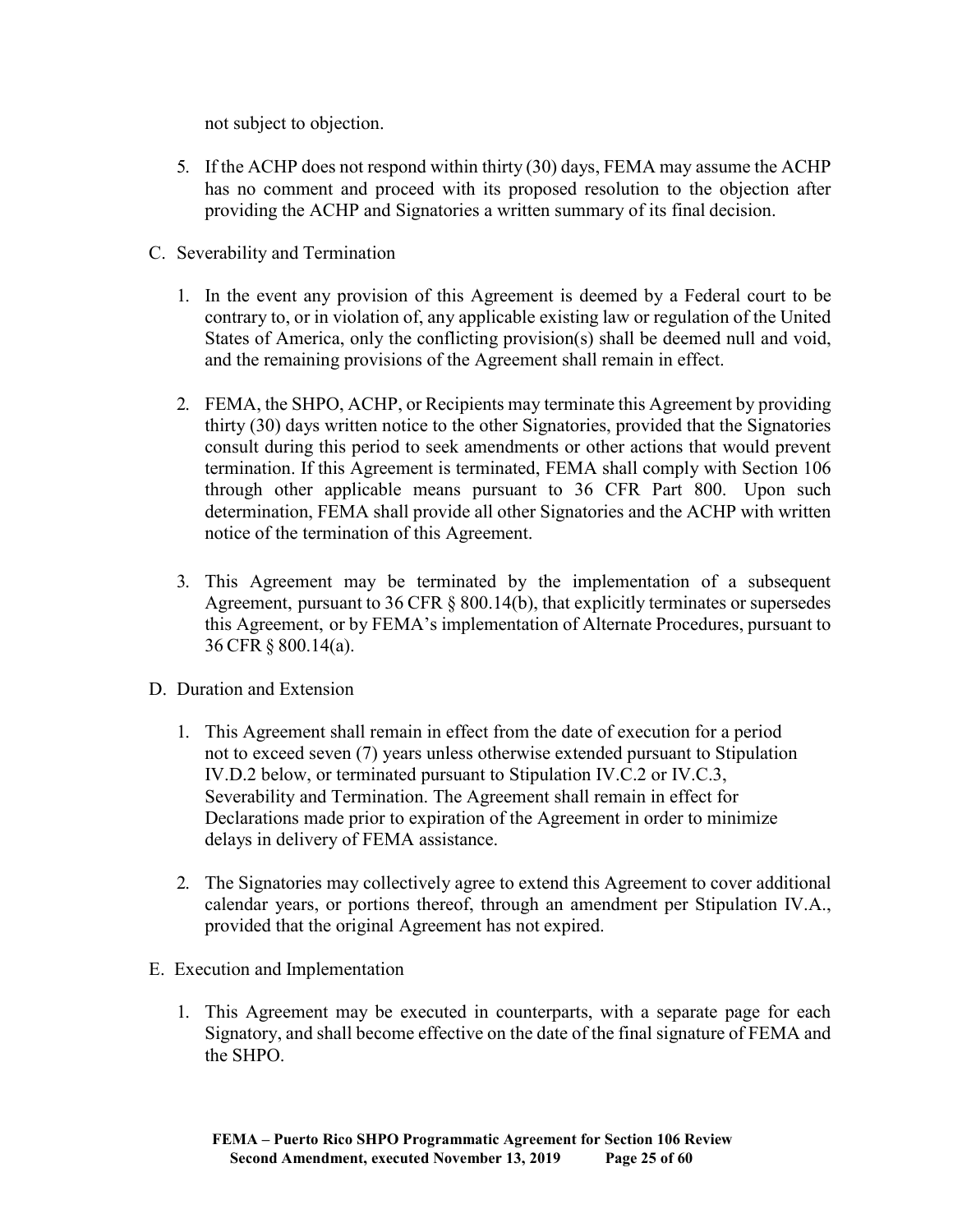not subject to objection.

5. If the ACHP does not respond within thirty (30) days, FEMA may assume the ACHP has no comment and proceed with its proposed resolution to the objection after providing the ACHP and Signatories a written summary of its final decision.

C. Severability and Termination

1. In the event any provision of this Agreement is deemed by a Federal court to be contrary to, or in violation of, any applicable existing law or regulation of the United States of America, only the conflicting provision(s) shall be deemed null and void, and the remaining provisions of the Agreement shall remain in effect.

2. FEMA, the SHPO, ACHP, or Recipients may terminate this Agreement by providing thirty (30) days written notice to the other Signatories, provided that the Signatories consult during this period to seek amendments or other actions that would prevent termination. If this Agreement is terminated, FEMA shall comply with Section 106 through other applicable means pursuant to 36 CFR Part 800. Upon such determination, FEMA shall provide all other Signatories and the ACHP with written notice of the termination of this Agreement.

3. This Agreement may be terminated by the implementation of a subsequent Agreement, pursuant to 36 CFR § 800.14(b), that explicitly terminates or supersedes this Agreement, or by FEMA's implementation of Alternate Procedures, pursuant to 36 CFR § 800.14(a).

D. Duration and Extension

1. This Agreement shall remain in effect from the date of execution for a period not to exceed seven (7) years unless otherwise extended pursuant to Stipulation IV.D.2 below, or terminated pursuant to Stipulation IV.C.2 or IV.C.3, Severability and Termination. The Agreement shall remain in effect for Declarations made prior to expiration of the Agreement in order to minimize delays in delivery of FEMA assistance.

2. The Signatories may collectively agree to extend this Agreement to cover additional calendar years, or portions thereof, through an amendment per Stipulation IV.A., provided that the original Agreement has not expired.

E. Execution and Implementation

1. This Agreement may be executed in counterparts, with a separate page for each Signatory, and shall become effective on the date of the final signature of FEMA and the SHPO.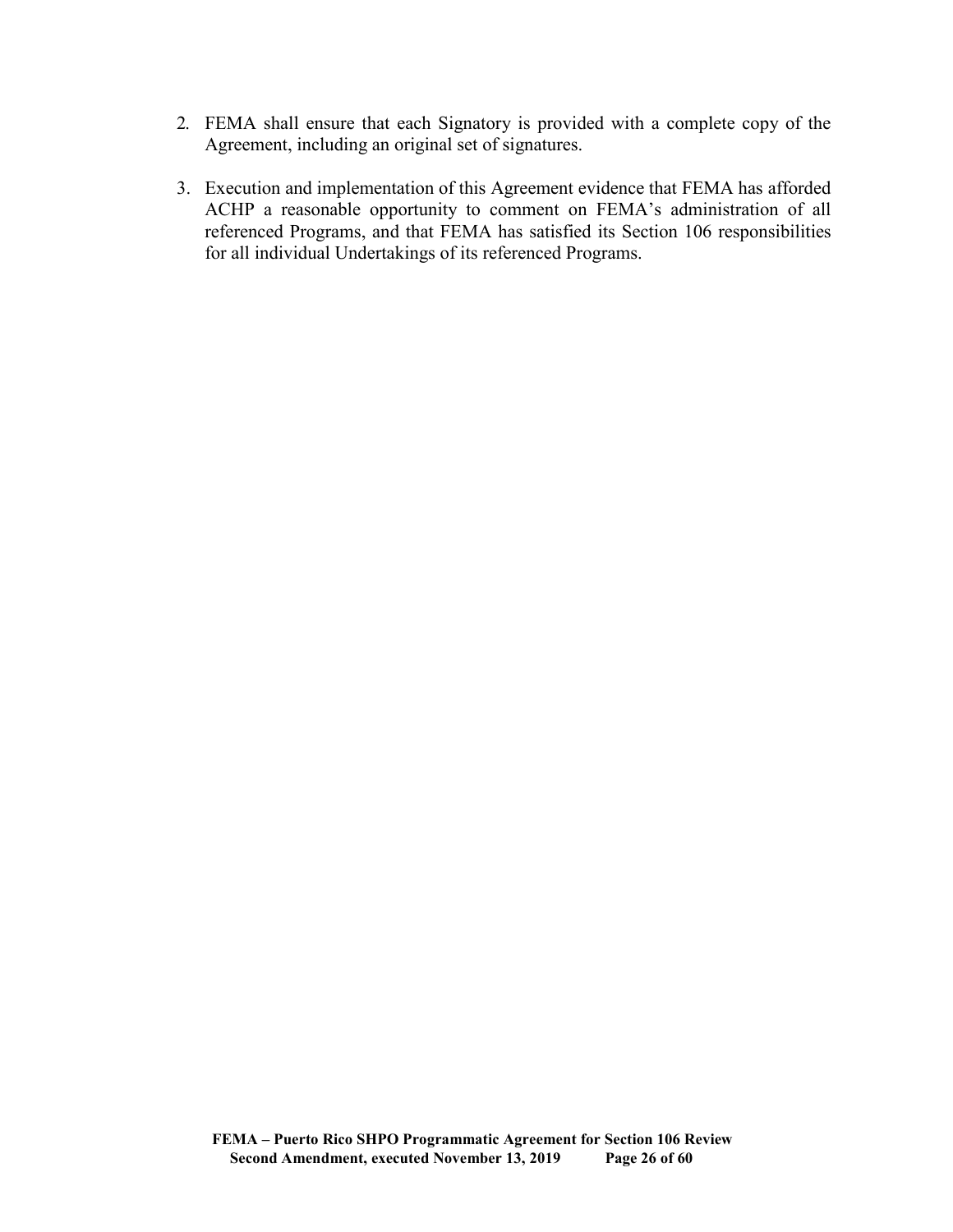2. FEMA shall ensure that each Signatory is provided with a complete copy of the Agreement, including an original set of signatures.

3. Execution and implementation of this Agreement evidence that FEMA has afforded ACHP a reasonable opportunity to comment on FEMA's administration of all referenced Programs, and that FEMA has satisfied its Section 106 responsibilities for all individual Undertakings of its referenced Programs.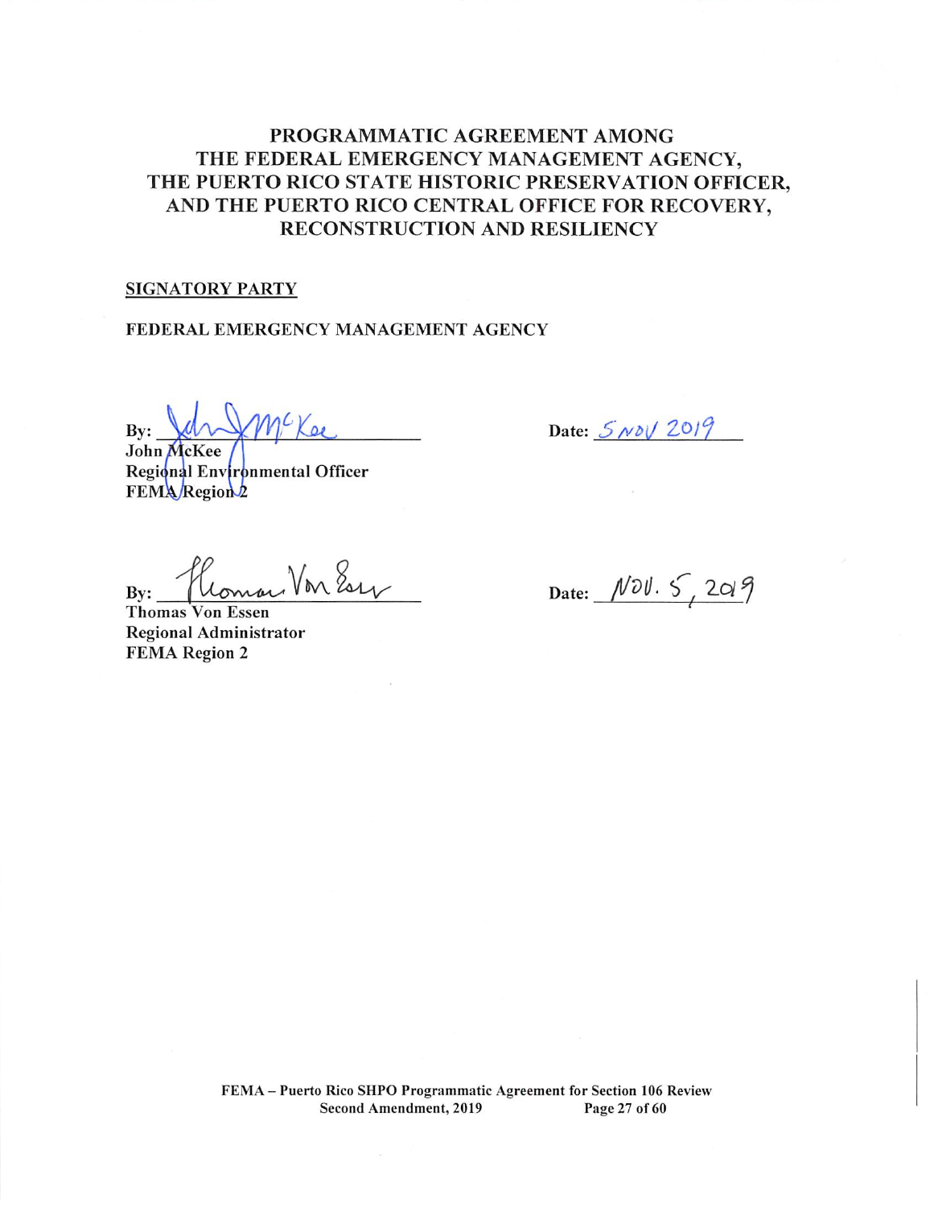# PROGRAMMATIC AGREEMENT AMONG THE FEDERAL EMERGENCY MANAGEMENT AGENCY, THE PUERTO RICO STATE HISTORIC PRESERVATION OFFICER, AND THE PUERTO RICO CENTRAL OFFICE FOR RECOVERY, RECONSTRUCTION AND RESILIENCY

**SIGNATORY PARTY**

**FEDERAL EMERGENCY MANAGEMENT AGENCY**

By: John McKee
John McKee
Regional Environmental Officer
FEMA Region 2

Date: 5 NOV 2019

By: Thomas Von Essen
Thomas Von Essen
Regional Administrator
FEMA Region 2

Date: NOV. 5, 2019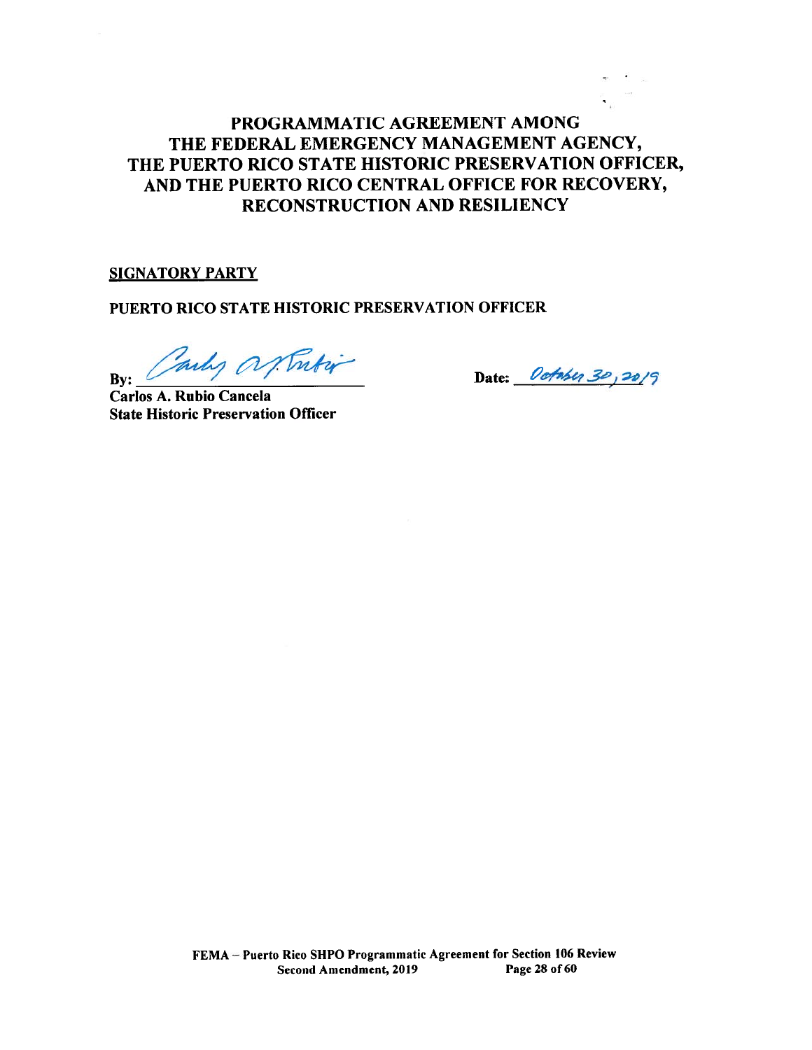# PROGRAMMATIC AGREEMENT AMONG THE FEDERAL EMERGENCY MANAGEMENT AGENCY, THE PUERTO RICO STATE HISTORIC PRESERVATION OFFICER, AND THE PUERTO RICO CENTRAL OFFICE FOR RECOVERY, RECONSTRUCTION AND RESILIENCY

**SIGNATORY PARTY**

**PUERTO RICO STATE HISTORIC PRESERVATION OFFICER**

**By:** *Carlos A. Rubio* ______________________ **Date:** *October 30, 2019*

**Carlos A. Rubio Cancela**
**State Historic Preservation Officer**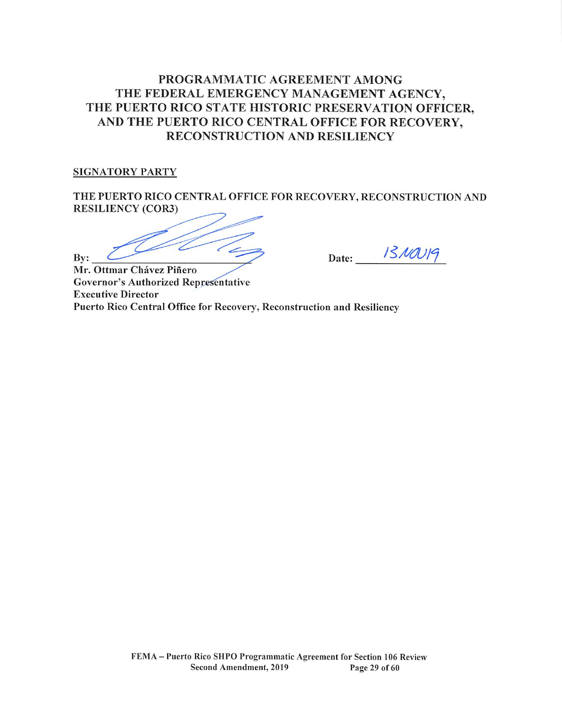# PROGRAMMATIC AGREEMENT AMONG THE FEDERAL EMERGENCY MANAGEMENT AGENCY, THE PUERTO RICO STATE HISTORIC PRESERVATION OFFICER, AND THE PUERTO RICO CENTRAL OFFICE FOR RECOVERY, RECONSTRUCTION AND RESILIENCY

## SIGNATORY PARTY

**THE PUERTO RICO CENTRAL OFFICE FOR RECOVERY, RECONSTRUCTION AND RESILIENCY (COR3)**

By: ______________________________ Date: 13NOV19

**Mr. Ottmar Chávez Piñero**
**Governor's Authorized Representative**
**Executive Director**
**Puerto Rico Central Office for Recovery, Reconstruction and Resiliency**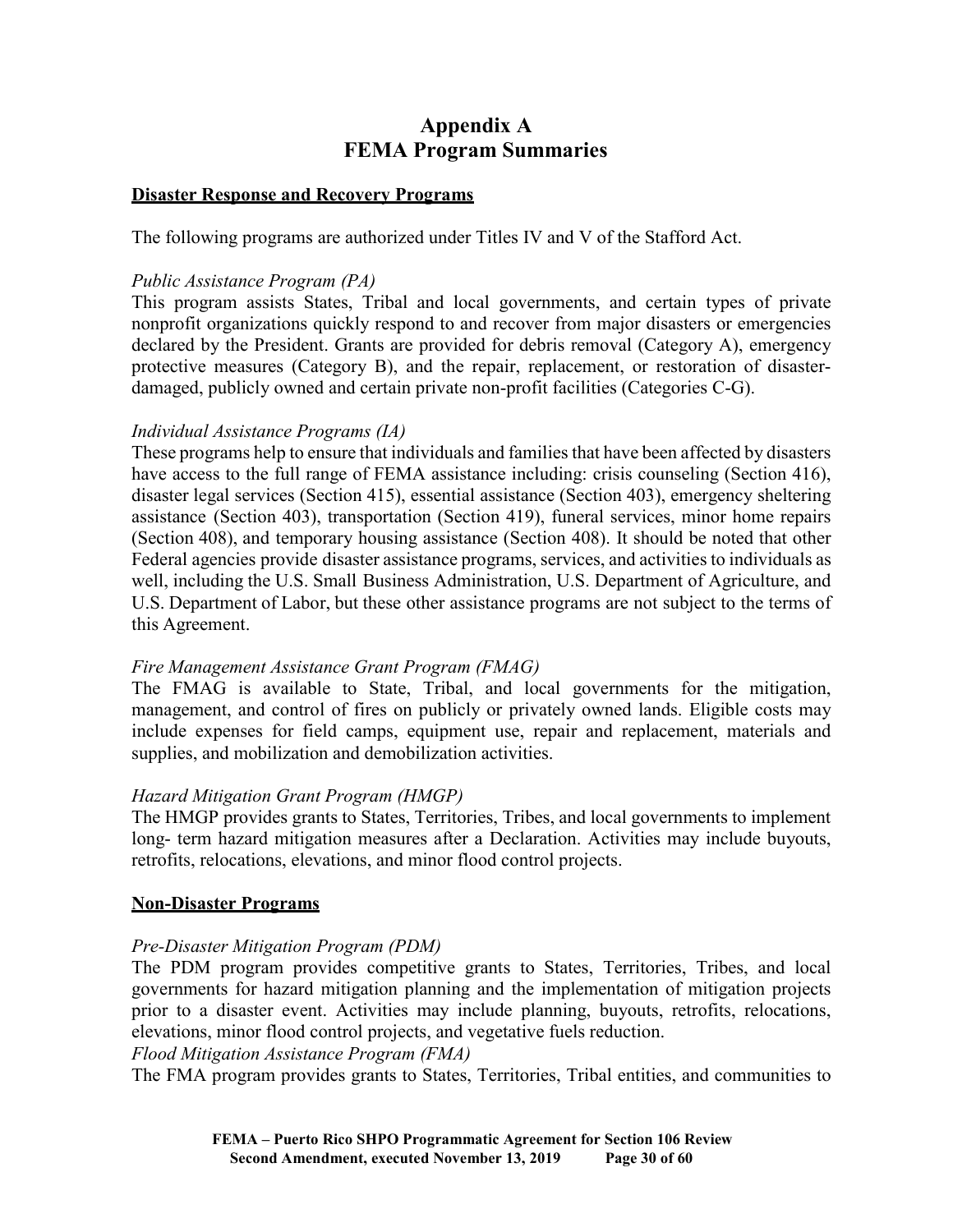# Appendix A
# FEMA Program Summaries

## Disaster Response and Recovery Programs

The following programs are authorized under Titles IV and V of the Stafford Act.

*Public Assistance Program (PA)*
This program assists States, Tribal and local governments, and certain types of private nonprofit organizations quickly respond to and recover from major disasters or emergencies declared by the President. Grants are provided for debris removal (Category A), emergency protective measures (Category B), and the repair, replacement, or restoration of disaster-damaged, publicly owned and certain private non-profit facilities (Categories C-G).

*Individual Assistance Programs (IA)*
These programs help to ensure that individuals and families that have been affected by disasters have access to the full range of FEMA assistance including: crisis counseling (Section 416), disaster legal services (Section 415), essential assistance (Section 403), emergency sheltering assistance (Section 403), transportation (Section 419), funeral services, minor home repairs (Section 408), and temporary housing assistance (Section 408). It should be noted that other Federal agencies provide disaster assistance programs, services, and activities to individuals as well, including the U.S. Small Business Administration, U.S. Department of Agriculture, and U.S. Department of Labor, but these other assistance programs are not subject to the terms of this Agreement.

*Fire Management Assistance Grant Program (FMAG)*
The FMAG is available to State, Tribal, and local governments for the mitigation, management, and control of fires on publicly or privately owned lands. Eligible costs may include expenses for field camps, equipment use, repair and replacement, materials and supplies, and mobilization and demobilization activities.

*Hazard Mitigation Grant Program (HMGP)*
The HMGP provides grants to States, Territories, Tribes, and local governments to implement long- term hazard mitigation measures after a Declaration. Activities may include buyouts, retrofits, relocations, elevations, and minor flood control projects.

## Non-Disaster Programs

*Pre-Disaster Mitigation Program (PDM)*
The PDM program provides competitive grants to States, Territories, Tribes, and local governments for hazard mitigation planning and the implementation of mitigation projects prior to a disaster event. Activities may include planning, buyouts, retrofits, relocations, elevations, minor flood control projects, and vegetative fuels reduction.

*Flood Mitigation Assistance Program (FMA)*
The FMA program provides grants to States, Territories, Tribal entities, and communities to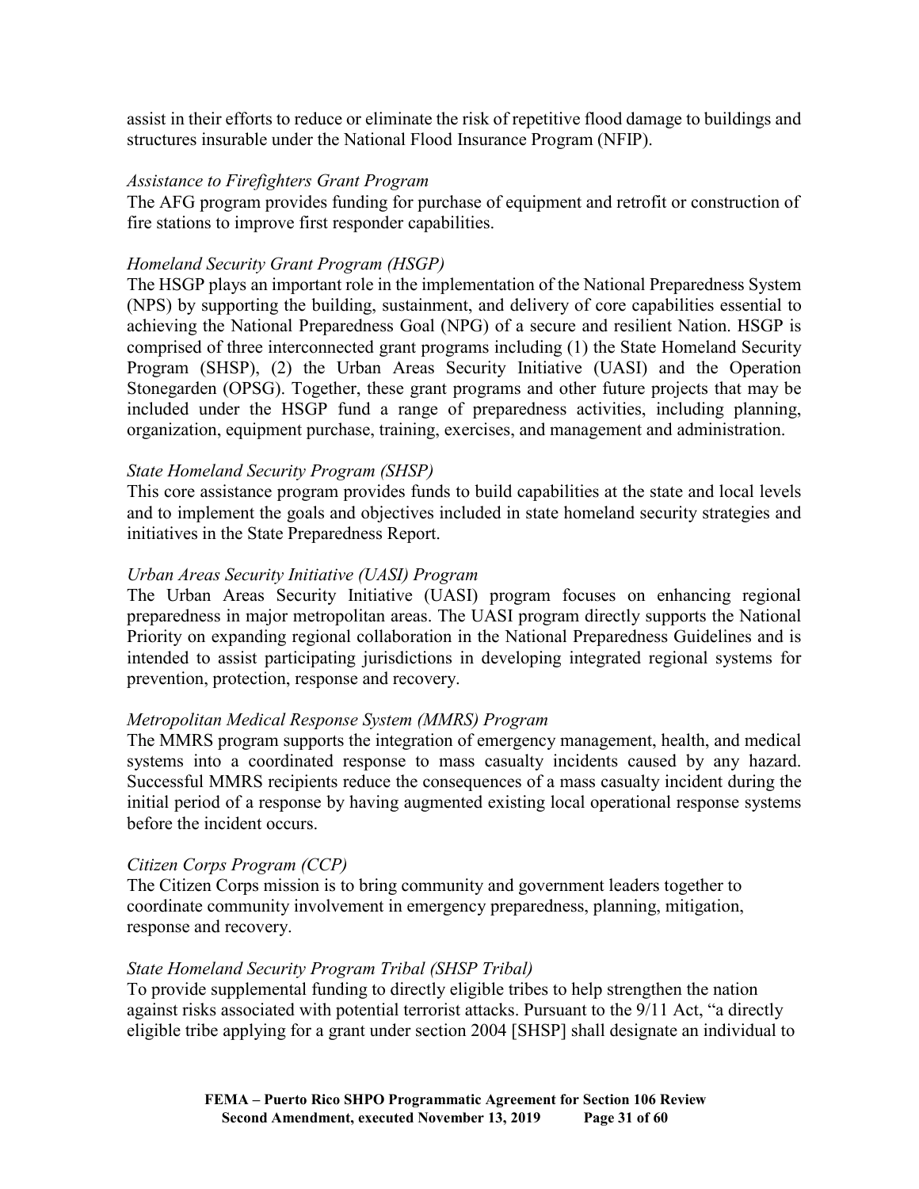assist in their efforts to reduce or eliminate the risk of repetitive flood damage to buildings and structures insurable under the National Flood Insurance Program (NFIP).

*Assistance to Firefighters Grant Program*

The AFG program provides funding for purchase of equipment and retrofit or construction of fire stations to improve first responder capabilities.

*Homeland Security Grant Program (HSGP)*

The HSGP plays an important role in the implementation of the National Preparedness System (NPS) by supporting the building, sustainment, and delivery of core capabilities essential to achieving the National Preparedness Goal (NPG) of a secure and resilient Nation. HSGP is comprised of three interconnected grant programs including (1) the State Homeland Security Program (SHSP), (2) the Urban Areas Security Initiative (UASI) and the Operation Stonegarden (OPSG). Together, these grant programs and other future projects that may be included under the HSGP fund a range of preparedness activities, including planning, organization, equipment purchase, training, exercises, and management and administration.

*State Homeland Security Program (SHSP)*

This core assistance program provides funds to build capabilities at the state and local levels and to implement the goals and objectives included in state homeland security strategies and initiatives in the State Preparedness Report.

*Urban Areas Security Initiative (UASI) Program*

The Urban Areas Security Initiative (UASI) program focuses on enhancing regional preparedness in major metropolitan areas. The UASI program directly supports the National Priority on expanding regional collaboration in the National Preparedness Guidelines and is intended to assist participating jurisdictions in developing integrated regional systems for prevention, protection, response and recovery.

*Metropolitan Medical Response System (MMRS) Program*

The MMRS program supports the integration of emergency management, health, and medical systems into a coordinated response to mass casualty incidents caused by any hazard. Successful MMRS recipients reduce the consequences of a mass casualty incident during the initial period of a response by having augmented existing local operational response systems before the incident occurs.

*Citizen Corps Program (CCP)*

The Citizen Corps mission is to bring community and government leaders together to coordinate community involvement in emergency preparedness, planning, mitigation, response and recovery.

*State Homeland Security Program Tribal (SHSP Tribal)*

To provide supplemental funding to directly eligible tribes to help strengthen the nation against risks associated with potential terrorist attacks. Pursuant to the 9/11 Act, "a directly eligible tribe applying for a grant under section 2004 [SHSP] shall designate an individual to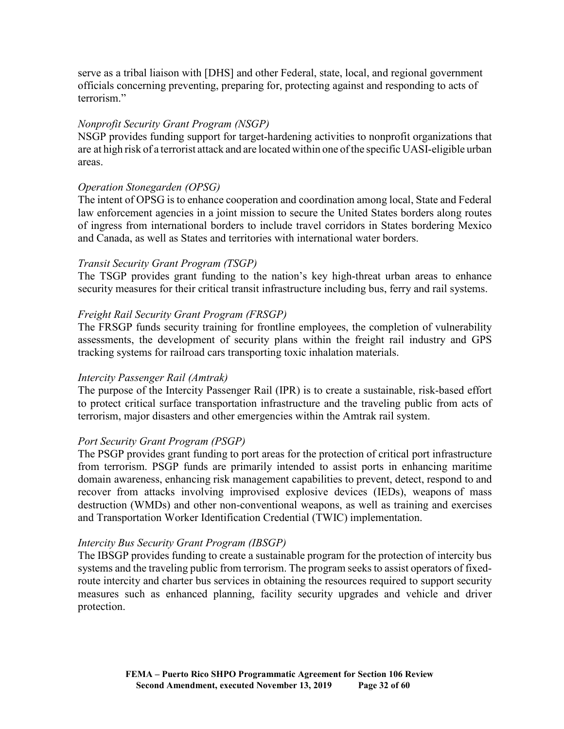serve as a tribal liaison with [DHS] and other Federal, state, local, and regional government officials concerning preventing, preparing for, protecting against and responding to acts of terrorism."

*Nonprofit Security Grant Program (NSGP)*

NSGP provides funding support for target-hardening activities to nonprofit organizations that are at high risk of a terrorist attack and are located within one of the specific UASI-eligible urban areas.

*Operation Stonegarden (OPSG)*

The intent of OPSG is to enhance cooperation and coordination among local, State and Federal law enforcement agencies in a joint mission to secure the United States borders along routes of ingress from international borders to include travel corridors in States bordering Mexico and Canada, as well as States and territories with international water borders.

*Transit Security Grant Program (TSGP)*

The TSGP provides grant funding to the nation's key high-threat urban areas to enhance security measures for their critical transit infrastructure including bus, ferry and rail systems.

*Freight Rail Security Grant Program (FRSGP)*

The FRSGP funds security training for frontline employees, the completion of vulnerability assessments, the development of security plans within the freight rail industry and GPS tracking systems for railroad cars transporting toxic inhalation materials.

*Intercity Passenger Rail (Amtrak)*

The purpose of the Intercity Passenger Rail (IPR) is to create a sustainable, risk-based effort to protect critical surface transportation infrastructure and the traveling public from acts of terrorism, major disasters and other emergencies within the Amtrak rail system.

*Port Security Grant Program (PSGP)*

The PSGP provides grant funding to port areas for the protection of critical port infrastructure from terrorism. PSGP funds are primarily intended to assist ports in enhancing maritime domain awareness, enhancing risk management capabilities to prevent, detect, respond to and recover from attacks involving improvised explosive devices (IEDs), weapons of mass destruction (WMDs) and other non-conventional weapons, as well as training and exercises and Transportation Worker Identification Credential (TWIC) implementation.

*Intercity Bus Security Grant Program (IBSGP)*

The IBSGP provides funding to create a sustainable program for the protection of intercity bus systems and the traveling public from terrorism. The program seeks to assist operators of fixed-route intercity and charter bus services in obtaining the resources required to support security measures such as enhanced planning, facility security upgrades and vehicle and driver protection.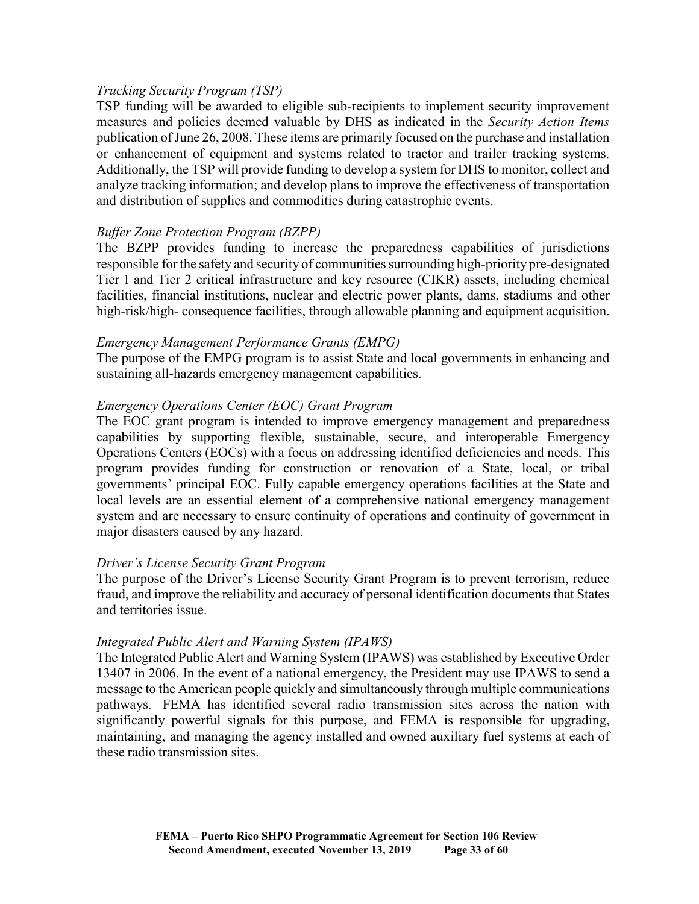*Trucking Security Program (TSP)*

TSP funding will be awarded to eligible sub-recipients to implement security improvement measures and policies deemed valuable by DHS as indicated in the *Security Action Items* publication of June 26, 2008. These items are primarily focused on the purchase and installation or enhancement of equipment and systems related to tractor and trailer tracking systems. Additionally, the TSP will provide funding to develop a system for DHS to monitor, collect and analyze tracking information; and develop plans to improve the effectiveness of transportation and distribution of supplies and commodities during catastrophic events.

*Buffer Zone Protection Program (BZPP)*

The BZPP provides funding to increase the preparedness capabilities of jurisdictions responsible for the safety and security of communities surrounding high-priority pre-designated Tier 1 and Tier 2 critical infrastructure and key resource (CIKR) assets, including chemical facilities, financial institutions, nuclear and electric power plants, dams, stadiums and other high-risk/high- consequence facilities, through allowable planning and equipment acquisition.

*Emergency Management Performance Grants (EMPG)*

The purpose of the EMPG program is to assist State and local governments in enhancing and sustaining all-hazards emergency management capabilities.

*Emergency Operations Center (EOC) Grant Program*

The EOC grant program is intended to improve emergency management and preparedness capabilities by supporting flexible, sustainable, secure, and interoperable Emergency Operations Centers (EOCs) with a focus on addressing identified deficiencies and needs. This program provides funding for construction or renovation of a State, local, or tribal governments' principal EOC. Fully capable emergency operations facilities at the State and local levels are an essential element of a comprehensive national emergency management system and are necessary to ensure continuity of operations and continuity of government in major disasters caused by any hazard.

*Driver's License Security Grant Program*

The purpose of the Driver's License Security Grant Program is to prevent terrorism, reduce fraud, and improve the reliability and accuracy of personal identification documents that States and territories issue.

*Integrated Public Alert and Warning System (IPAWS)*

The Integrated Public Alert and Warning System (IPAWS) was established by Executive Order 13407 in 2006. In the event of a national emergency, the President may use IPAWS to send a message to the American people quickly and simultaneously through multiple communications pathways. FEMA has identified several radio transmission sites across the nation with significantly powerful signals for this purpose, and FEMA is responsible for upgrading, maintaining, and managing the agency installed and owned auxiliary fuel systems at each of these radio transmission sites.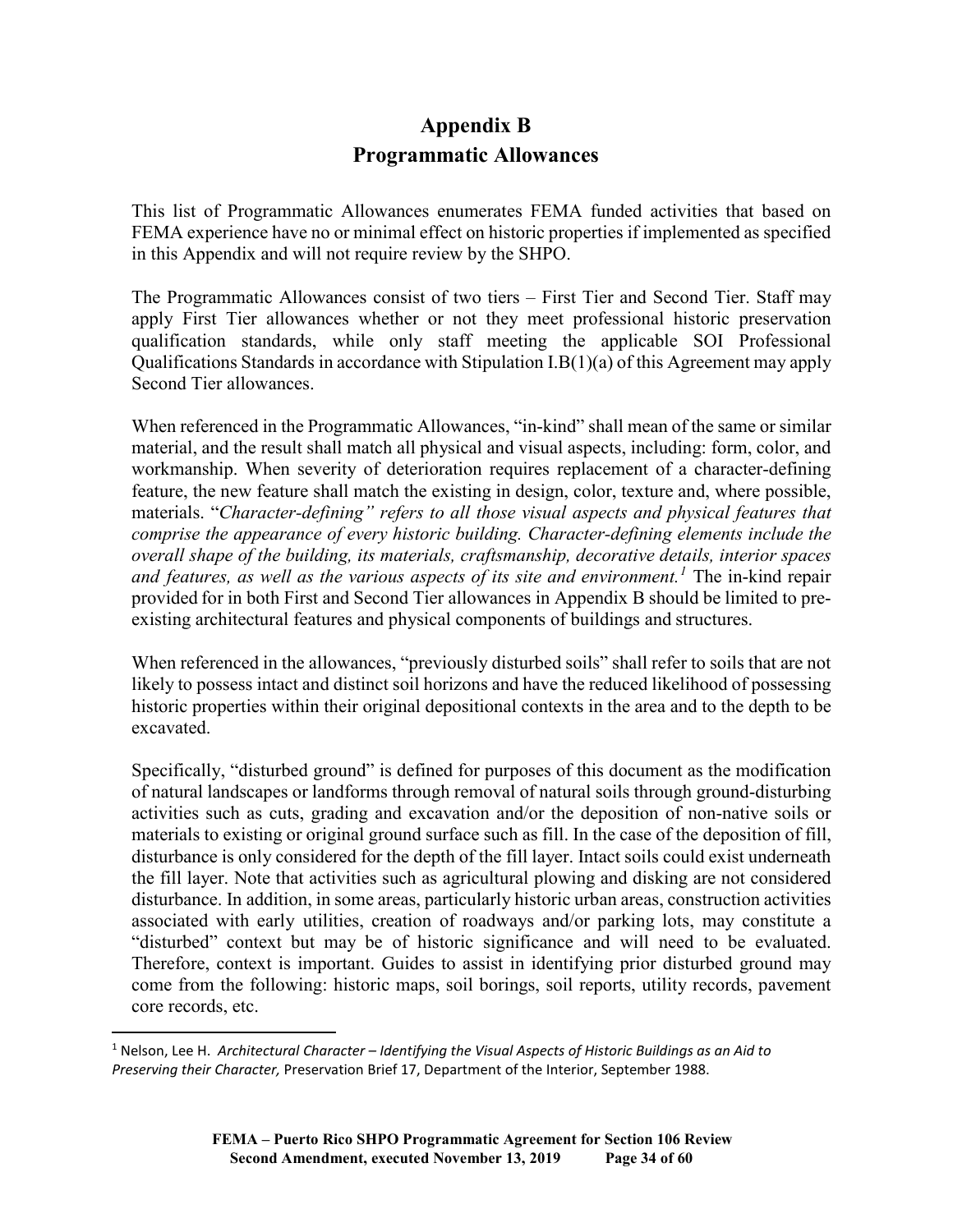# Appendix B
## Programmatic Allowances

This list of Programmatic Allowances enumerates FEMA funded activities that based on FEMA experience have no or minimal effect on historic properties if implemented as specified in this Appendix and will not require review by the SHPO.

The Programmatic Allowances consist of two tiers – First Tier and Second Tier. Staff may apply First Tier allowances whether or not they meet professional historic preservation qualification standards, while only staff meeting the applicable SOI Professional Qualifications Standards in accordance with Stipulation I.B(1)(a) of this Agreement may apply Second Tier allowances.

When referenced in the Programmatic Allowances, "in-kind" shall mean of the same or similar material, and the result shall match all physical and visual aspects, including: form, color, and workmanship. When severity of deterioration requires replacement of a character-defining feature, the new feature shall match the existing in design, color, texture and, where possible, materials. "*Character-defining" refers to all those visual aspects and physical features that comprise the appearance of every historic building. Character-defining elements include the overall shape of the building, its materials, craftsmanship, decorative details, interior spaces and features, as well as the various aspects of its site and environment.*[1] The in-kind repair provided for in both First and Second Tier allowances in Appendix B should be limited to pre-existing architectural features and physical components of buildings and structures.

When referenced in the allowances, "previously disturbed soils" shall refer to soils that are not likely to possess intact and distinct soil horizons and have the reduced likelihood of possessing historic properties within their original depositional contexts in the area and to the depth to be excavated.

Specifically, "disturbed ground" is defined for purposes of this document as the modification of natural landscapes or landforms through removal of natural soils through ground-disturbing activities such as cuts, grading and excavation and/or the deposition of non-native soils or materials to existing or original ground surface such as fill. In the case of the deposition of fill, disturbance is only considered for the depth of the fill layer. Intact soils could exist underneath the fill layer. Note that activities such as agricultural plowing and disking are not considered disturbance. In addition, in some areas, particularly historic urban areas, construction activities associated with early utilities, creation of roadways and/or parking lots, may constitute a "disturbed" context but may be of historic significance and will need to be evaluated. Therefore, context is important. Guides to assist in identifying prior disturbed ground may come from the following: historic maps, soil borings, soil reports, utility records, pavement core records, etc.

---

[1] Nelson, Lee H. *Architectural Character – Identifying the Visual Aspects of Historic Buildings as an Aid to Preserving their Character,* Preservation Brief 17, Department of the Interior, September 1988.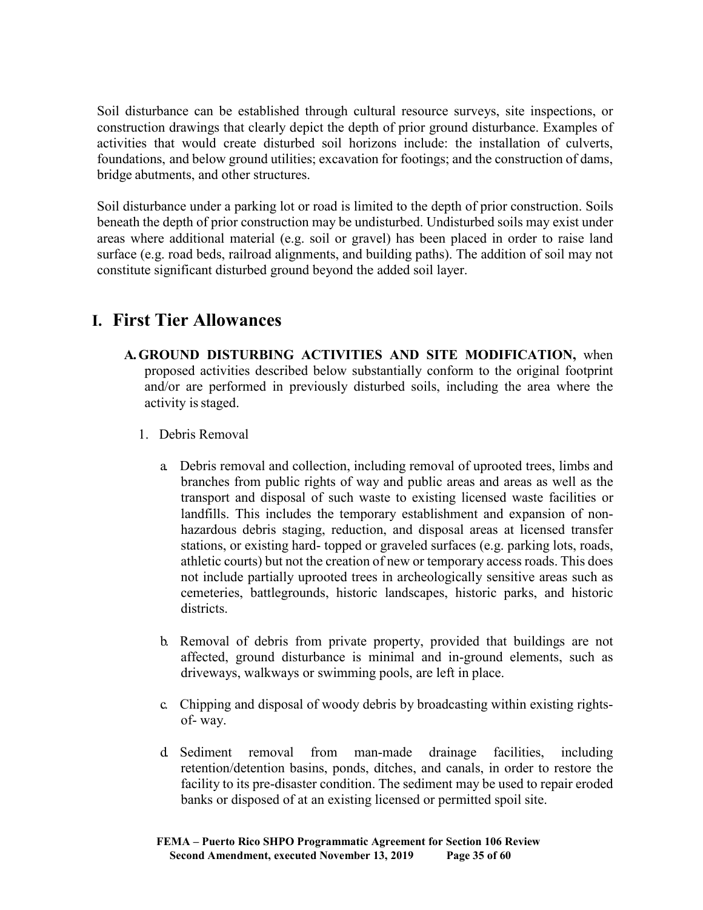Soil disturbance can be established through cultural resource surveys, site inspections, or construction drawings that clearly depict the depth of prior ground disturbance. Examples of activities that would create disturbed soil horizons include: the installation of culverts, foundations, and below ground utilities; excavation for footings; and the construction of dams, bridge abutments, and other structures.

Soil disturbance under a parking lot or road is limited to the depth of prior construction. Soils beneath the depth of prior construction may be undisturbed. Undisturbed soils may exist under areas where additional material (e.g. soil or gravel) has been placed in order to raise land surface (e.g. road beds, railroad alignments, and building paths). The addition of soil may not constitute significant disturbed ground beyond the added soil layer.

# I. First Tier Allowances

**A. GROUND DISTURBING ACTIVITIES AND SITE MODIFICATION,** when proposed activities described below substantially conform to the original footprint and/or are performed in previously disturbed soils, including the area where the activity is staged.

1. Debris Removal

   a. Debris removal and collection, including removal of uprooted trees, limbs and branches from public rights of way and public areas and areas as well as the transport and disposal of such waste to existing licensed waste facilities or landfills. This includes the temporary establishment and expansion of non-hazardous debris staging, reduction, and disposal areas at licensed transfer stations, or existing hard- topped or graveled surfaces (e.g. parking lots, roads, athletic courts) but not the creation of new or temporary access roads. This does not include partially uprooted trees in archeologically sensitive areas such as cemeteries, battlegrounds, historic landscapes, historic parks, and historic districts.

   b. Removal of debris from private property, provided that buildings are not affected, ground disturbance is minimal and in-ground elements, such as driveways, walkways or swimming pools, are left in place.

   c. Chipping and disposal of woody debris by broadcasting within existing rights-of- way.

   d. Sediment removal from man-made drainage facilities, including retention/detention basins, ponds, ditches, and canals, in order to restore the facility to its pre-disaster condition. The sediment may be used to repair eroded banks or disposed of at an existing licensed or permitted spoil site.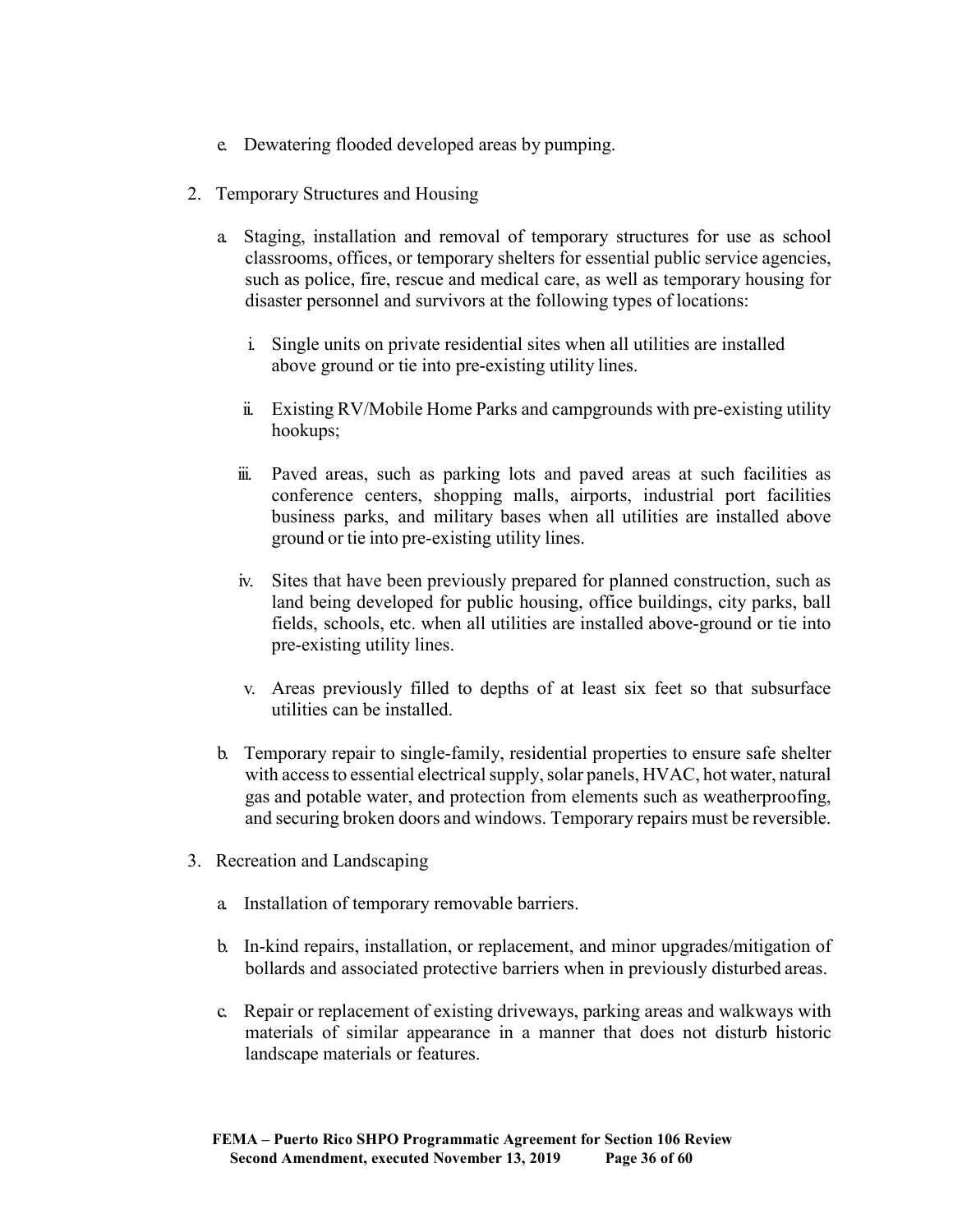e. Dewatering flooded developed areas by pumping.

2. Temporary Structures and Housing

   a. Staging, installation and removal of temporary structures for use as school classrooms, offices, or temporary shelters for essential public service agencies, such as police, fire, rescue and medical care, as well as temporary housing for disaster personnel and survivors at the following types of locations:

      i. Single units on private residential sites when all utilities are installed above ground or tie into pre-existing utility lines.

      ii. Existing RV/Mobile Home Parks and campgrounds with pre-existing utility hookups;

      iii. Paved areas, such as parking lots and paved areas at such facilities as conference centers, shopping malls, airports, industrial port facilities business parks, and military bases when all utilities are installed above ground or tie into pre-existing utility lines.

      iv. Sites that have been previously prepared for planned construction, such as land being developed for public housing, office buildings, city parks, ball fields, schools, etc. when all utilities are installed above-ground or tie into pre-existing utility lines.

      v. Areas previously filled to depths of at least six feet so that subsurface utilities can be installed.

   b. Temporary repair to single-family, residential properties to ensure safe shelter with access to essential electrical supply, solar panels, HVAC, hot water, natural gas and potable water, and protection from elements such as weatherproofing, and securing broken doors and windows. Temporary repairs must be reversible.

3. Recreation and Landscaping

   a. Installation of temporary removable barriers.

   b. In-kind repairs, installation, or replacement, and minor upgrades/mitigation of bollards and associated protective barriers when in previously disturbed areas.

   c. Repair or replacement of existing driveways, parking areas and walkways with materials of similar appearance in a manner that does not disturb historic landscape materials or features.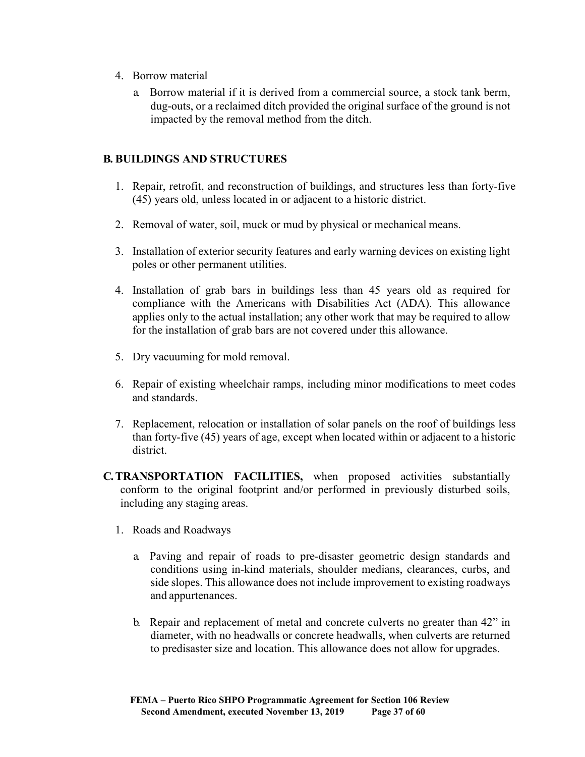4. Borrow material

   a. Borrow material if it is derived from a commercial source, a stock tank berm, dug-outs, or a reclaimed ditch provided the original surface of the ground is not impacted by the removal method from the ditch.

## B. BUILDINGS AND STRUCTURES

1. Repair, retrofit, and reconstruction of buildings, and structures less than forty-five (45) years old, unless located in or adjacent to a historic district.

2. Removal of water, soil, muck or mud by physical or mechanical means.

3. Installation of exterior security features and early warning devices on existing light poles or other permanent utilities.

4. Installation of grab bars in buildings less than 45 years old as required for compliance with the Americans with Disabilities Act (ADA). This allowance applies only to the actual installation; any other work that may be required to allow for the installation of grab bars are not covered under this allowance.

5. Dry vacuuming for mold removal.

6. Repair of existing wheelchair ramps, including minor modifications to meet codes and standards.

7. Replacement, relocation or installation of solar panels on the roof of buildings less than forty-five (45) years of age, except when located within or adjacent to a historic district.

## C. TRANSPORTATION FACILITIES, when proposed activities substantially conform to the original footprint and/or performed in previously disturbed soils, including any staging areas.

1. Roads and Roadways

   a. Paving and repair of roads to pre-disaster geometric design standards and conditions using in-kind materials, shoulder medians, clearances, curbs, and side slopes. This allowance does not include improvement to existing roadways and appurtenances.

   b. Repair and replacement of metal and concrete culverts no greater than 42" in diameter, with no headwalls or concrete headwalls, when culverts are returned to predisaster size and location. This allowance does not allow for upgrades.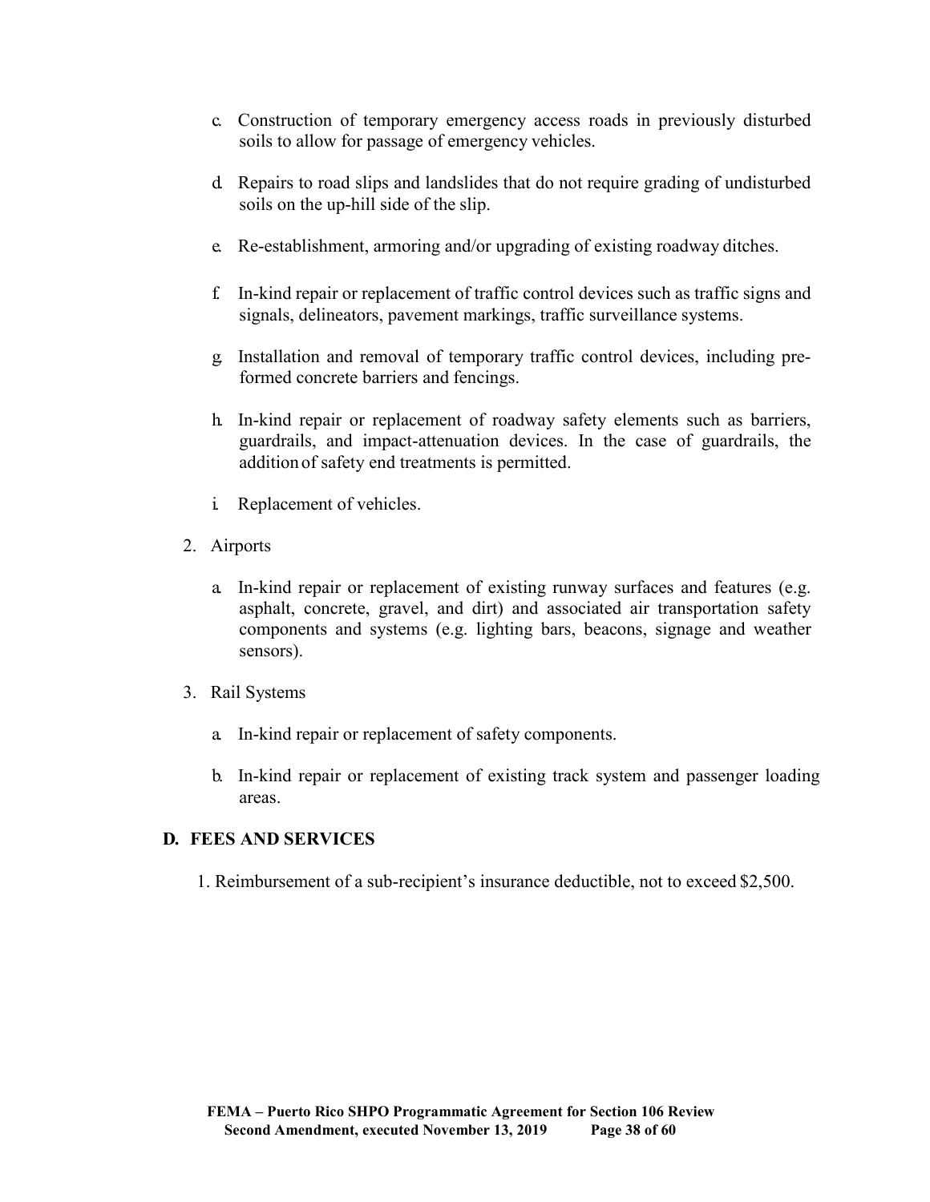c. Construction of temporary emergency access roads in previously disturbed soils to allow for passage of emergency vehicles.

d. Repairs to road slips and landslides that do not require grading of undisturbed soils on the up-hill side of the slip.

e. Re-establishment, armoring and/or upgrading of existing roadway ditches.

f. In-kind repair or replacement of traffic control devices such as traffic signs and signals, delineators, pavement markings, traffic surveillance systems.

g. Installation and removal of temporary traffic control devices, including pre-formed concrete barriers and fencings.

h. In-kind repair or replacement of roadway safety elements such as barriers, guardrails, and impact-attenuation devices. In the case of guardrails, the addition of safety end treatments is permitted.

i. Replacement of vehicles.

2. Airports

   a. In-kind repair or replacement of existing runway surfaces and features (e.g. asphalt, concrete, gravel, and dirt) and associated air transportation safety components and systems (e.g. lighting bars, beacons, signage and weather sensors).

3. Rail Systems

   a. In-kind repair or replacement of safety components.

   b. In-kind repair or replacement of existing track system and passenger loading areas.

## D. FEES AND SERVICES

1. Reimbursement of a sub-recipient's insurance deductible, not to exceed $2,500.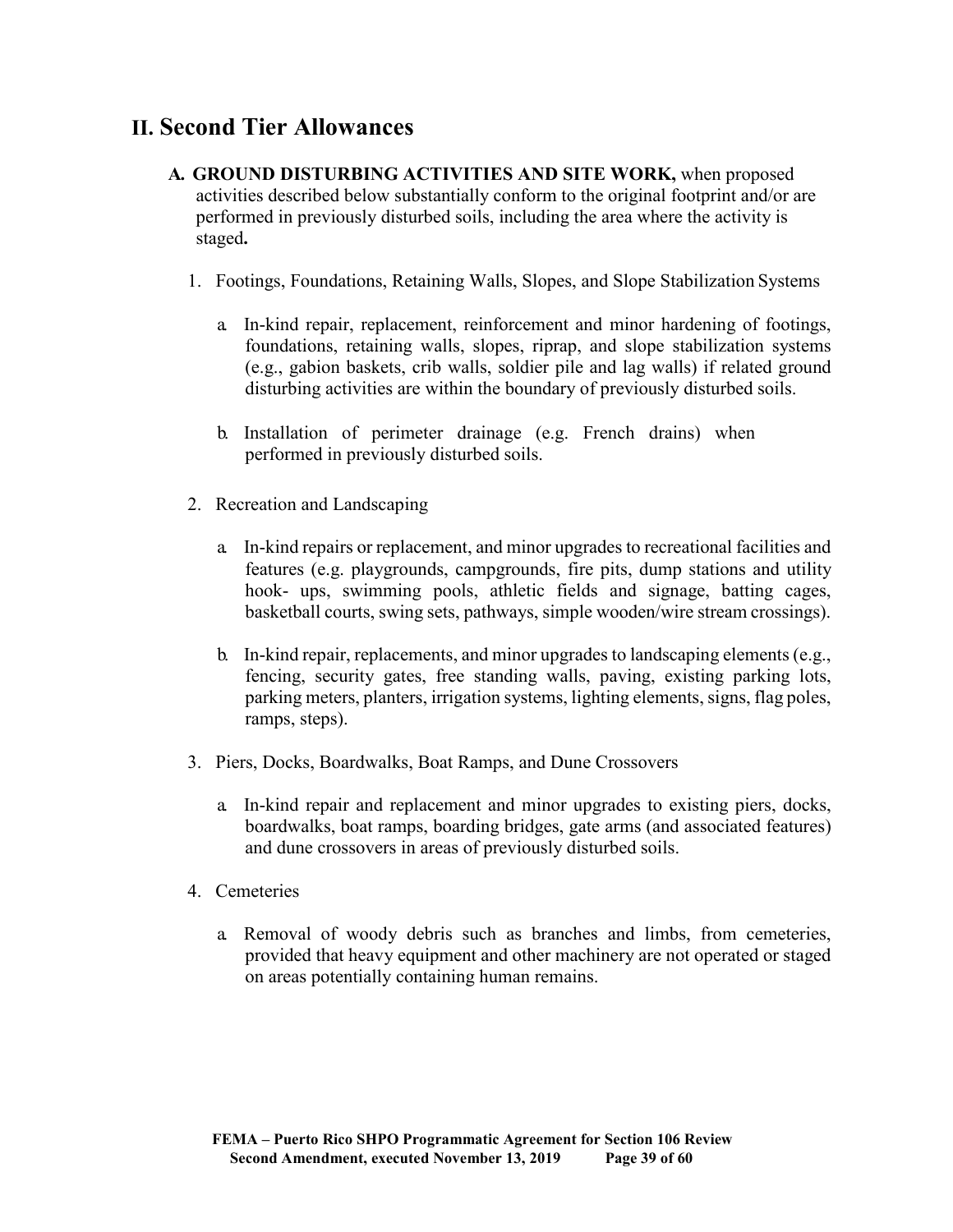## II. Second Tier Allowances

**A. GROUND DISTURBING ACTIVITIES AND SITE WORK,** when proposed activities described below substantially conform to the original footprint and/or are performed in previously disturbed soils, including the area where the activity is staged**.**

1. Footings, Foundations, Retaining Walls, Slopes, and Slope Stabilization Systems

   a. In-kind repair, replacement, reinforcement and minor hardening of footings, foundations, retaining walls, slopes, riprap, and slope stabilization systems (e.g., gabion baskets, crib walls, soldier pile and lag walls) if related ground disturbing activities are within the boundary of previously disturbed soils.

   b. Installation of perimeter drainage (e.g. French drains) when performed in previously disturbed soils.

2. Recreation and Landscaping

   a. In-kind repairs or replacement, and minor upgrades to recreational facilities and features (e.g. playgrounds, campgrounds, fire pits, dump stations and utility hook- ups, swimming pools, athletic fields and signage, batting cages, basketball courts, swing sets, pathways, simple wooden/wire stream crossings).

   b. In-kind repair, replacements, and minor upgrades to landscaping elements (e.g., fencing, security gates, free standing walls, paving, existing parking lots, parking meters, planters, irrigation systems, lighting elements, signs, flag poles, ramps, steps).

3. Piers, Docks, Boardwalks, Boat Ramps, and Dune Crossovers

   a. In-kind repair and replacement and minor upgrades to existing piers, docks, boardwalks, boat ramps, boarding bridges, gate arms (and associated features) and dune crossovers in areas of previously disturbed soils.

4. Cemeteries

   a. Removal of woody debris such as branches and limbs, from cemeteries, provided that heavy equipment and other machinery are not operated or staged on areas potentially containing human remains.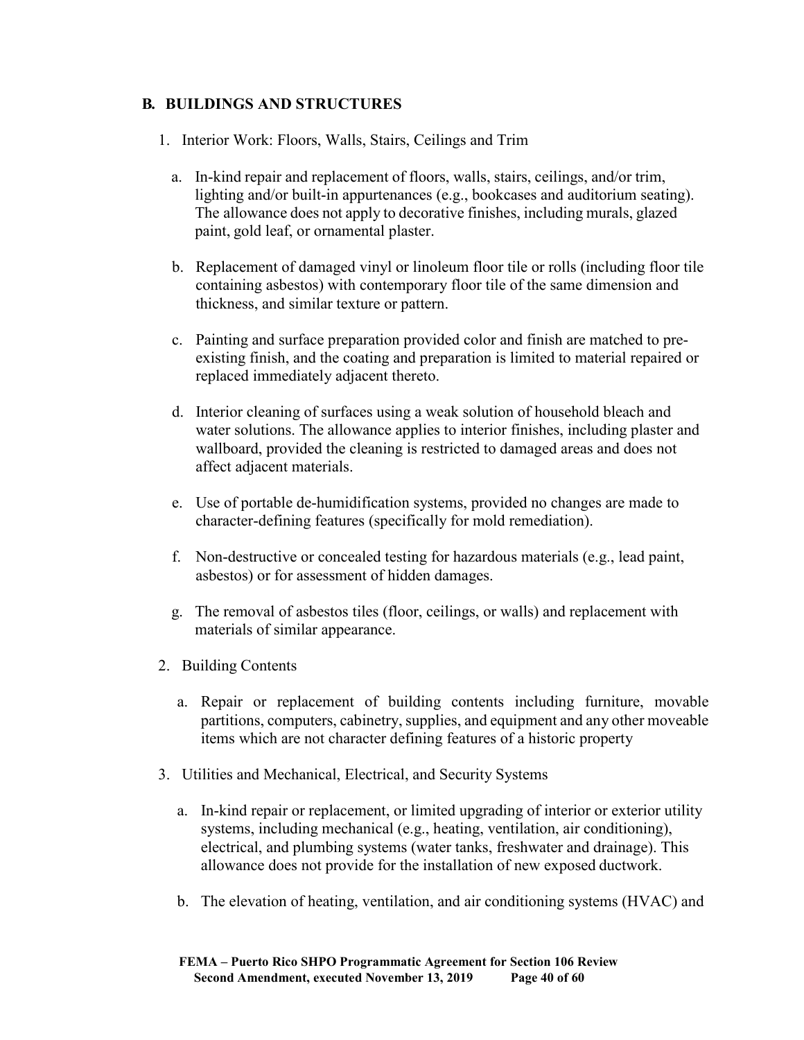## B. BUILDINGS AND STRUCTURES

1. Interior Work: Floors, Walls, Stairs, Ceilings and Trim

   a. In-kind repair and replacement of floors, walls, stairs, ceilings, and/or trim, lighting and/or built-in appurtenances (e.g., bookcases and auditorium seating). The allowance does not apply to decorative finishes, including murals, glazed paint, gold leaf, or ornamental plaster.

   b. Replacement of damaged vinyl or linoleum floor tile or rolls (including floor tile containing asbestos) with contemporary floor tile of the same dimension and thickness, and similar texture or pattern.

   c. Painting and surface preparation provided color and finish are matched to pre-existing finish, and the coating and preparation is limited to material repaired or replaced immediately adjacent thereto.

   d. Interior cleaning of surfaces using a weak solution of household bleach and water solutions. The allowance applies to interior finishes, including plaster and wallboard, provided the cleaning is restricted to damaged areas and does not affect adjacent materials.

   e. Use of portable de-humidification systems, provided no changes are made to character-defining features (specifically for mold remediation).

   f. Non-destructive or concealed testing for hazardous materials (e.g., lead paint, asbestos) or for assessment of hidden damages.

   g. The removal of asbestos tiles (floor, ceilings, or walls) and replacement with materials of similar appearance.

2. Building Contents

   a. Repair or replacement of building contents including furniture, movable partitions, computers, cabinetry, supplies, and equipment and any other moveable items which are not character defining features of a historic property

3. Utilities and Mechanical, Electrical, and Security Systems

   a. In-kind repair or replacement, or limited upgrading of interior or exterior utility systems, including mechanical (e.g., heating, ventilation, air conditioning), electrical, and plumbing systems (water tanks, freshwater and drainage). This allowance does not provide for the installation of new exposed ductwork.

   b. The elevation of heating, ventilation, and air conditioning systems (HVAC) and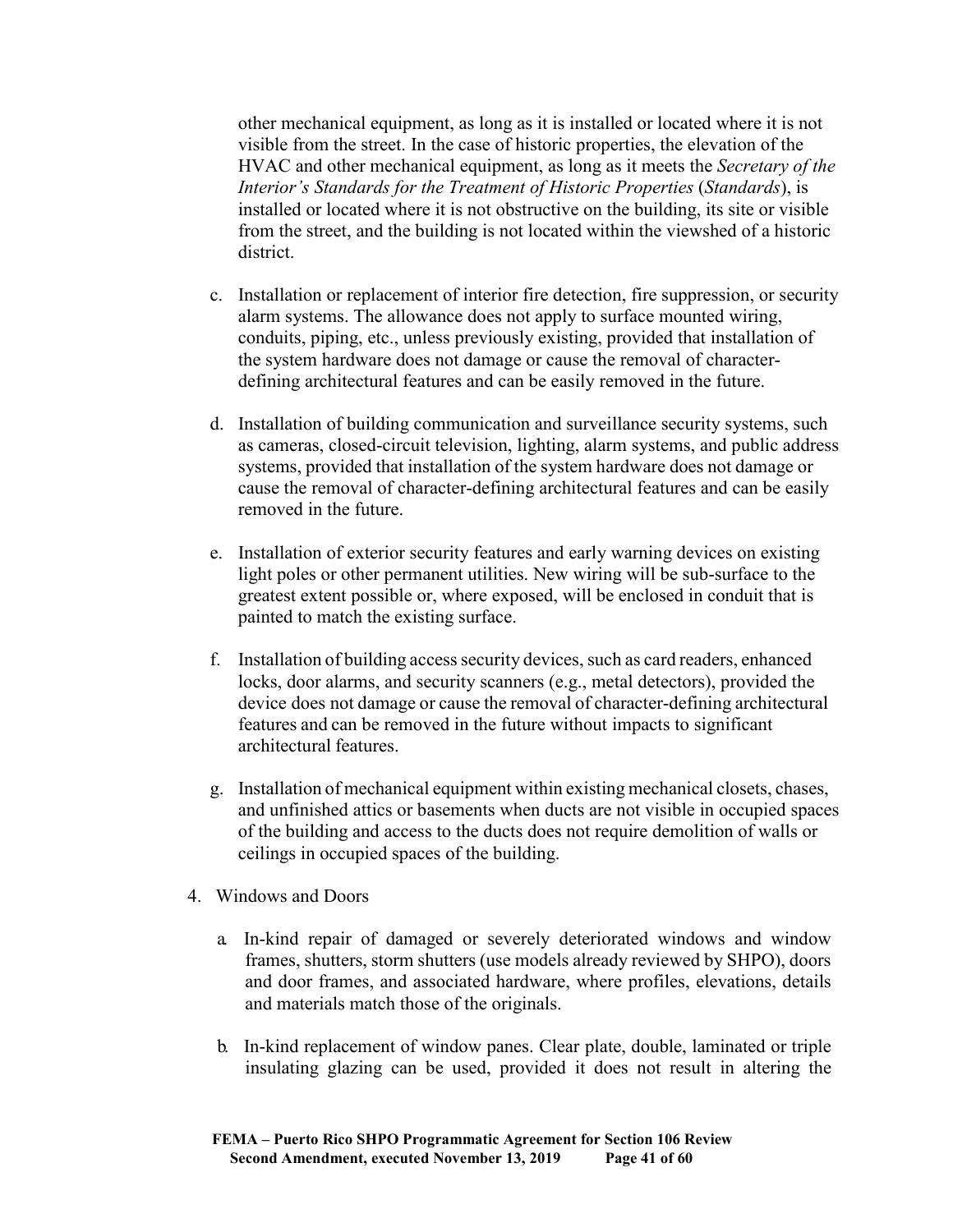other mechanical equipment, as long as it is installed or located where it is not visible from the street. In the case of historic properties, the elevation of the HVAC and other mechanical equipment, as long as it meets the *Secretary of the Interior's Standards for the Treatment of Historic Properties* (*Standards*), is installed or located where it is not obstructive on the building, its site or visible from the street, and the building is not located within the viewshed of a historic district.

c. Installation or replacement of interior fire detection, fire suppression, or security alarm systems. The allowance does not apply to surface mounted wiring, conduits, piping, etc., unless previously existing, provided that installation of the system hardware does not damage or cause the removal of character-defining architectural features and can be easily removed in the future.

d. Installation of building communication and surveillance security systems, such as cameras, closed-circuit television, lighting, alarm systems, and public address systems, provided that installation of the system hardware does not damage or cause the removal of character-defining architectural features and can be easily removed in the future.

e. Installation of exterior security features and early warning devices on existing light poles or other permanent utilities. New wiring will be sub-surface to the greatest extent possible or, where exposed, will be enclosed in conduit that is painted to match the existing surface.

f. Installation of building access security devices, such as card readers, enhanced locks, door alarms, and security scanners (e.g., metal detectors), provided the device does not damage or cause the removal of character-defining architectural features and can be removed in the future without impacts to significant architectural features.

g. Installation of mechanical equipment within existing mechanical closets, chases, and unfinished attics or basements when ducts are not visible in occupied spaces of the building and access to the ducts does not require demolition of walls or ceilings in occupied spaces of the building.

4. Windows and Doors

a. In-kind repair of damaged or severely deteriorated windows and window frames, shutters, storm shutters (use models already reviewed by SHPO), doors and door frames, and associated hardware, where profiles, elevations, details and materials match those of the originals.

b. In-kind replacement of window panes. Clear plate, double, laminated or triple insulating glazing can be used, provided it does not result in altering the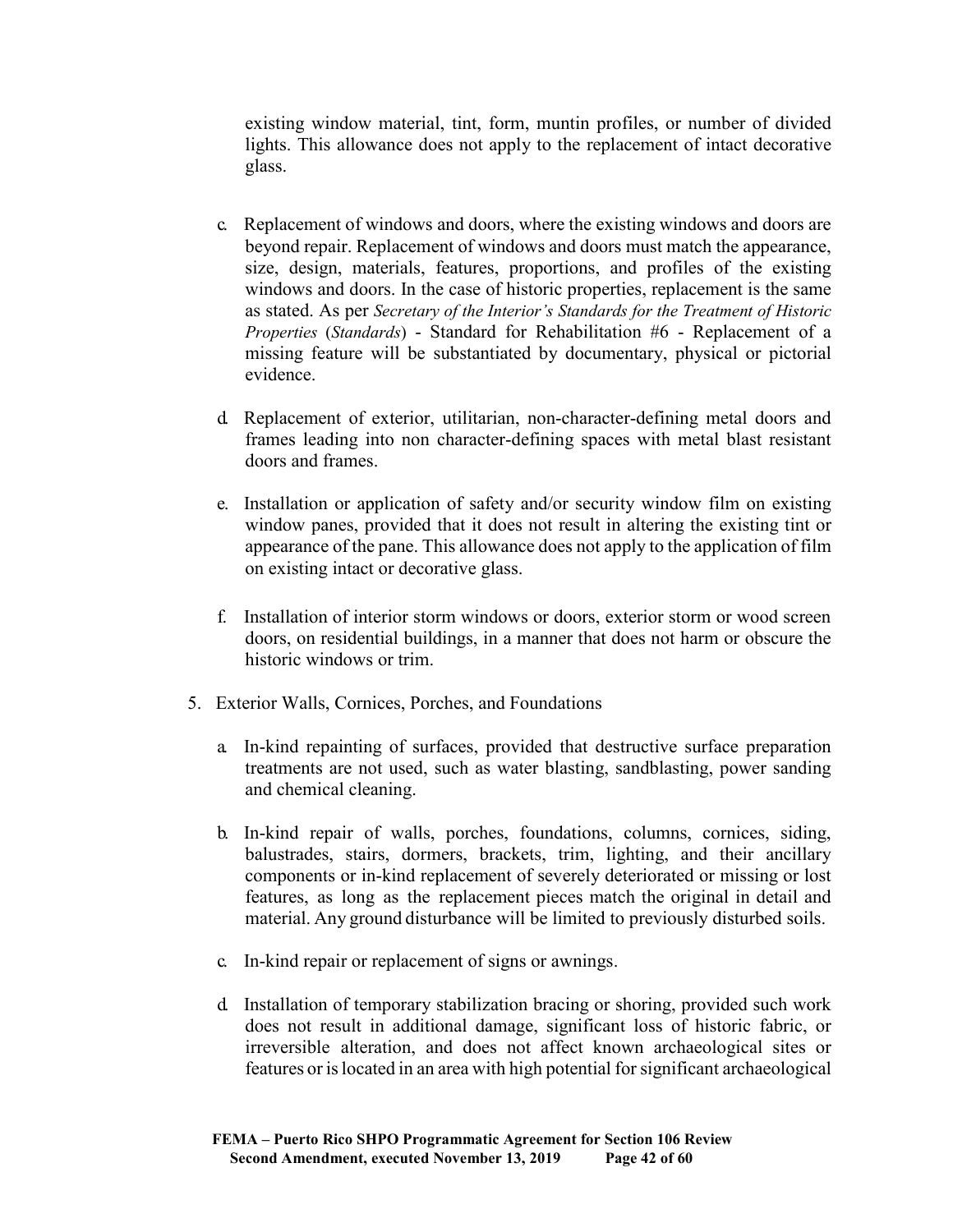existing window material, tint, form, muntin profiles, or number of divided lights. This allowance does not apply to the replacement of intact decorative glass.

c. Replacement of windows and doors, where the existing windows and doors are beyond repair. Replacement of windows and doors must match the appearance, size, design, materials, features, proportions, and profiles of the existing windows and doors. In the case of historic properties, replacement is the same as stated. As per *Secretary of the Interior's Standards for the Treatment of Historic Properties* (*Standards*) - Standard for Rehabilitation #6 - Replacement of a missing feature will be substantiated by documentary, physical or pictorial evidence.

d. Replacement of exterior, utilitarian, non-character-defining metal doors and frames leading into non character-defining spaces with metal blast resistant doors and frames.

e. Installation or application of safety and/or security window film on existing window panes, provided that it does not result in altering the existing tint or appearance of the pane. This allowance does not apply to the application of film on existing intact or decorative glass.

f. Installation of interior storm windows or doors, exterior storm or wood screen doors, on residential buildings, in a manner that does not harm or obscure the historic windows or trim.

5. Exterior Walls, Cornices, Porches, and Foundations

   a. In-kind repainting of surfaces, provided that destructive surface preparation treatments are not used, such as water blasting, sandblasting, power sanding and chemical cleaning.

   b. In-kind repair of walls, porches, foundations, columns, cornices, siding, balustrades, stairs, dormers, brackets, trim, lighting, and their ancillary components or in-kind replacement of severely deteriorated or missing or lost features, as long as the replacement pieces match the original in detail and material. Any ground disturbance will be limited to previously disturbed soils.

   c. In-kind repair or replacement of signs or awnings.

   d. Installation of temporary stabilization bracing or shoring, provided such work does not result in additional damage, significant loss of historic fabric, or irreversible alteration, and does not affect known archaeological sites or features or is located in an area with high potential for significant archaeological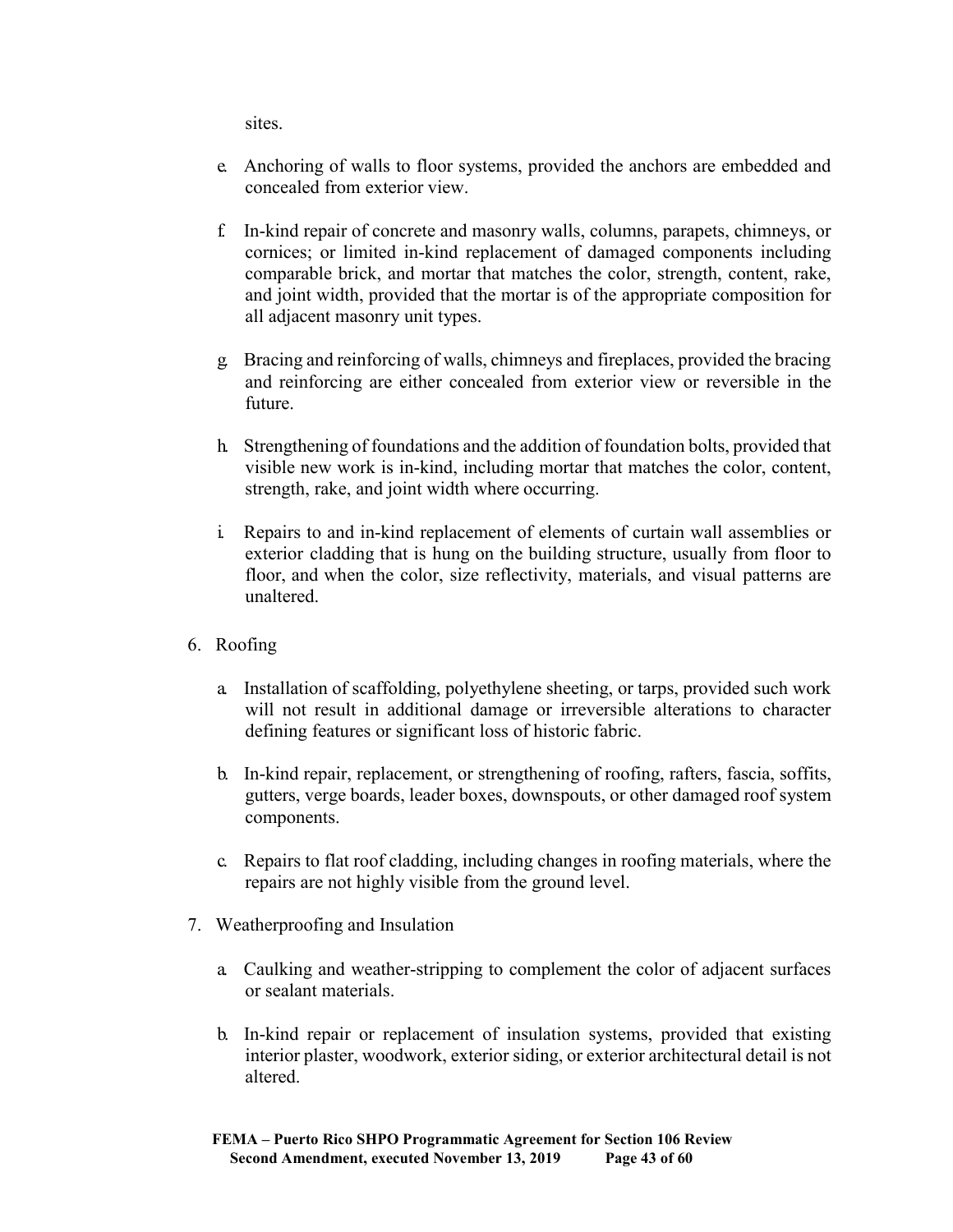sites.

e. Anchoring of walls to floor systems, provided the anchors are embedded and concealed from exterior view.

f. In-kind repair of concrete and masonry walls, columns, parapets, chimneys, or cornices; or limited in-kind replacement of damaged components including comparable brick, and mortar that matches the color, strength, content, rake, and joint width, provided that the mortar is of the appropriate composition for all adjacent masonry unit types.

g. Bracing and reinforcing of walls, chimneys and fireplaces, provided the bracing and reinforcing are either concealed from exterior view or reversible in the future.

h. Strengthening of foundations and the addition of foundation bolts, provided that visible new work is in-kind, including mortar that matches the color, content, strength, rake, and joint width where occurring.

i. Repairs to and in-kind replacement of elements of curtain wall assemblies or exterior cladding that is hung on the building structure, usually from floor to floor, and when the color, size reflectivity, materials, and visual patterns are unaltered.

6. Roofing

   a. Installation of scaffolding, polyethylene sheeting, or tarps, provided such work will not result in additional damage or irreversible alterations to character defining features or significant loss of historic fabric.

   b. In-kind repair, replacement, or strengthening of roofing, rafters, fascia, soffits, gutters, verge boards, leader boxes, downspouts, or other damaged roof system components.

   c. Repairs to flat roof cladding, including changes in roofing materials, where the repairs are not highly visible from the ground level.

7. Weatherproofing and Insulation

   a. Caulking and weather-stripping to complement the color of adjacent surfaces or sealant materials.

   b. In-kind repair or replacement of insulation systems, provided that existing interior plaster, woodwork, exterior siding, or exterior architectural detail is not altered.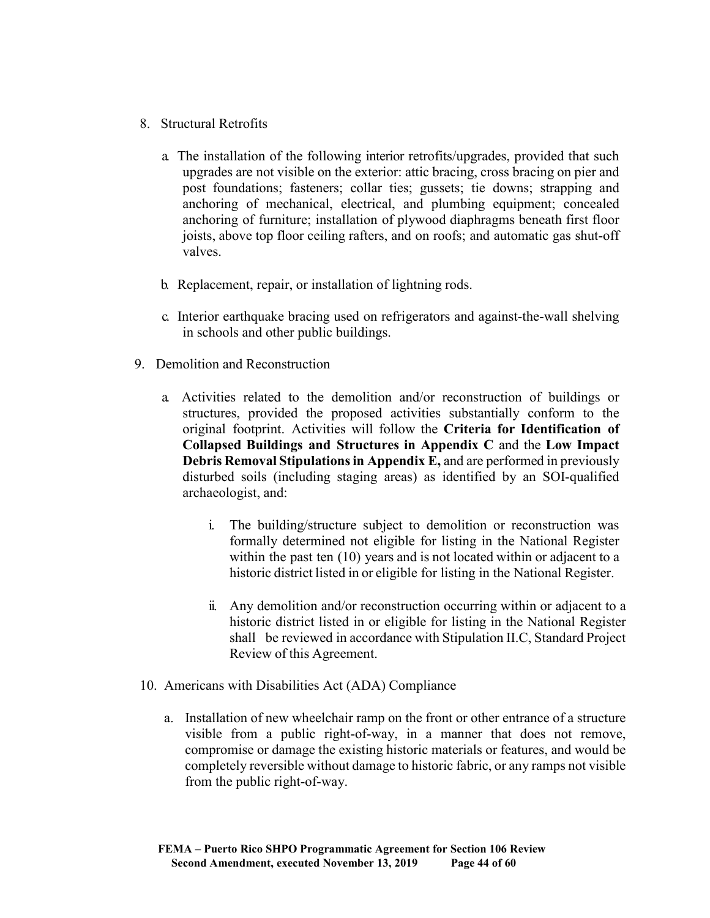8. Structural Retrofits

   a. The installation of the following interior retrofits/upgrades, provided that such upgrades are not visible on the exterior: attic bracing, cross bracing on pier and post foundations; fasteners; collar ties; gussets; tie downs; strapping and anchoring of mechanical, electrical, and plumbing equipment; concealed anchoring of furniture; installation of plywood diaphragms beneath first floor joists, above top floor ceiling rafters, and on roofs; and automatic gas shut-off valves.

   b. Replacement, repair, or installation of lightning rods.

   c. Interior earthquake bracing used on refrigerators and against-the-wall shelving in schools and other public buildings.

9. Demolition and Reconstruction

   a. Activities related to the demolition and/or reconstruction of buildings or structures, provided the proposed activities substantially conform to the original footprint. Activities will follow the **Criteria for Identification of Collapsed Buildings and Structures in Appendix C** and the **Low Impact Debris Removal Stipulations in Appendix E,** and are performed in previously disturbed soils (including staging areas) as identified by an SOI-qualified archaeologist, and:

      i. The building/structure subject to demolition or reconstruction was formally determined not eligible for listing in the National Register within the past ten (10) years and is not located within or adjacent to a historic district listed in or eligible for listing in the National Register.

      ii. Any demolition and/or reconstruction occurring within or adjacent to a historic district listed in or eligible for listing in the National Register shall be reviewed in accordance with Stipulation II.C, Standard Project Review of this Agreement.

10. Americans with Disabilities Act (ADA) Compliance

    a. Installation of new wheelchair ramp on the front or other entrance of a structure visible from a public right-of-way, in a manner that does not remove, compromise or damage the existing historic materials or features, and would be completely reversible without damage to historic fabric, or any ramps not visible from the public right-of-way.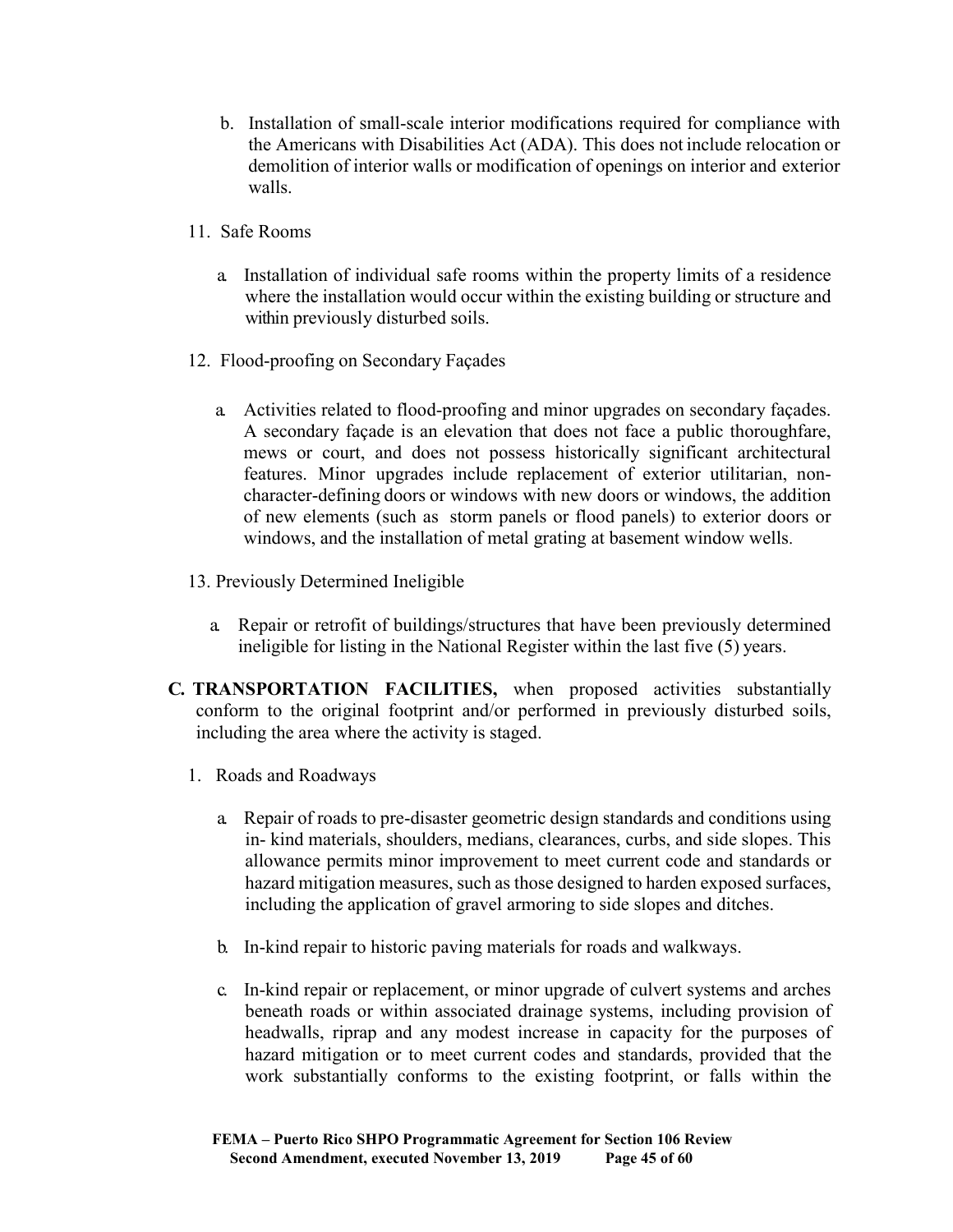b. Installation of small-scale interior modifications required for compliance with the Americans with Disabilities Act (ADA). This does not include relocation or demolition of interior walls or modification of openings on interior and exterior walls.

11. Safe Rooms

    a. Installation of individual safe rooms within the property limits of a residence where the installation would occur within the existing building or structure and within previously disturbed soils.

12. Flood-proofing on Secondary Façades

    a. Activities related to flood-proofing and minor upgrades on secondary façades. A secondary façade is an elevation that does not face a public thoroughfare, mews or court, and does not possess historically significant architectural features. Minor upgrades include replacement of exterior utilitarian, non-character-defining doors or windows with new doors or windows, the addition of new elements (such as storm panels or flood panels) to exterior doors or windows, and the installation of metal grating at basement window wells.

13. Previously Determined Ineligible

    a. Repair or retrofit of buildings/structures that have been previously determined ineligible for listing in the National Register within the last five (5) years.

**C. TRANSPORTATION FACILITIES,** when proposed activities substantially conform to the original footprint and/or performed in previously disturbed soils, including the area where the activity is staged.

1. Roads and Roadways

    a. Repair of roads to pre-disaster geometric design standards and conditions using in- kind materials, shoulders, medians, clearances, curbs, and side slopes. This allowance permits minor improvement to meet current code and standards or hazard mitigation measures, such as those designed to harden exposed surfaces, including the application of gravel armoring to side slopes and ditches.

    b. In-kind repair to historic paving materials for roads and walkways.

    c. In-kind repair or replacement, or minor upgrade of culvert systems and arches beneath roads or within associated drainage systems, including provision of headwalls, riprap and any modest increase in capacity for the purposes of hazard mitigation or to meet current codes and standards, provided that the work substantially conforms to the existing footprint, or falls within the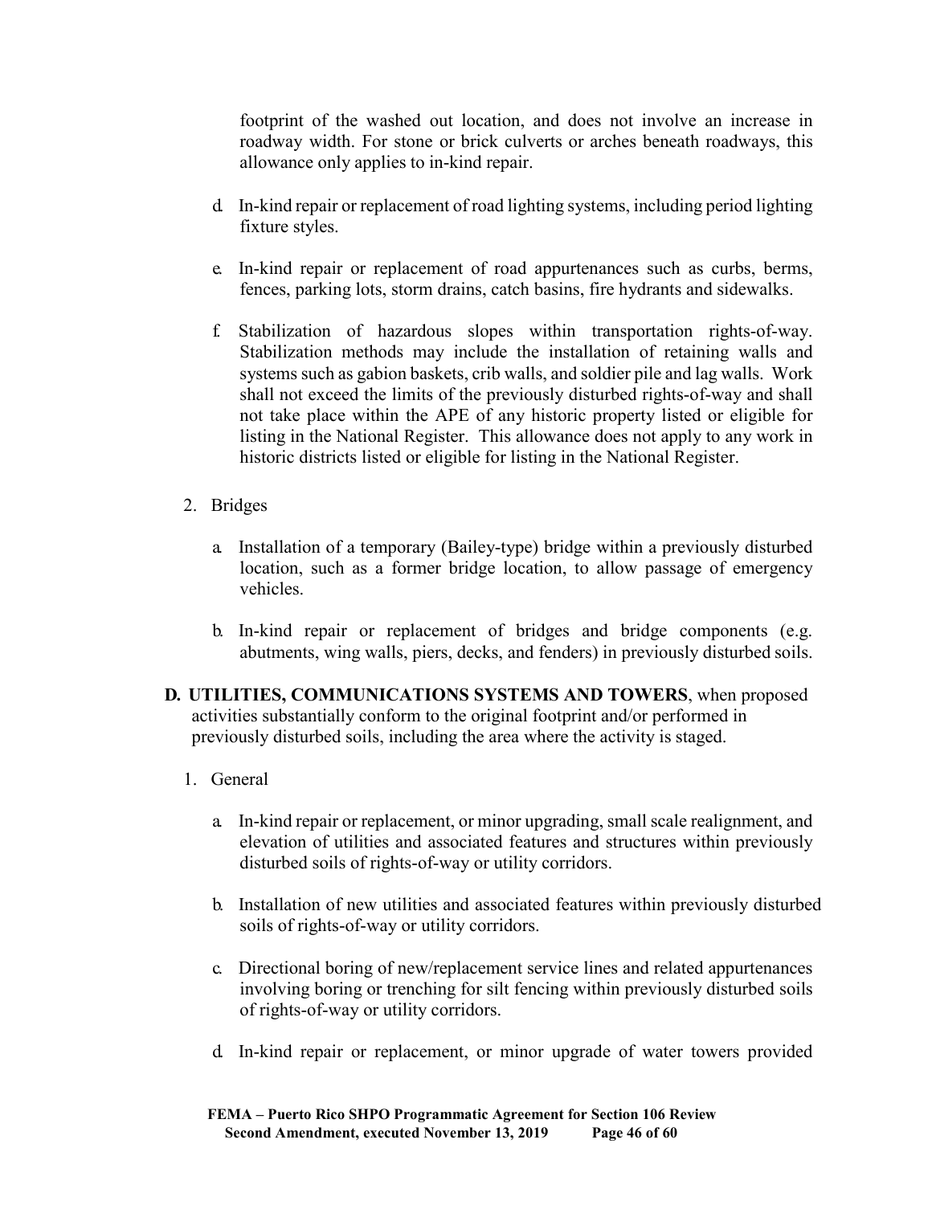footprint of the washed out location, and does not involve an increase in roadway width. For stone or brick culverts or arches beneath roadways, this allowance only applies to in-kind repair.

d. In-kind repair or replacement of road lighting systems, including period lighting fixture styles.

e. In-kind repair or replacement of road appurtenances such as curbs, berms, fences, parking lots, storm drains, catch basins, fire hydrants and sidewalks.

f. Stabilization of hazardous slopes within transportation rights-of-way. Stabilization methods may include the installation of retaining walls and systems such as gabion baskets, crib walls, and soldier pile and lag walls. Work shall not exceed the limits of the previously disturbed rights-of-way and shall not take place within the APE of any historic property listed or eligible for listing in the National Register. This allowance does not apply to any work in historic districts listed or eligible for listing in the National Register.

2. Bridges

   a. Installation of a temporary (Bailey-type) bridge within a previously disturbed location, such as a former bridge location, to allow passage of emergency vehicles.

   b. In-kind repair or replacement of bridges and bridge components (e.g. abutments, wing walls, piers, decks, and fenders) in previously disturbed soils.

**D. UTILITIES, COMMUNICATIONS SYSTEMS AND TOWERS**, when proposed activities substantially conform to the original footprint and/or performed in previously disturbed soils, including the area where the activity is staged.

1. General

   a. In-kind repair or replacement, or minor upgrading, small scale realignment, and elevation of utilities and associated features and structures within previously disturbed soils of rights-of-way or utility corridors.

   b. Installation of new utilities and associated features within previously disturbed soils of rights-of-way or utility corridors.

   c. Directional boring of new/replacement service lines and related appurtenances involving boring or trenching for silt fencing within previously disturbed soils of rights-of-way or utility corridors.

   d. In-kind repair or replacement, or minor upgrade of water towers provided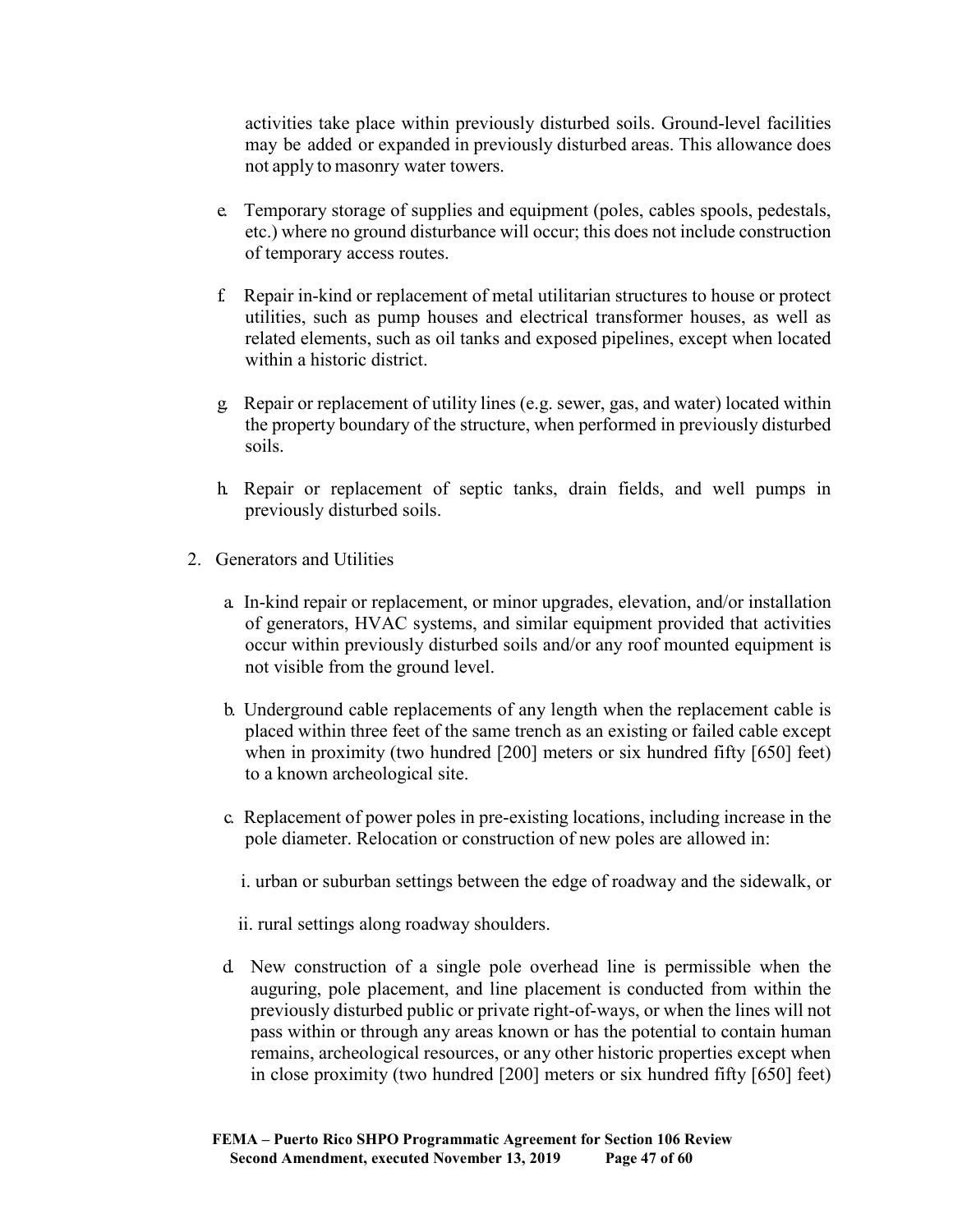activities take place within previously disturbed soils. Ground-level facilities may be added or expanded in previously disturbed areas. This allowance does not apply to masonry water towers.

e. Temporary storage of supplies and equipment (poles, cables spools, pedestals, etc.) where no ground disturbance will occur; this does not include construction of temporary access routes.

f. Repair in-kind or replacement of metal utilitarian structures to house or protect utilities, such as pump houses and electrical transformer houses, as well as related elements, such as oil tanks and exposed pipelines, except when located within a historic district.

g. Repair or replacement of utility lines (e.g. sewer, gas, and water) located within the property boundary of the structure, when performed in previously disturbed soils.

h. Repair or replacement of septic tanks, drain fields, and well pumps in previously disturbed soils.

2. Generators and Utilities

   a. In-kind repair or replacement, or minor upgrades, elevation, and/or installation of generators, HVAC systems, and similar equipment provided that activities occur within previously disturbed soils and/or any roof mounted equipment is not visible from the ground level.

   b. Underground cable replacements of any length when the replacement cable is placed within three feet of the same trench as an existing or failed cable except when in proximity (two hundred [200] meters or six hundred fifty [650] feet) to a known archeological site.

   c. Replacement of power poles in pre-existing locations, including increase in the pole diameter. Relocation or construction of new poles are allowed in:

      i. urban or suburban settings between the edge of roadway and the sidewalk, or

      ii. rural settings along roadway shoulders.

   d. New construction of a single pole overhead line is permissible when the auguring, pole placement, and line placement is conducted from within the previously disturbed public or private right-of-ways, or when the lines will not pass within or through any areas known or has the potential to contain human remains, archeological resources, or any other historic properties except when in close proximity (two hundred [200] meters or six hundred fifty [650] feet)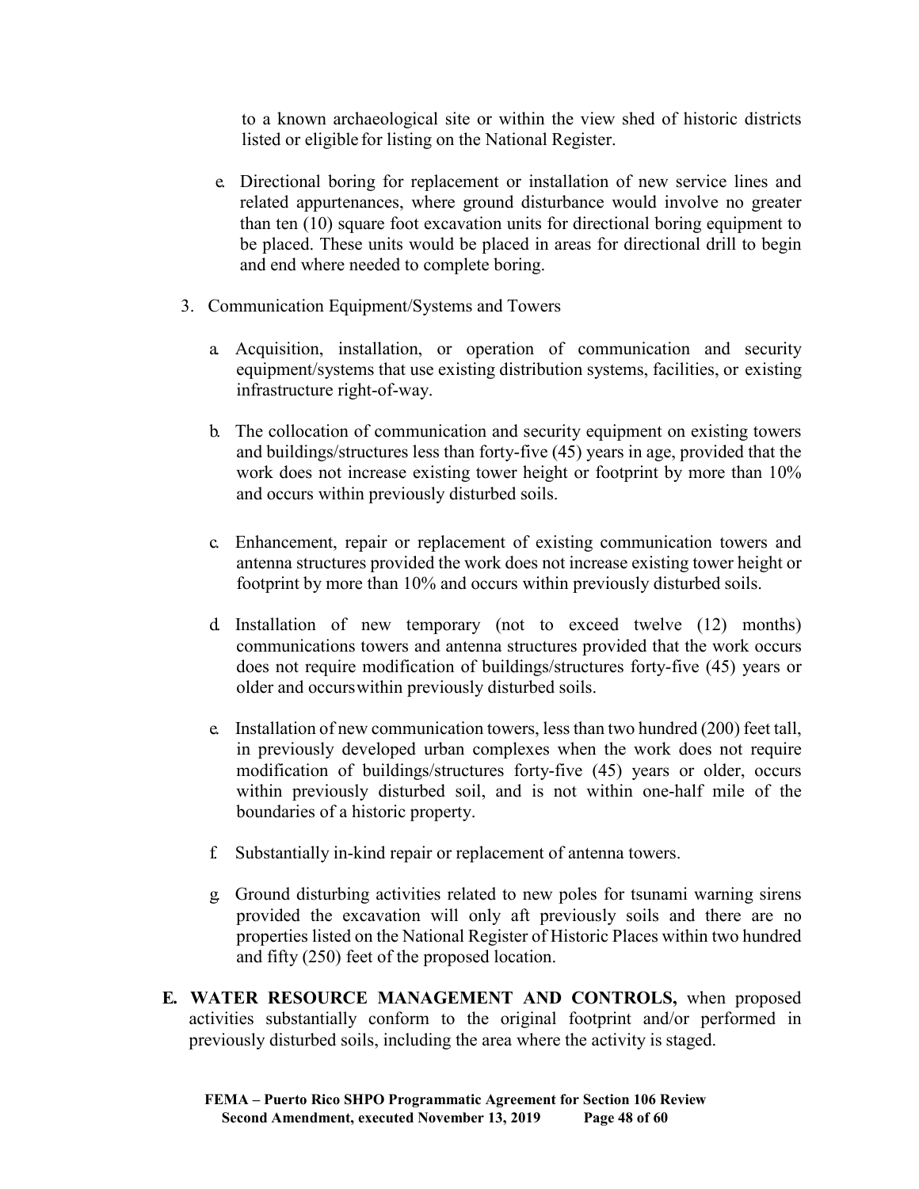to a known archaeological site or within the view shed of historic districts listed or eligible for listing on the National Register.

e. Directional boring for replacement or installation of new service lines and related appurtenances, where ground disturbance would involve no greater than ten (10) square foot excavation units for directional boring equipment to be placed. These units would be placed in areas for directional drill to begin and end where needed to complete boring.

3. Communication Equipment/Systems and Towers

   a. Acquisition, installation, or operation of communication and security equipment/systems that use existing distribution systems, facilities, or existing infrastructure right-of-way.

   b. The collocation of communication and security equipment on existing towers and buildings/structures less than forty-five (45) years in age, provided that the work does not increase existing tower height or footprint by more than 10% and occurs within previously disturbed soils.

   c. Enhancement, repair or replacement of existing communication towers and antenna structures provided the work does not increase existing tower height or footprint by more than 10% and occurs within previously disturbed soils.

   d. Installation of new temporary (not to exceed twelve (12) months) communications towers and antenna structures provided that the work occurs does not require modification of buildings/structures forty-five (45) years or older and occurswithin previously disturbed soils.

   e. Installation of new communication towers, less than two hundred (200) feet tall, in previously developed urban complexes when the work does not require modification of buildings/structures forty-five (45) years or older, occurs within previously disturbed soil, and is not within one-half mile of the boundaries of a historic property.

   f. Substantially in-kind repair or replacement of antenna towers.

   g. Ground disturbing activities related to new poles for tsunami warning sirens provided the excavation will only aft previously soils and there are no properties listed on the National Register of Historic Places within two hundred and fifty (250) feet of the proposed location.

**E. WATER RESOURCE MANAGEMENT AND CONTROLS,** when proposed activities substantially conform to the original footprint and/or performed in previously disturbed soils, including the area where the activity is staged.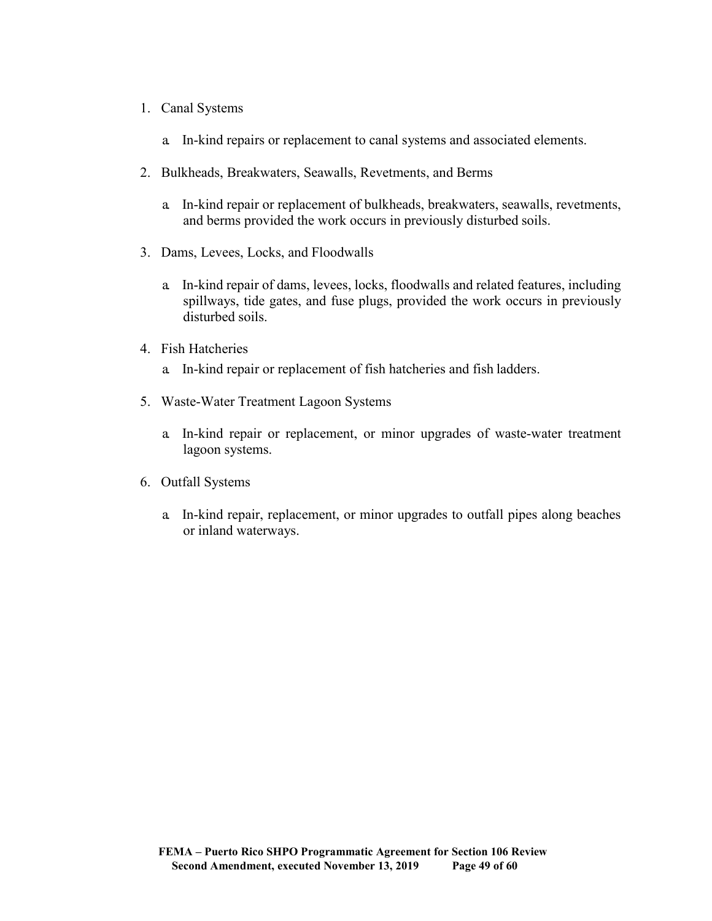1. Canal Systems

    a. In-kind repairs or replacement to canal systems and associated elements.

2. Bulkheads, Breakwaters, Seawalls, Revetments, and Berms

    a. In-kind repair or replacement of bulkheads, breakwaters, seawalls, revetments, and berms provided the work occurs in previously disturbed soils.

3. Dams, Levees, Locks, and Floodwalls

    a. In-kind repair of dams, levees, locks, floodwalls and related features, including spillways, tide gates, and fuse plugs, provided the work occurs in previously disturbed soils.

4. Fish Hatcheries

    a. In-kind repair or replacement of fish hatcheries and fish ladders.

5. Waste-Water Treatment Lagoon Systems

    a. In-kind repair or replacement, or minor upgrades of waste-water treatment lagoon systems.

6. Outfall Systems

    a. In-kind repair, replacement, or minor upgrades to outfall pipes along beaches or inland waterways.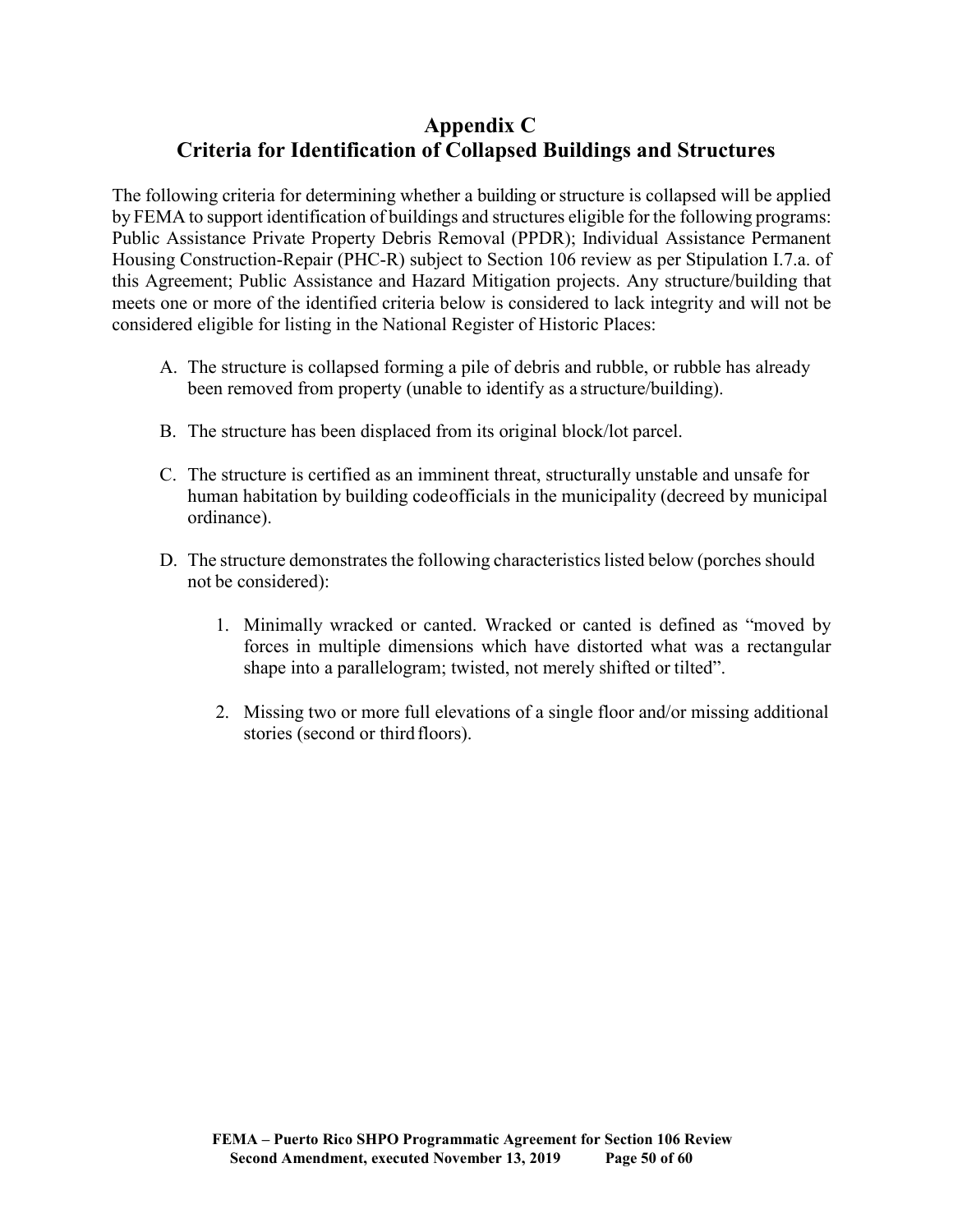# Appendix C
# Criteria for Identification of Collapsed Buildings and Structures

The following criteria for determining whether a building or structure is collapsed will be applied by FEMA to support identification of buildings and structures eligible for the following programs: Public Assistance Private Property Debris Removal (PPDR); Individual Assistance Permanent Housing Construction-Repair (PHC-R) subject to Section 106 review as per Stipulation I.7.a. of this Agreement; Public Assistance and Hazard Mitigation projects. Any structure/building that meets one or more of the identified criteria below is considered to lack integrity and will not be considered eligible for listing in the National Register of Historic Places:

A. The structure is collapsed forming a pile of debris and rubble, or rubble has already been removed from property (unable to identify as a structure/building).

B. The structure has been displaced from its original block/lot parcel.

C. The structure is certified as an imminent threat, structurally unstable and unsafe for human habitation by building code officials in the municipality (decreed by municipal ordinance).

D. The structure demonstrates the following characteristics listed below (porches should not be considered):

   1. Minimally wracked or canted. Wracked or canted is defined as "moved by forces in multiple dimensions which have distorted what was a rectangular shape into a parallelogram; twisted, not merely shifted or tilted".

   2. Missing two or more full elevations of a single floor and/or missing additional stories (second or third floors).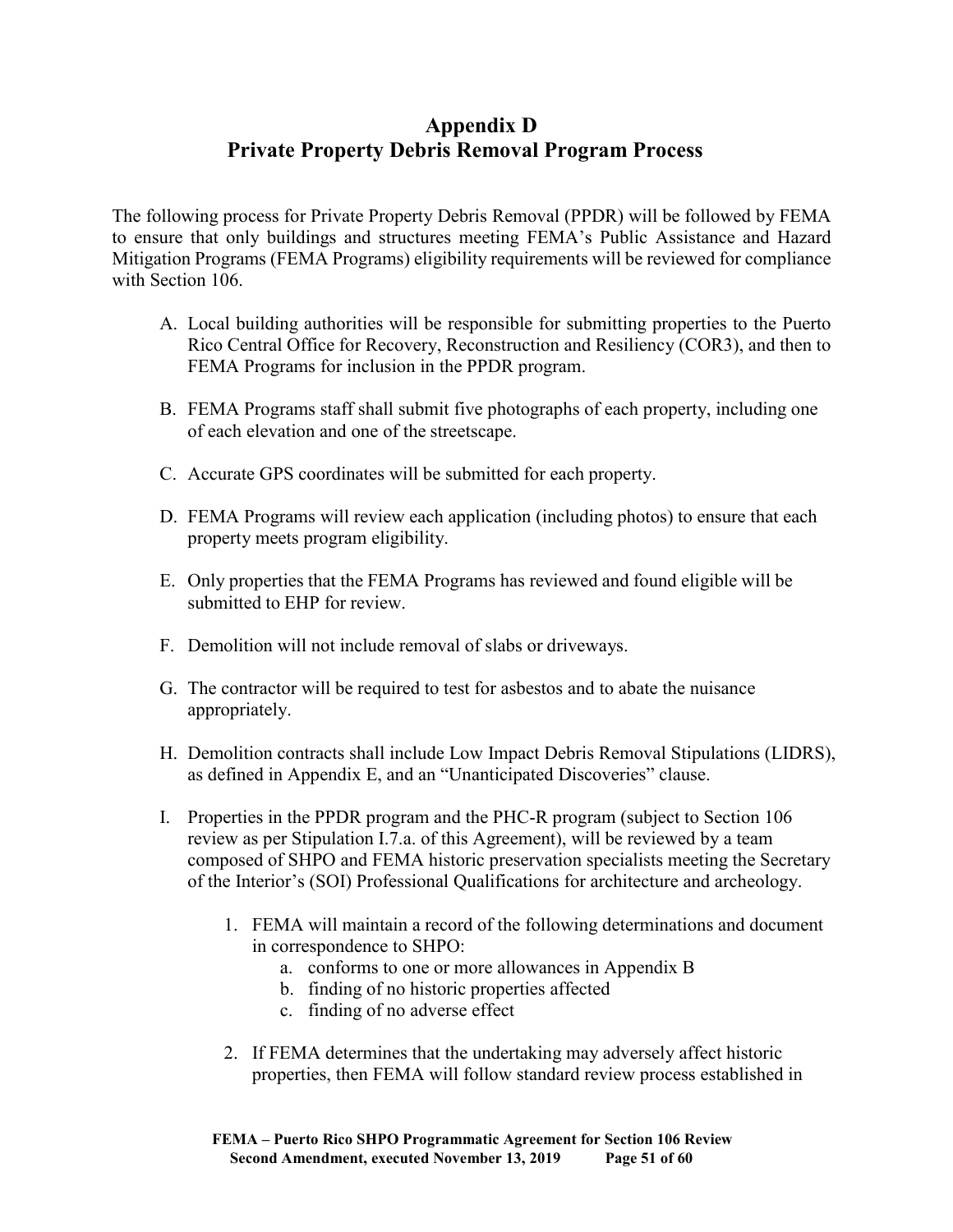# Appendix D
# Private Property Debris Removal Program Process

The following process for Private Property Debris Removal (PPDR) will be followed by FEMA to ensure that only buildings and structures meeting FEMA's Public Assistance and Hazard Mitigation Programs (FEMA Programs) eligibility requirements will be reviewed for compliance with Section 106.

A. Local building authorities will be responsible for submitting properties to the Puerto Rico Central Office for Recovery, Reconstruction and Resiliency (COR3), and then to FEMA Programs for inclusion in the PPDR program.

B. FEMA Programs staff shall submit five photographs of each property, including one of each elevation and one of the streetscape.

C. Accurate GPS coordinates will be submitted for each property.

D. FEMA Programs will review each application (including photos) to ensure that each property meets program eligibility.

E. Only properties that the FEMA Programs has reviewed and found eligible will be submitted to EHP for review.

F. Demolition will not include removal of slabs or driveways.

G. The contractor will be required to test for asbestos and to abate the nuisance appropriately.

H. Demolition contracts shall include Low Impact Debris Removal Stipulations (LIDRS), as defined in Appendix E, and an "Unanticipated Discoveries" clause.

I. Properties in the PPDR program and the PHC-R program (subject to Section 106 review as per Stipulation I.7.a. of this Agreement), will be reviewed by a team composed of SHPO and FEMA historic preservation specialists meeting the Secretary of the Interior's (SOI) Professional Qualifications for architecture and archeology.

   1. FEMA will maintain a record of the following determinations and document in correspondence to SHPO:
      a. conforms to one or more allowances in Appendix B
      b. finding of no historic properties affected
      c. finding of no adverse effect

   2. If FEMA determines that the undertaking may adversely affect historic properties, then FEMA will follow standard review process established in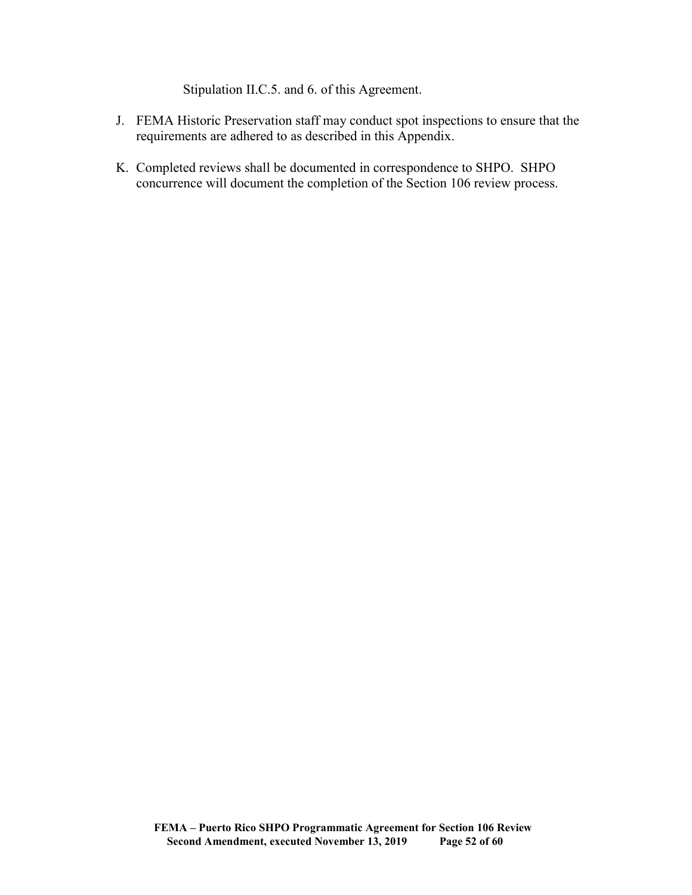Stipulation II.C.5. and 6. of this Agreement.

J. FEMA Historic Preservation staff may conduct spot inspections to ensure that the requirements are adhered to as described in this Appendix.

K. Completed reviews shall be documented in correspondence to SHPO. SHPO concurrence will document the completion of the Section 106 review process.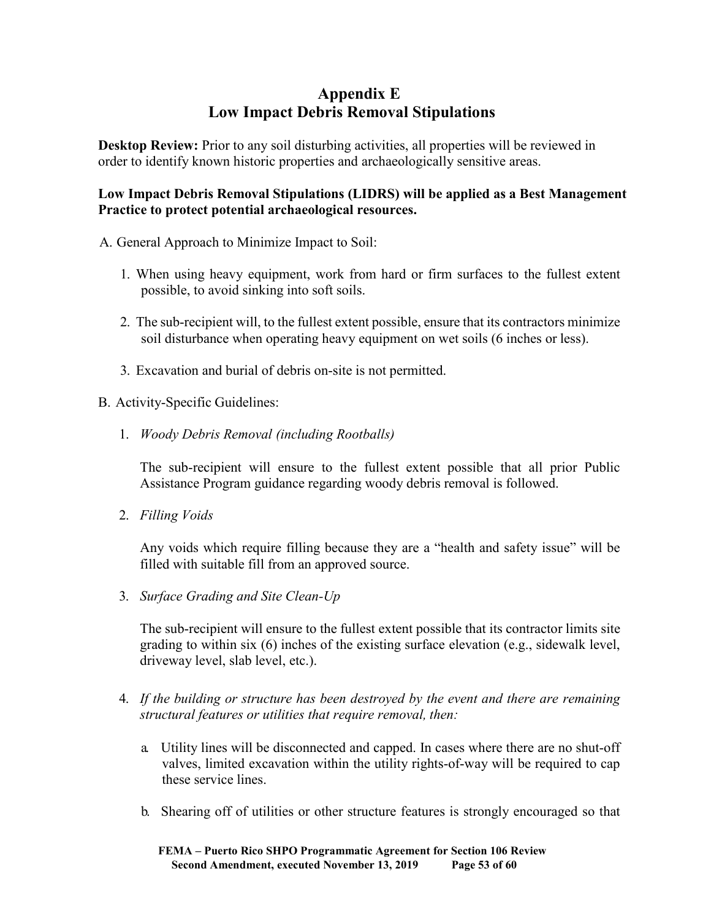# Appendix E
# Low Impact Debris Removal Stipulations

**Desktop Review:** Prior to any soil disturbing activities, all properties will be reviewed in order to identify known historic properties and archaeologically sensitive areas.

**Low Impact Debris Removal Stipulations (LIDRS) will be applied as a Best Management Practice to protect potential archaeological resources.**

A. General Approach to Minimize Impact to Soil:

1. When using heavy equipment, work from hard or firm surfaces to the fullest extent possible, to avoid sinking into soft soils.

2. The sub-recipient will, to the fullest extent possible, ensure that its contractors minimize soil disturbance when operating heavy equipment on wet soils (6 inches or less).

3. Excavation and burial of debris on-site is not permitted.

B. Activity-Specific Guidelines:

1. *Woody Debris Removal (including Rootballs)*

   The sub-recipient will ensure to the fullest extent possible that all prior Public Assistance Program guidance regarding woody debris removal is followed.

2. *Filling Voids*

   Any voids which require filling because they are a "health and safety issue" will be filled with suitable fill from an approved source.

3. *Surface Grading and Site Clean-Up*

   The sub-recipient will ensure to the fullest extent possible that its contractor limits site grading to within six (6) inches of the existing surface elevation (e.g., sidewalk level, driveway level, slab level, etc.).

4. *If the building or structure has been destroyed by the event and there are remaining structural features or utilities that require removal, then:*

   a. Utility lines will be disconnected and capped. In cases where there are no shut-off valves, limited excavation within the utility rights-of-way will be required to cap these service lines.

   b. Shearing off of utilities or other structure features is strongly encouraged so that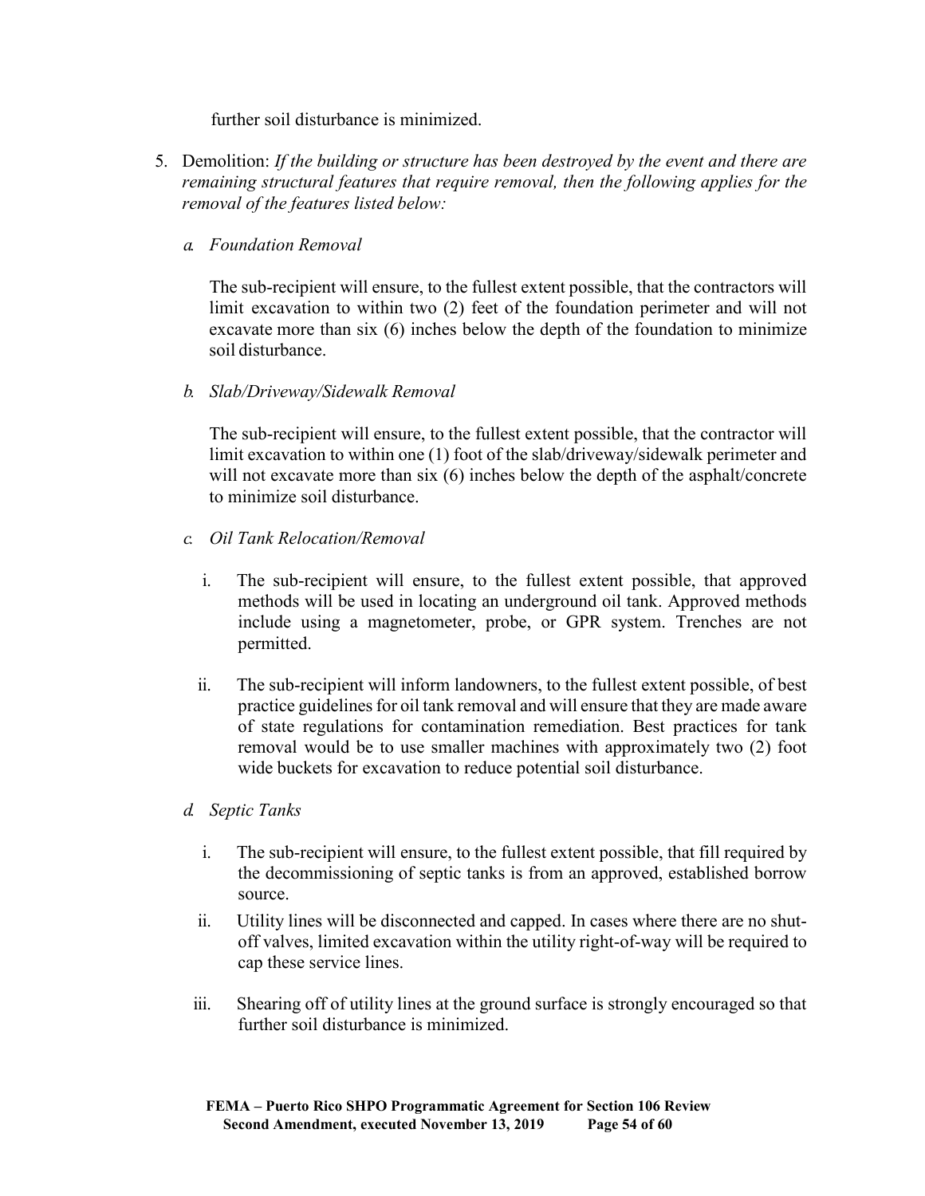further soil disturbance is minimized.

5. Demolition: *If the building or structure has been destroyed by the event and there are remaining structural features that require removal, then the following applies for the removal of the features listed below:*

   a. *Foundation Removal*

      The sub-recipient will ensure, to the fullest extent possible, that the contractors will limit excavation to within two (2) feet of the foundation perimeter and will not excavate more than six (6) inches below the depth of the foundation to minimize soil disturbance.

   b. *Slab/Driveway/Sidewalk Removal*

      The sub-recipient will ensure, to the fullest extent possible, that the contractor will limit excavation to within one (1) foot of the slab/driveway/sidewalk perimeter and will not excavate more than six (6) inches below the depth of the asphalt/concrete to minimize soil disturbance.

   c. *Oil Tank Relocation/Removal*

      i. The sub-recipient will ensure, to the fullest extent possible, that approved methods will be used in locating an underground oil tank. Approved methods include using a magnetometer, probe, or GPR system. Trenches are not permitted.

      ii. The sub-recipient will inform landowners, to the fullest extent possible, of best practice guidelines for oil tank removal and will ensure that they are made aware of state regulations for contamination remediation. Best practices for tank removal would be to use smaller machines with approximately two (2) foot wide buckets for excavation to reduce potential soil disturbance.

   d. *Septic Tanks*

      i. The sub-recipient will ensure, to the fullest extent possible, that fill required by the decommissioning of septic tanks is from an approved, established borrow source.

      ii. Utility lines will be disconnected and capped. In cases where there are no shut-off valves, limited excavation within the utility right-of-way will be required to cap these service lines.

      iii. Shearing off of utility lines at the ground surface is strongly encouraged so that further soil disturbance is minimized.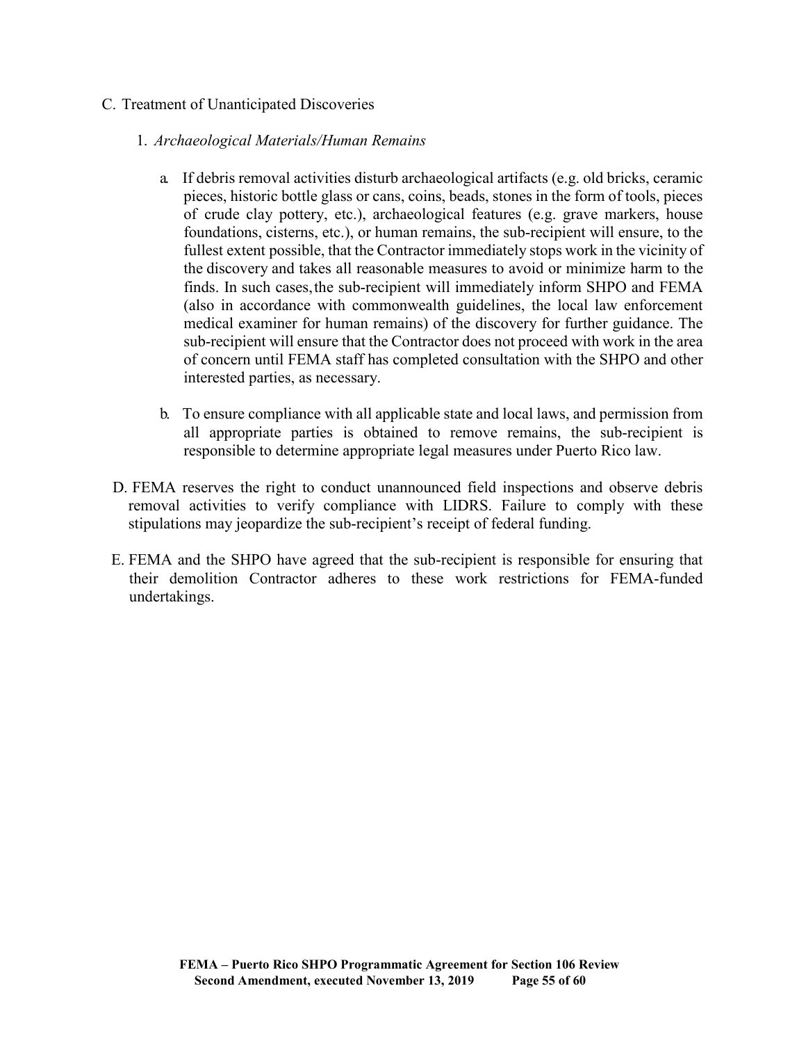C. Treatment of Unanticipated Discoveries

1. *Archaeological Materials/Human Remains*

   a. If debris removal activities disturb archaeological artifacts (e.g. old bricks, ceramic pieces, historic bottle glass or cans, coins, beads, stones in the form of tools, pieces of crude clay pottery, etc.), archaeological features (e.g. grave markers, house foundations, cisterns, etc.), or human remains, the sub-recipient will ensure, to the fullest extent possible, that the Contractor immediately stops work in the vicinity of the discovery and takes all reasonable measures to avoid or minimize harm to the finds. In such cases, the sub-recipient will immediately inform SHPO and FEMA (also in accordance with commonwealth guidelines, the local law enforcement medical examiner for human remains) of the discovery for further guidance. The sub-recipient will ensure that the Contractor does not proceed with work in the area of concern until FEMA staff has completed consultation with the SHPO and other interested parties, as necessary.

   b. To ensure compliance with all applicable state and local laws, and permission from all appropriate parties is obtained to remove remains, the sub-recipient is responsible to determine appropriate legal measures under Puerto Rico law.

D. FEMA reserves the right to conduct unannounced field inspections and observe debris removal activities to verify compliance with LIDRS. Failure to comply with these stipulations may jeopardize the sub-recipient's receipt of federal funding.

E. FEMA and the SHPO have agreed that the sub-recipient is responsible for ensuring that their demolition Contractor adheres to these work restrictions for FEMA-funded undertakings.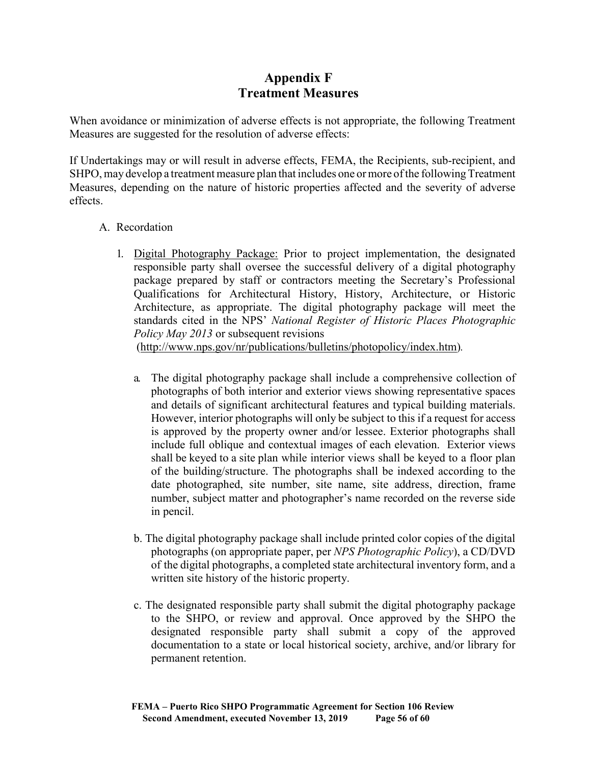# Appendix F
# Treatment Measures

When avoidance or minimization of adverse effects is not appropriate, the following Treatment Measures are suggested for the resolution of adverse effects:

If Undertakings may or will result in adverse effects, FEMA, the Recipients, sub-recipient, and SHPO, may develop a treatment measure plan that includes one or more of the following Treatment Measures, depending on the nature of historic properties affected and the severity of adverse effects.

A. Recordation

1. Digital Photography Package: Prior to project implementation, the designated responsible party shall oversee the successful delivery of a digital photography package prepared by staff or contractors meeting the Secretary's Professional Qualifications for Architectural History, History, Architecture, or Historic Architecture, as appropriate. The digital photography package will meet the standards cited in the NPS' *National Register of Historic Places Photographic Policy May 2013* or subsequent revisions (http://www.nps.gov/nr/publications/bulletins/photopolicy/index.htm).

   a. The digital photography package shall include a comprehensive collection of photographs of both interior and exterior views showing representative spaces and details of significant architectural features and typical building materials. However, interior photographs will only be subject to this if a request for access is approved by the property owner and/or lessee. Exterior photographs shall include full oblique and contextual images of each elevation. Exterior views shall be keyed to a site plan while interior views shall be keyed to a floor plan of the building/structure. The photographs shall be indexed according to the date photographed, site number, site name, site address, direction, frame number, subject matter and photographer's name recorded on the reverse side in pencil.

   b. The digital photography package shall include printed color copies of the digital photographs (on appropriate paper, per *NPS Photographic Policy*), a CD/DVD of the digital photographs, a completed state architectural inventory form, and a written site history of the historic property.

   c. The designated responsible party shall submit the digital photography package to the SHPO, or review and approval. Once approved by the SHPO the designated responsible party shall submit a copy of the approved documentation to a state or local historical society, archive, and/or library for permanent retention.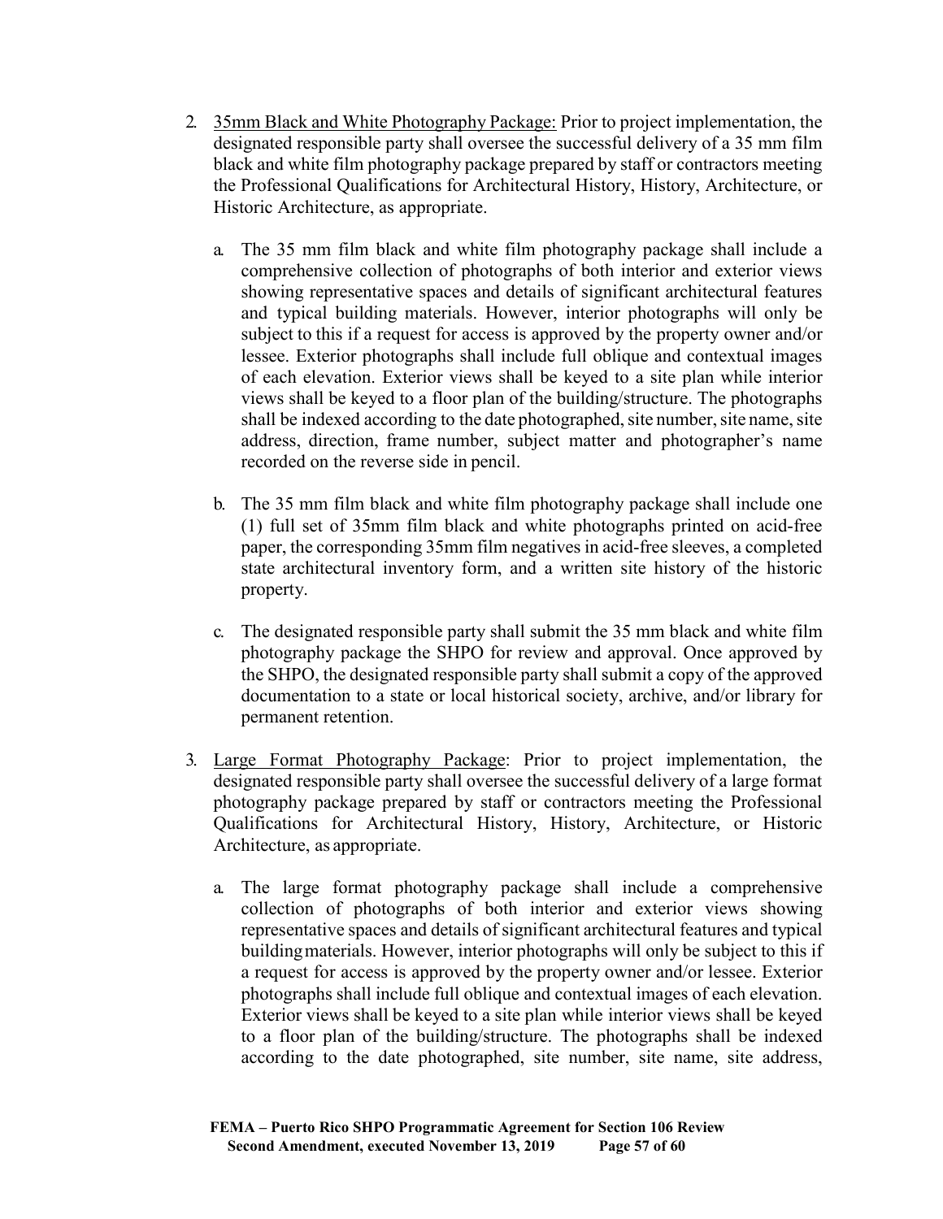2. <u>35mm Black and White Photography Package:</u> Prior to project implementation, the designated responsible party shall oversee the successful delivery of a 35 mm film black and white film photography package prepared by staff or contractors meeting the Professional Qualifications for Architectural History, History, Architecture, or Historic Architecture, as appropriate.

   a. The 35 mm film black and white film photography package shall include a comprehensive collection of photographs of both interior and exterior views showing representative spaces and details of significant architectural features and typical building materials. However, interior photographs will only be subject to this if a request for access is approved by the property owner and/or lessee. Exterior photographs shall include full oblique and contextual images of each elevation. Exterior views shall be keyed to a site plan while interior views shall be keyed to a floor plan of the building/structure. The photographs shall be indexed according to the date photographed, site number, site name, site address, direction, frame number, subject matter and photographer's name recorded on the reverse side in pencil.

   b. The 35 mm film black and white film photography package shall include one (1) full set of 35mm film black and white photographs printed on acid-free paper, the corresponding 35mm film negatives in acid-free sleeves, a completed state architectural inventory form, and a written site history of the historic property.

   c. The designated responsible party shall submit the 35 mm black and white film photography package the SHPO for review and approval. Once approved by the SHPO, the designated responsible party shall submit a copy of the approved documentation to a state or local historical society, archive, and/or library for permanent retention.

3. <u>Large Format Photography Package</u>: Prior to project implementation, the designated responsible party shall oversee the successful delivery of a large format photography package prepared by staff or contractors meeting the Professional Qualifications for Architectural History, History, Architecture, or Historic Architecture, as appropriate.

   a. The large format photography package shall include a comprehensive collection of photographs of both interior and exterior views showing representative spaces and details of significant architectural features and typical building materials. However, interior photographs will only be subject to this if a request for access is approved by the property owner and/or lessee. Exterior photographs shall include full oblique and contextual images of each elevation. Exterior views shall be keyed to a site plan while interior views shall be keyed to a floor plan of the building/structure. The photographs shall be indexed according to the date photographed, site number, site name, site address,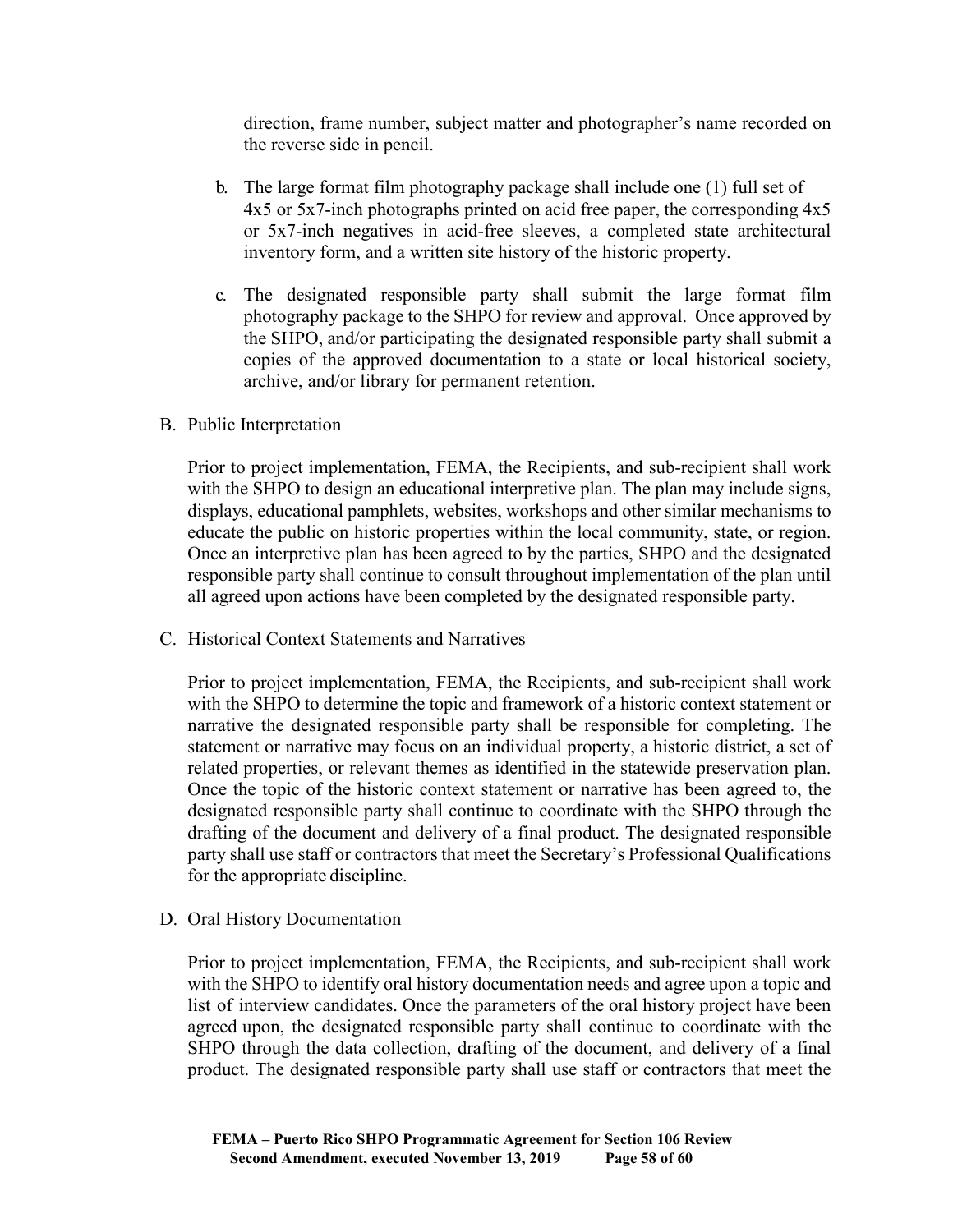direction, frame number, subject matter and photographer's name recorded on the reverse side in pencil.

b. The large format film photography package shall include one (1) full set of 4x5 or 5x7-inch photographs printed on acid free paper, the corresponding 4x5 or 5x7-inch negatives in acid-free sleeves, a completed state architectural inventory form, and a written site history of the historic property.

c. The designated responsible party shall submit the large format film photography package to the SHPO for review and approval. Once approved by the SHPO, and/or participating the designated responsible party shall submit a copies of the approved documentation to a state or local historical society, archive, and/or library for permanent retention.

B. Public Interpretation

Prior to project implementation, FEMA, the Recipients, and sub-recipient shall work with the SHPO to design an educational interpretive plan. The plan may include signs, displays, educational pamphlets, websites, workshops and other similar mechanisms to educate the public on historic properties within the local community, state, or region. Once an interpretive plan has been agreed to by the parties, SHPO and the designated responsible party shall continue to consult throughout implementation of the plan until all agreed upon actions have been completed by the designated responsible party.

C. Historical Context Statements and Narratives

Prior to project implementation, FEMA, the Recipients, and sub-recipient shall work with the SHPO to determine the topic and framework of a historic context statement or narrative the designated responsible party shall be responsible for completing. The statement or narrative may focus on an individual property, a historic district, a set of related properties, or relevant themes as identified in the statewide preservation plan. Once the topic of the historic context statement or narrative has been agreed to, the designated responsible party shall continue to coordinate with the SHPO through the drafting of the document and delivery of a final product. The designated responsible party shall use staff or contractors that meet the Secretary's Professional Qualifications for the appropriate discipline.

D. Oral History Documentation

Prior to project implementation, FEMA, the Recipients, and sub-recipient shall work with the SHPO to identify oral history documentation needs and agree upon a topic and list of interview candidates. Once the parameters of the oral history project have been agreed upon, the designated responsible party shall continue to coordinate with the SHPO through the data collection, drafting of the document, and delivery of a final product. The designated responsible party shall use staff or contractors that meet the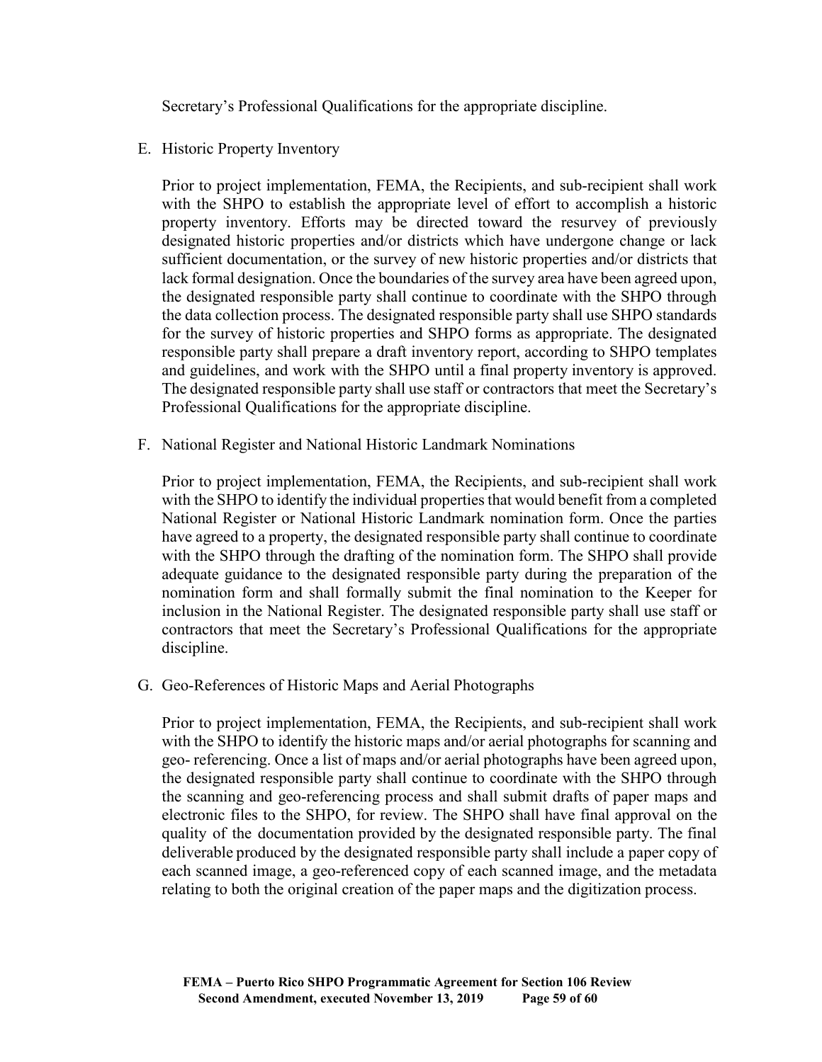Secretary's Professional Qualifications for the appropriate discipline.

E. Historic Property Inventory

Prior to project implementation, FEMA, the Recipients, and sub-recipient shall work with the SHPO to establish the appropriate level of effort to accomplish a historic property inventory. Efforts may be directed toward the resurvey of previously designated historic properties and/or districts which have undergone change or lack sufficient documentation, or the survey of new historic properties and/or districts that lack formal designation. Once the boundaries of the survey area have been agreed upon, the designated responsible party shall continue to coordinate with the SHPO through the data collection process. The designated responsible party shall use SHPO standards for the survey of historic properties and SHPO forms as appropriate. The designated responsible party shall prepare a draft inventory report, according to SHPO templates and guidelines, and work with the SHPO until a final property inventory is approved. The designated responsible party shall use staff or contractors that meet the Secretary's Professional Qualifications for the appropriate discipline.

F. National Register and National Historic Landmark Nominations

Prior to project implementation, FEMA, the Recipients, and sub-recipient shall work with the SHPO to identify the individual properties that would benefit from a completed National Register or National Historic Landmark nomination form. Once the parties have agreed to a property, the designated responsible party shall continue to coordinate with the SHPO through the drafting of the nomination form. The SHPO shall provide adequate guidance to the designated responsible party during the preparation of the nomination form and shall formally submit the final nomination to the Keeper for inclusion in the National Register. The designated responsible party shall use staff or contractors that meet the Secretary's Professional Qualifications for the appropriate discipline.

G. Geo-References of Historic Maps and Aerial Photographs

Prior to project implementation, FEMA, the Recipients, and sub-recipient shall work with the SHPO to identify the historic maps and/or aerial photographs for scanning and geo- referencing. Once a list of maps and/or aerial photographs have been agreed upon, the designated responsible party shall continue to coordinate with the SHPO through the scanning and geo-referencing process and shall submit drafts of paper maps and electronic files to the SHPO, for review. The SHPO shall have final approval on the quality of the documentation provided by the designated responsible party. The final deliverable produced by the designated responsible party shall include a paper copy of each scanned image, a geo-referenced copy of each scanned image, and the metadata relating to both the original creation of the paper maps and the digitization process.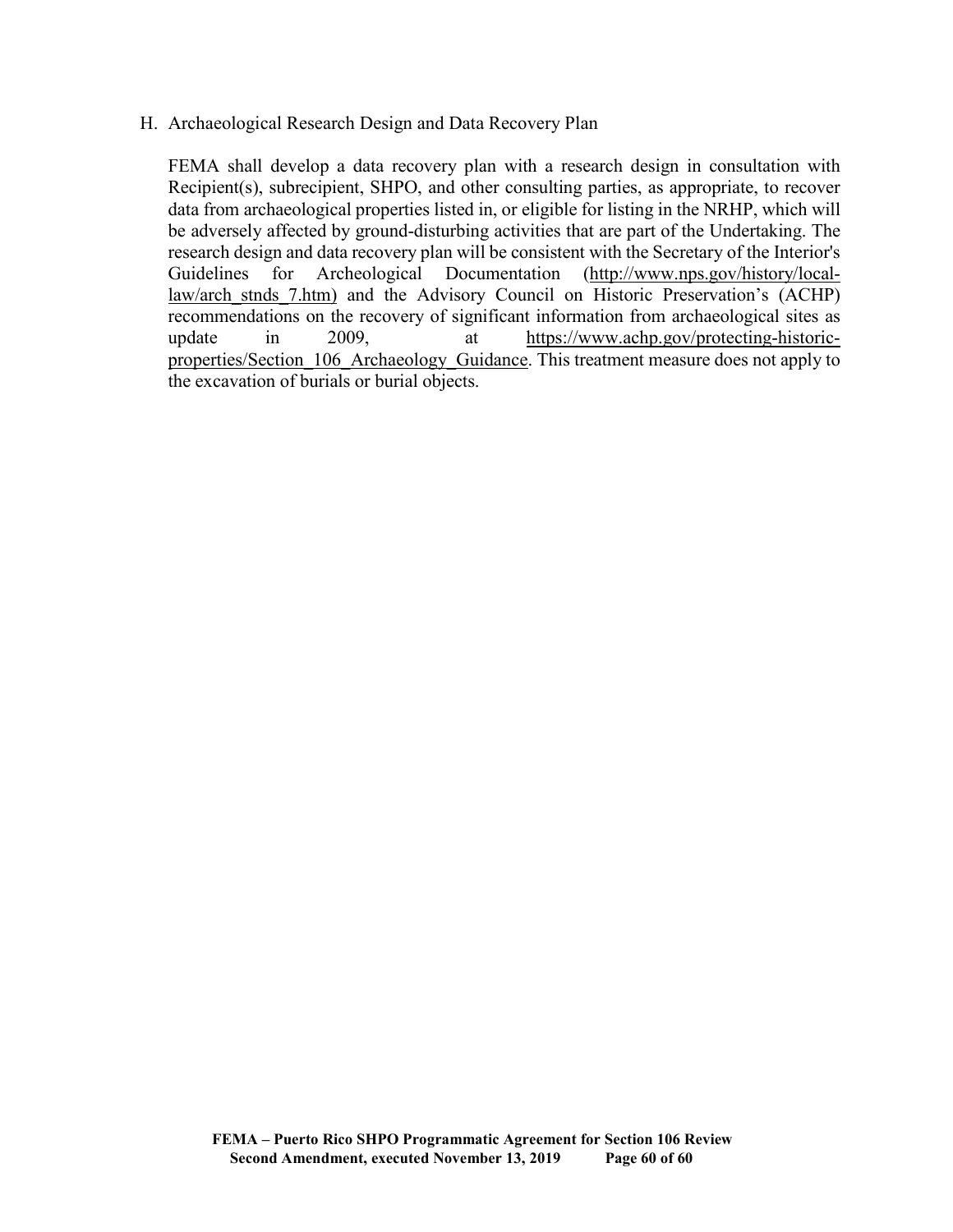H. Archaeological Research Design and Data Recovery Plan

FEMA shall develop a data recovery plan with a research design in consultation with Recipient(s), subrecipient, SHPO, and other consulting parties, as appropriate, to recover data from archaeological properties listed in, or eligible for listing in the NRHP, which will be adversely affected by ground-disturbing activities that are part of the Undertaking. The research design and data recovery plan will be consistent with the Secretary of the Interior's Guidelines for Archeological Documentation (http://www.nps.gov/history/local-law/arch_stnds_7.htm) and the Advisory Council on Historic Preservation's (ACHP) recommendations on the recovery of significant information from archaeological sites as update in 2009, at https://www.achp.gov/protecting-historic-properties/Section_106_Archaeology_Guidance. This treatment measure does not apply to the excavation of burials or burial objects.